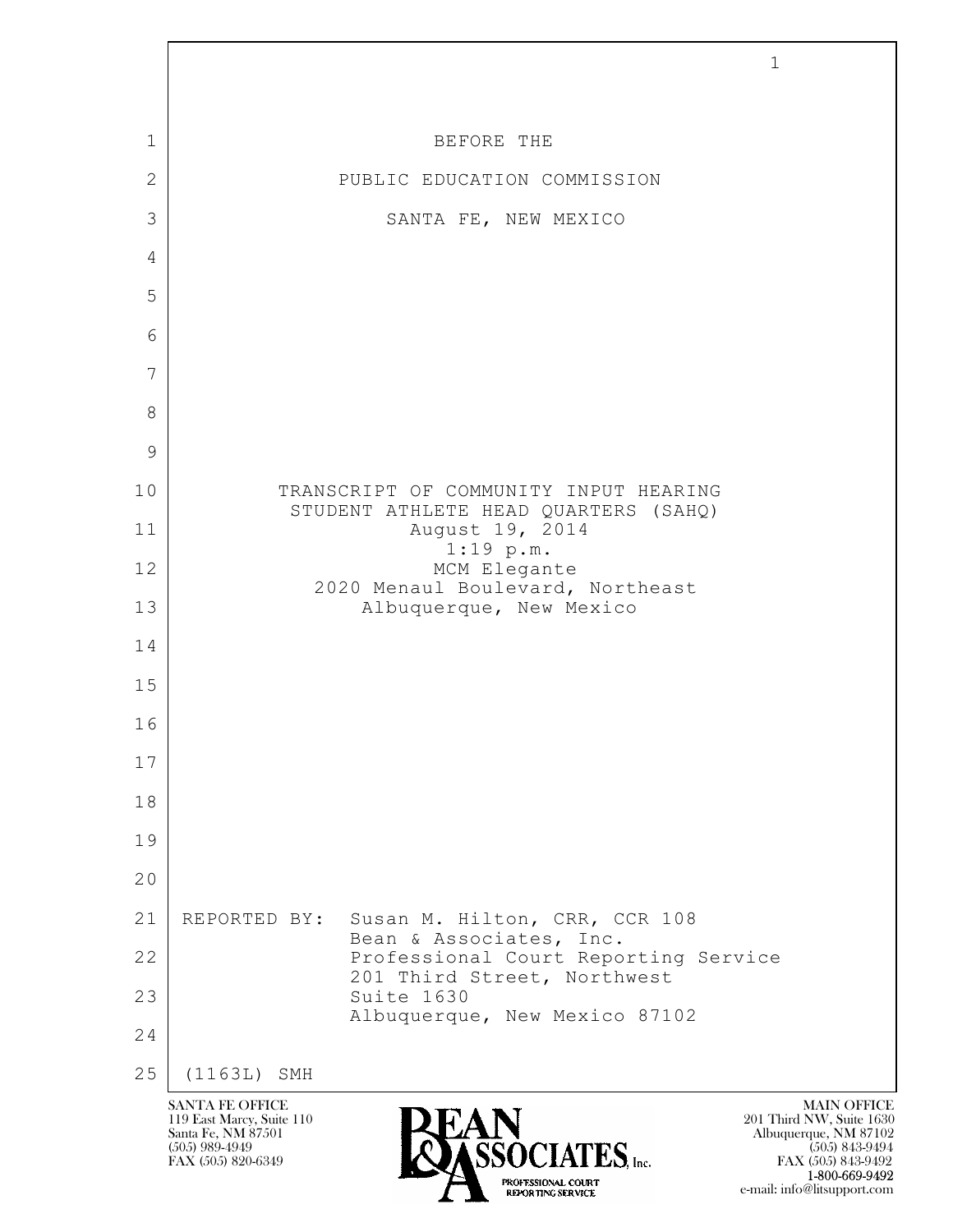BEFORE THE

PUBLIC EDUCATION COMMISSION

SANTA FE, NEW MEXICO

TRANSCRIPT OF COMMUNITY INPUT HEARING
STUDENT ATHLETE HEAD QUARTERS (SAHQ)
August 19, 2014
1:19 p.m.
MCM Elegante
2020 Menaul Boulevard, Northeast
Albuquerque, New Mexico

REPORTED BY: Susan M. Hilton, CRR, CCR 108
Bean & Associates, Inc.
Professional Court Reporting Service
201 Third Street, Northwest
Suite 1630
Albuquerque, New Mexico 87102

(1163L) SMH

SANTA FE OFFICE
119 East Marcy, Suite 110
Santa Fe, NM 87501
(505) 989-4949
FAX (505) 820-6349

MAIN OFFICE
201 Third NW, Suite 1630
Albuquerque, NM 87102
(505) 843-9494
FAX (505) 843-9492
1-800-669-9492
e-mail: info@litsupport.com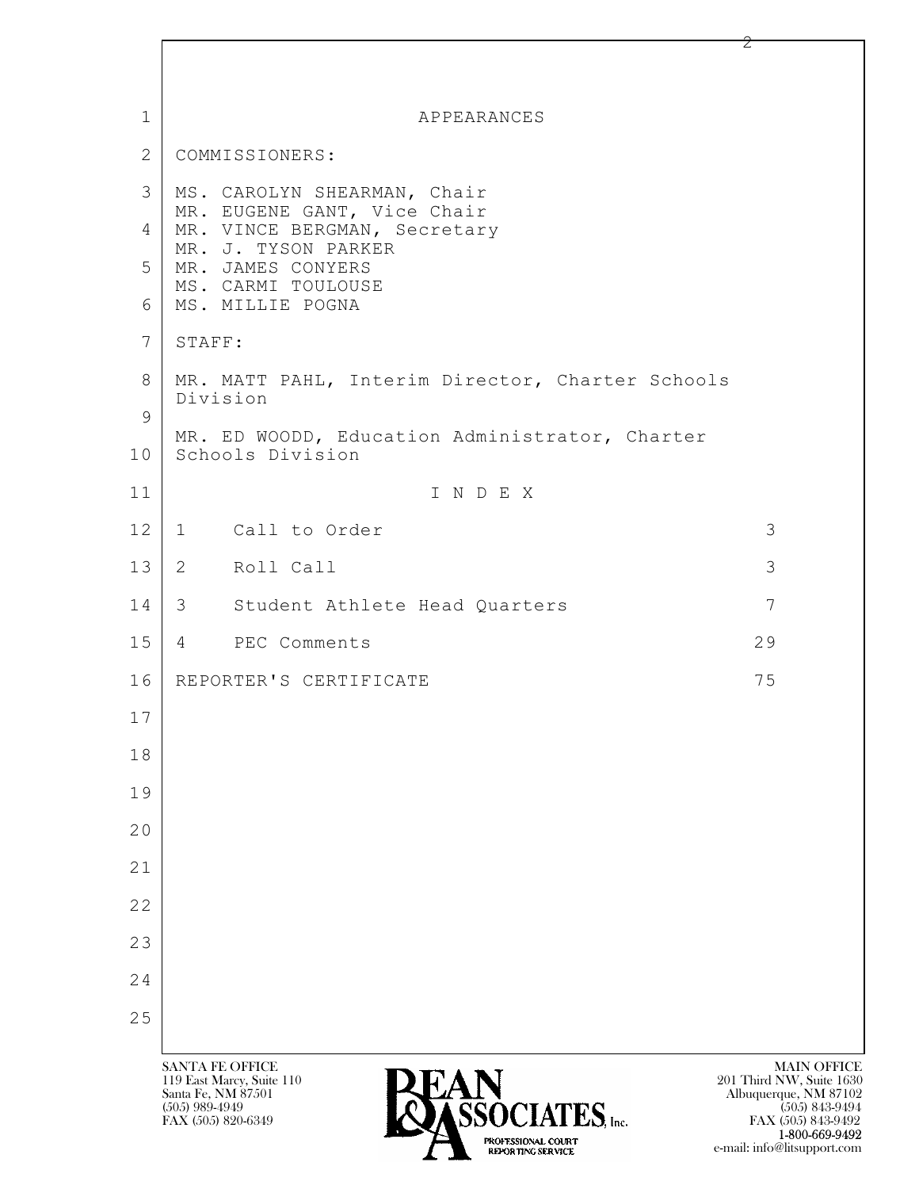# APPEARANCES

COMMISSIONERS:

MS. CAROLYN SHEARMAN, Chair
MR. EUGENE GANT, Vice Chair
MR. VINCE BERGMAN, Secretary
MR. J. TYSON PARKER
MR. JAMES CONYERS
MS. CARMI TOULOUSE
MS. MILLIE POGNA

STAFF:

MR. MATT PAHL, Interim Director, Charter Schools Division

MR. ED WOODD, Education Administrator, Charter Schools Division

# I N D E X

| | | |
|---|---|---|
| 1 | Call to Order | 3 |
| 2 | Roll Call | 3 |
| 3 | Student Athlete Head Quarters | 7 |
| 4 | PEC Comments | 29 |
| | REPORTER'S CERTIFICATE | 75 |

SANTA FE OFFICE
119 East Marcy, Suite 110
Santa Fe, NM 87501
(505) 989-4949
FAX (505) 820-6349

MAIN OFFICE
201 Third NW, Suite 1630
Albuquerque, NM 87102
(505) 843-9494
FAX (505) 843-9492
1-800-669-9492
e-mail: info@litsupport.com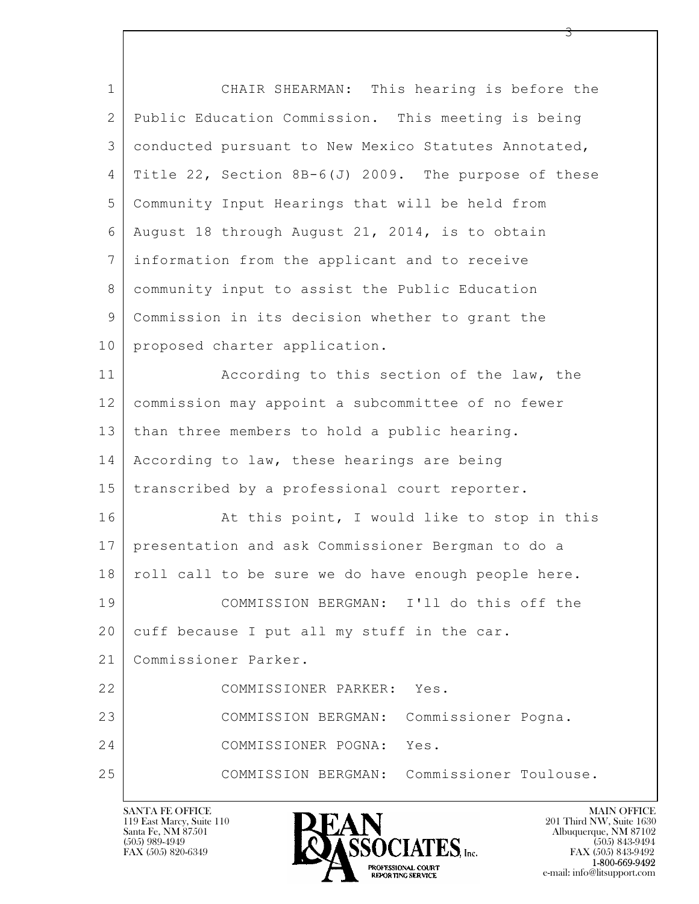1 CHAIR SHEARMAN: This hearing is before the
2 Public Education Commission. This meeting is being
3 conducted pursuant to New Mexico Statutes Annotated,
4 Title 22, Section 8B-6(J) 2009. The purpose of these
5 Community Input Hearings that will be held from
6 August 18 through August 21, 2014, is to obtain
7 information from the applicant and to receive
8 community input to assist the Public Education
9 Commission in its decision whether to grant the
10 proposed charter application.
11 According to this section of the law, the
12 commission may appoint a subcommittee of no fewer
13 than three members to hold a public hearing.
14 According to law, these hearings are being
15 transcribed by a professional court reporter.
16 At this point, I would like to stop in this
17 presentation and ask Commissioner Bergman to do a
18 roll call to be sure we do have enough people here.
19 COMMISSION BERGMAN: I'll do this off the
20 cuff because I put all my stuff in the car.
21 Commissioner Parker.
22 COMMISSIONER PARKER: Yes.
23 COMMISSION BERGMAN: Commissioner Pogna.
24 COMMISSIONER POGNA: Yes.
25 COMMISSION BERGMAN: Commissioner Toulouse.

SANTA FE OFFICE
119 East Marcy, Suite 110
Santa Fe, NM 87501
(505) 989-4949
FAX (505) 820-6349

BEAN & ASSOCIATES, Inc.
PROFESSIONAL COURT REPORTING SERVICE

MAIN OFFICE
201 Third NW, Suite 1630
Albuquerque, NM 87102
(505) 843-9494
FAX (505) 843-9492
1-800-669-9492
e-mail: info@litsupport.com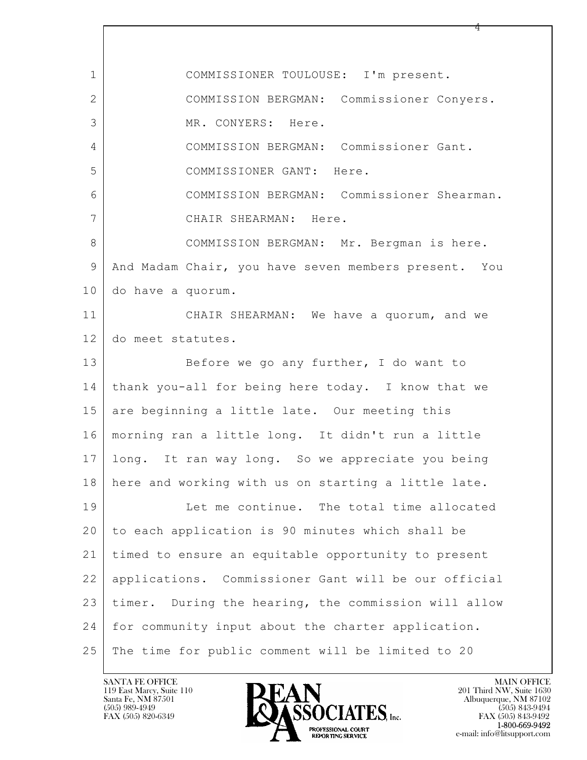COMMISSIONER TOULOUSE: I'm present.

COMMISSION BERGMAN: Commissioner Conyers.

MR. CONYERS: Here.

COMMISSION BERGMAN: Commissioner Gant.

COMMISSIONER GANT: Here.

COMMISSION BERGMAN: Commissioner Shearman.

CHAIR SHEARMAN: Here.

COMMISSION BERGMAN: Mr. Bergman is here. And Madam Chair, you have seven members present. You do have a quorum.

CHAIR SHEARMAN: We have a quorum, and we do meet statutes.

Before we go any further, I do want to thank you-all for being here today. I know that we are beginning a little late. Our meeting this morning ran a little long. It didn't run a little long. It ran way long. So we appreciate you being here and working with us on starting a little late.

Let me continue. The total time allocated to each application is 90 minutes which shall be timed to ensure an equitable opportunity to present applications. Commissioner Gant will be our official timer. During the hearing, the commission will allow for community input about the charter application. The time for public comment will be limited to 20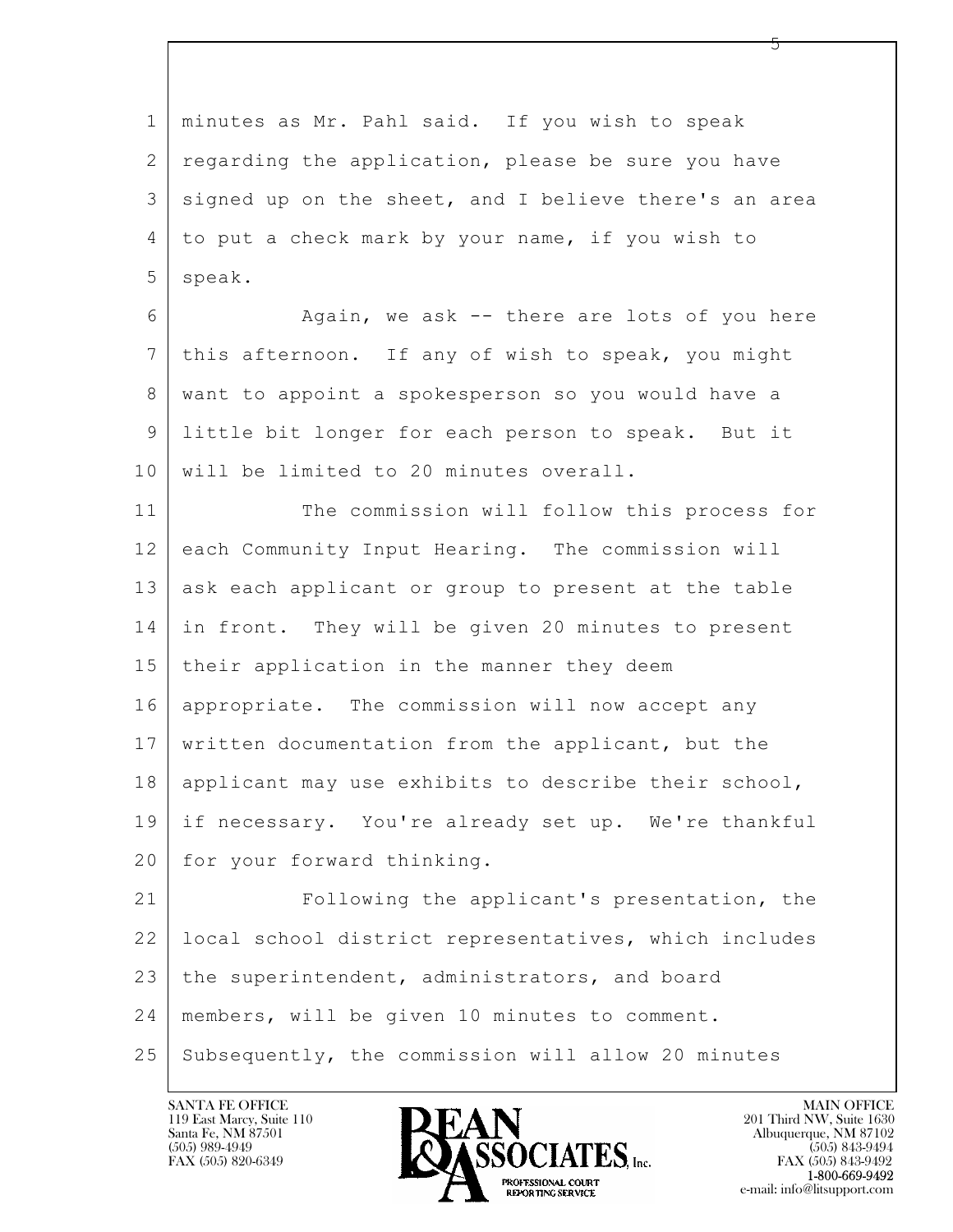1 minutes as Mr. Pahl said. If you wish to speak
2 regarding the application, please be sure you have
3 signed up on the sheet, and I believe there's an area
4 to put a check mark by your name, if you wish to
5 speak.

6 Again, we ask -- there are lots of you here
7 this afternoon. If any of wish to speak, you might
8 want to appoint a spokesperson so you would have a
9 little bit longer for each person to speak. But it
10 will be limited to 20 minutes overall.

11 The commission will follow this process for
12 each Community Input Hearing. The commission will
13 ask each applicant or group to present at the table
14 in front. They will be given 20 minutes to present
15 their application in the manner they deem
16 appropriate. The commission will now accept any
17 written documentation from the applicant, but the
18 applicant may use exhibits to describe their school,
19 if necessary. You're already set up. We're thankful
20 for your forward thinking.

21 Following the applicant's presentation, the
22 local school district representatives, which includes
23 the superintendent, administrators, and board
24 members, will be given 10 minutes to comment.
25 Subsequently, the commission will allow 20 minutes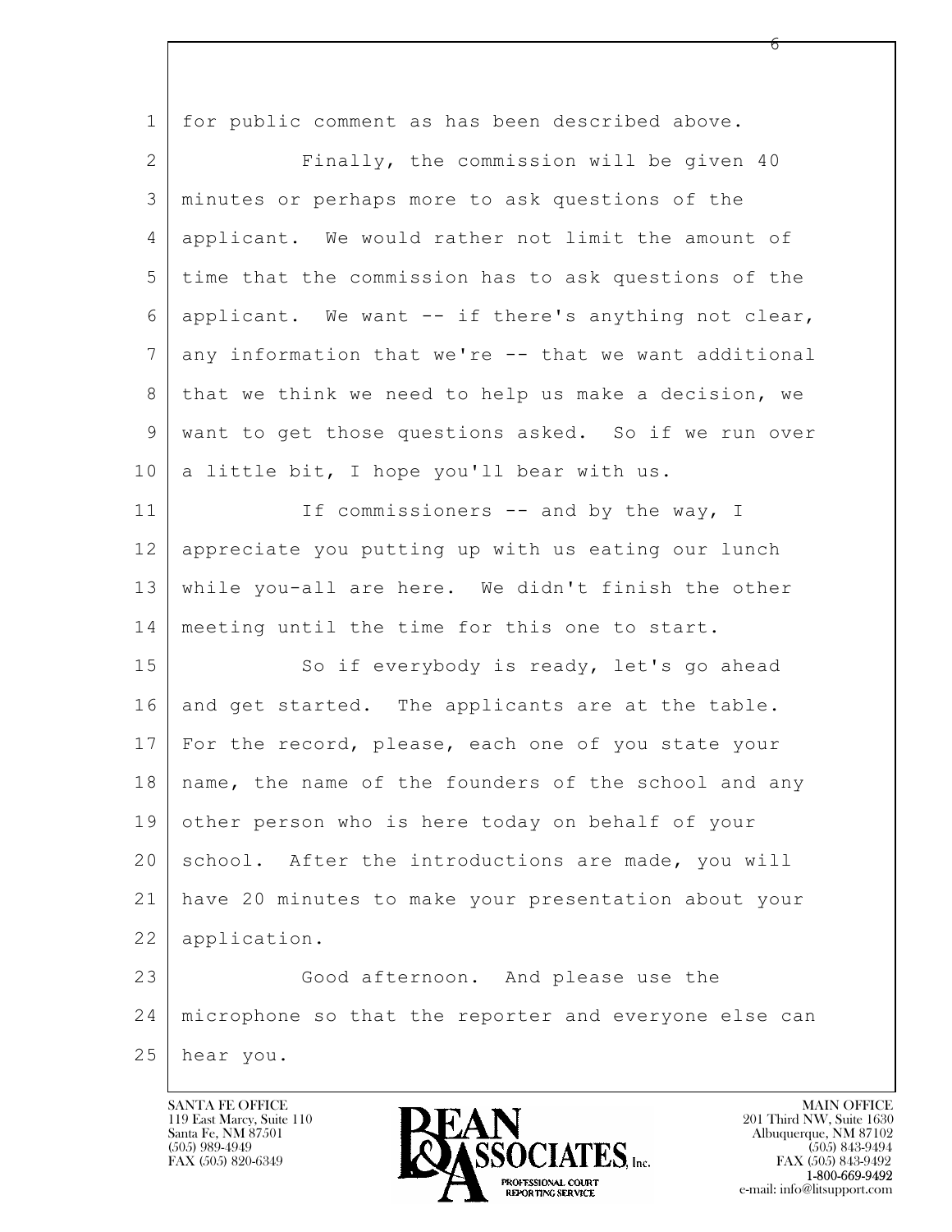for public comment as has been described above.

Finally, the commission will be given 40 minutes or perhaps more to ask questions of the applicant. We would rather not limit the amount of time that the commission has to ask questions of the applicant. We want -- if there's anything not clear, any information that we're -- that we want additional that we think we need to help us make a decision, we want to get those questions asked. So if we run over a little bit, I hope you'll bear with us.

If commissioners -- and by the way, I appreciate you putting up with us eating our lunch while you-all are here. We didn't finish the other meeting until the time for this one to start.

So if everybody is ready, let's go ahead and get started. The applicants are at the table. For the record, please, each one of you state your name, the name of the founders of the school and any other person who is here today on behalf of your school. After the introductions are made, you will have 20 minutes to make your presentation about your application.

Good afternoon. And please use the microphone so that the reporter and everyone else can hear you.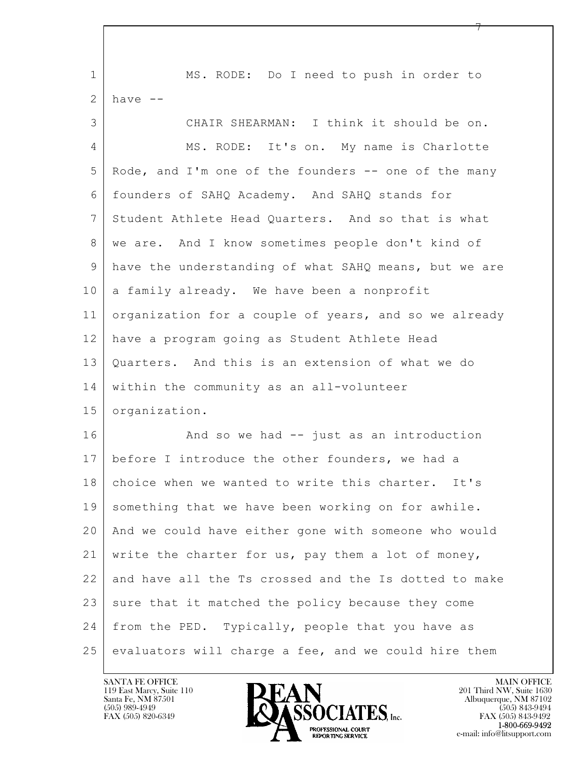MS. RODE: Do I need to push in order to have --

CHAIR SHEARMAN: I think it should be on.

MS. RODE: It's on. My name is Charlotte Rode, and I'm one of the founders -- one of the many founders of SAHQ Academy. And SAHQ stands for Student Athlete Head Quarters. And so that is what we are. And I know sometimes people don't kind of have the understanding of what SAHQ means, but we are a family already. We have been a nonprofit organization for a couple of years, and so we already have a program going as Student Athlete Head Quarters. And this is an extension of what we do within the community as an all-volunteer organization.

And so we had -- just as an introduction before I introduce the other founders, we had a choice when we wanted to write this charter. It's something that we have been working on for awhile. And we could have either gone with someone who would write the charter for us, pay them a lot of money, and have all the Ts crossed and the Is dotted to make sure that it matched the policy because they come from the PED. Typically, people that you have as evaluators will charge a fee, and we could hire them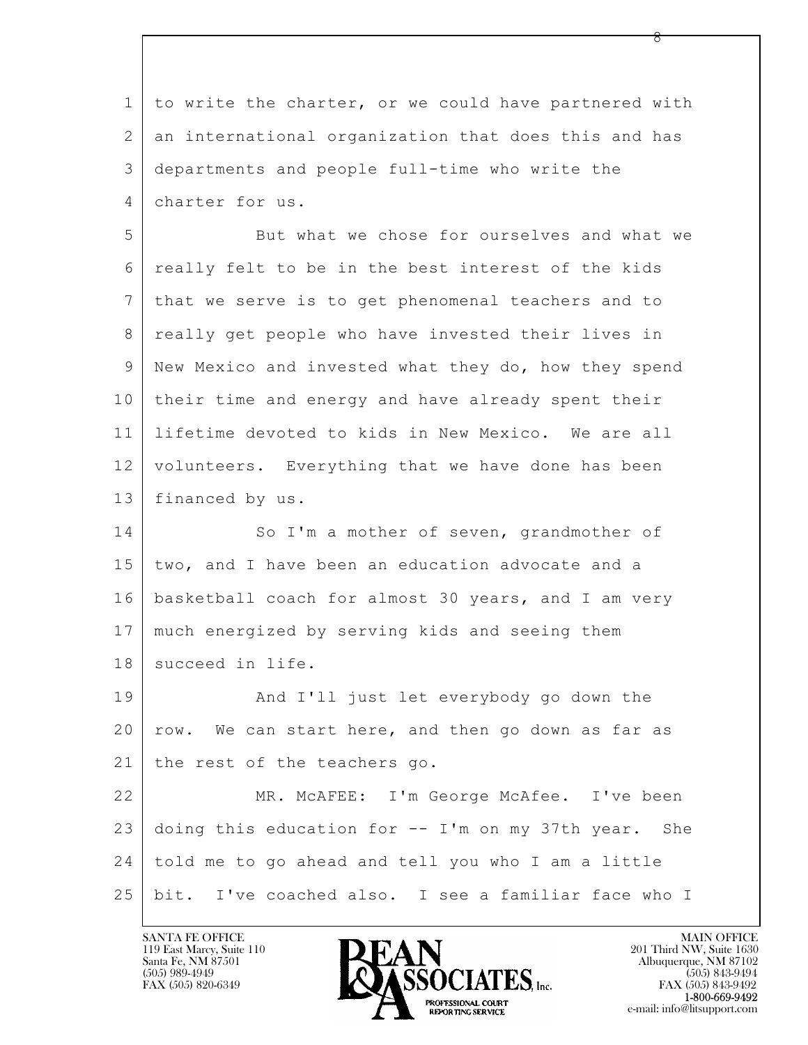to write the charter, or we could have partnered with an international organization that does this and has departments and people full-time who write the charter for us.

But what we chose for ourselves and what we really felt to be in the best interest of the kids that we serve is to get phenomenal teachers and to really get people who have invested their lives in New Mexico and invested what they do, how they spend their time and energy and have already spent their lifetime devoted to kids in New Mexico. We are all volunteers. Everything that we have done has been financed by us.

So I'm a mother of seven, grandmother of two, and I have been an education advocate and a basketball coach for almost 30 years, and I am very much energized by serving kids and seeing them succeed in life.

And I'll just let everybody go down the row. We can start here, and then go down as far as the rest of the teachers go.

MR. McAFEE: I'm George McAfee. I've been doing this education for -- I'm on my 37th year. She told me to go ahead and tell you who I am a little bit. I've coached also. I see a familiar face who I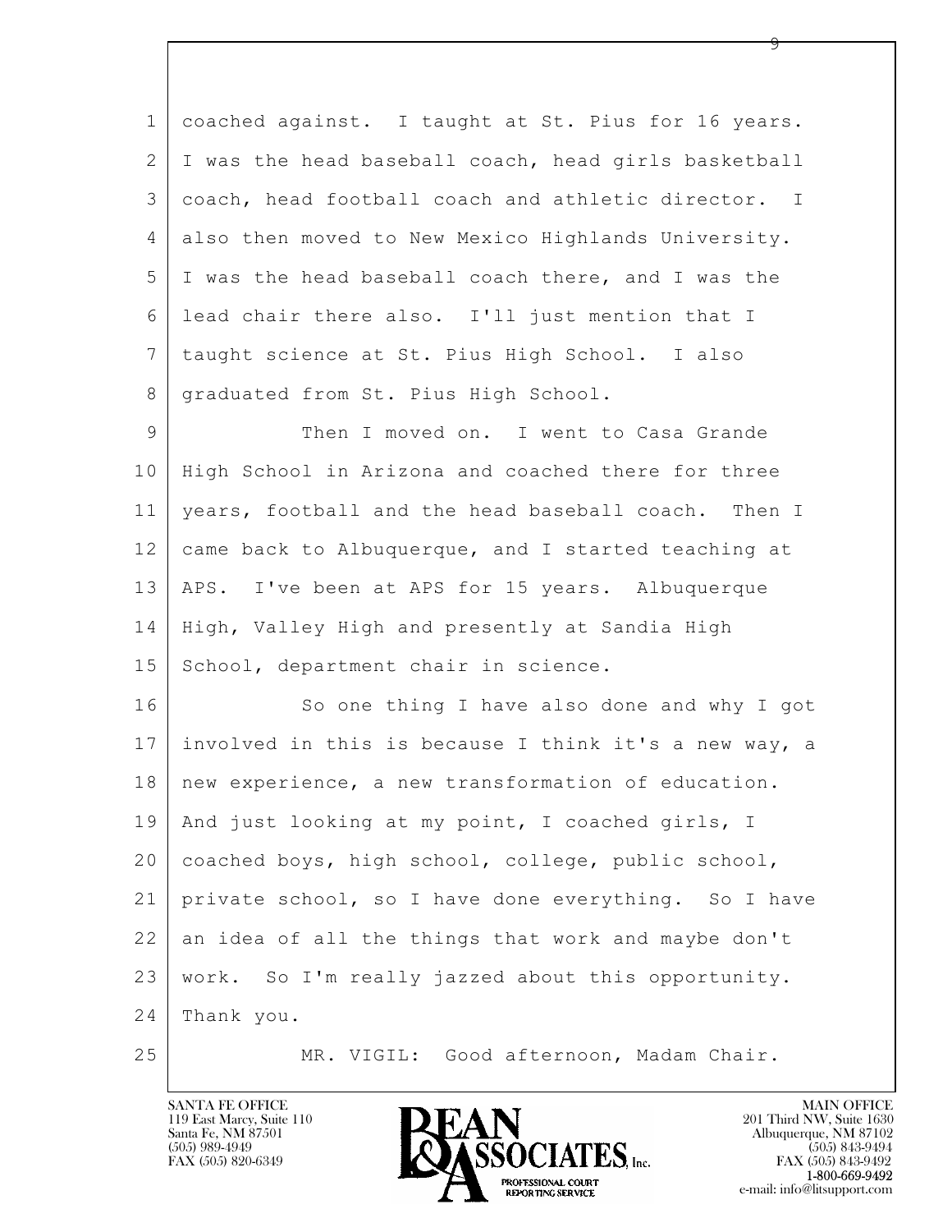coached against. I taught at St. Pius for 16 years. I was the head baseball coach, head girls basketball coach, head football coach and athletic director. I also then moved to New Mexico Highlands University. I was the head baseball coach there, and I was the lead chair there also. I'll just mention that I taught science at St. Pius High School. I also graduated from St. Pius High School.

Then I moved on. I went to Casa Grande High School in Arizona and coached there for three years, football and the head baseball coach. Then I came back to Albuquerque, and I started teaching at APS. I've been at APS for 15 years. Albuquerque High, Valley High and presently at Sandia High School, department chair in science.

So one thing I have also done and why I got involved in this is because I think it's a new way, a new experience, a new transformation of education. And just looking at my point, I coached girls, I coached boys, high school, college, public school, private school, so I have done everything. So I have an idea of all the things that work and maybe don't work. So I'm really jazzed about this opportunity. Thank you.

MR. VIGIL: Good afternoon, Madam Chair.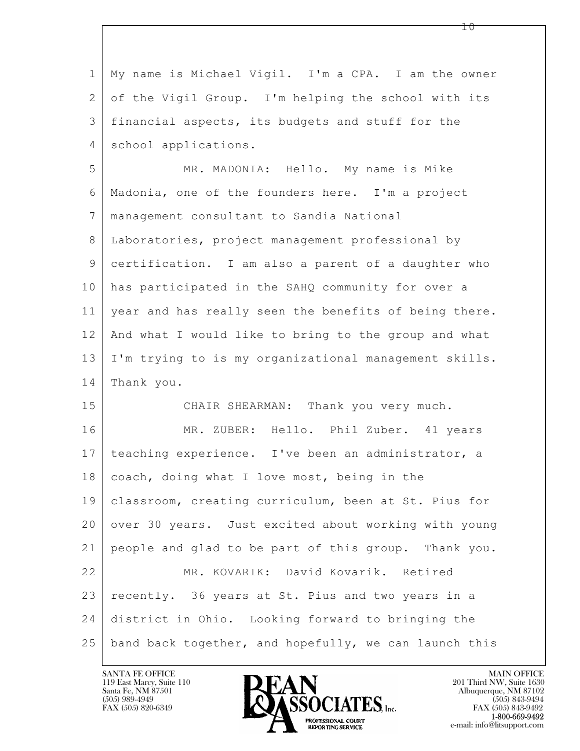My name is Michael Vigil. I'm a CPA. I am the owner of the Vigil Group. I'm helping the school with its financial aspects, its budgets and stuff for the school applications.

MR. MADONIA: Hello. My name is Mike Madonia, one of the founders here. I'm a project management consultant to Sandia National Laboratories, project management professional by certification. I am also a parent of a daughter who has participated in the SAHQ community for over a year and has really seen the benefits of being there. And what I would like to bring to the group and what I'm trying to is my organizational management skills. Thank you.

CHAIR SHEARMAN: Thank you very much.

MR. ZUBER: Hello. Phil Zuber. 41 years teaching experience. I've been an administrator, a coach, doing what I love most, being in the classroom, creating curriculum, been at St. Pius for over 30 years. Just excited about working with young people and glad to be part of this group. Thank you.

MR. KOVARIK: David Kovarik. Retired recently. 36 years at St. Pius and two years in a district in Ohio. Looking forward to bringing the band back together, and hopefully, we can launch this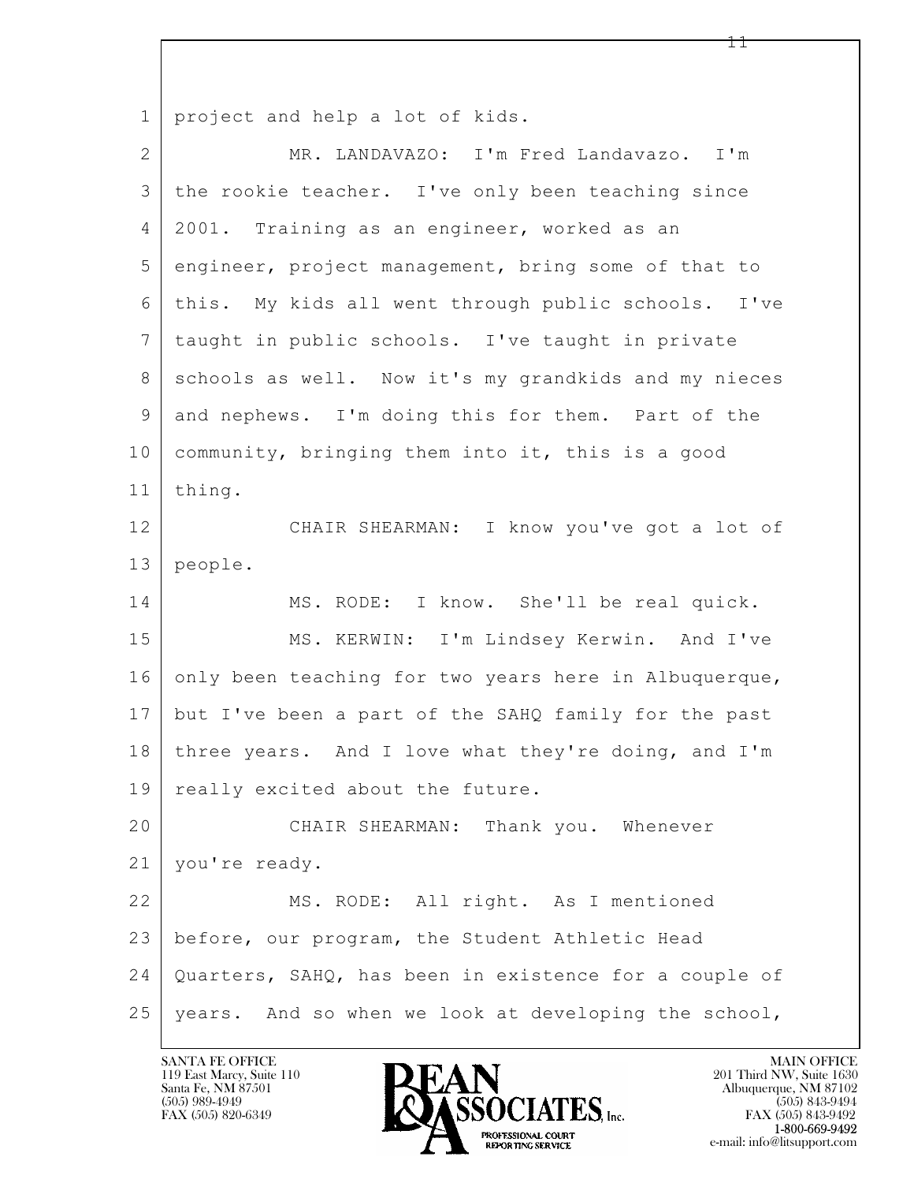1 project and help a lot of kids.

2 MR. LANDAVAZO: I'm Fred Landavazo. I'm

3 the rookie teacher. I've only been teaching since

4 2001. Training as an engineer, worked as an

5 engineer, project management, bring some of that to

6 this. My kids all went through public schools. I've

7 taught in public schools. I've taught in private

8 schools as well. Now it's my grandkids and my nieces

9 and nephews. I'm doing this for them. Part of the

10 community, bringing them into it, this is a good

11 thing.

12 CHAIR SHEARMAN: I know you've got a lot of

13 people.

14 MS. RODE: I know. She'll be real quick.

15 MS. KERWIN: I'm Lindsey Kerwin. And I've

16 only been teaching for two years here in Albuquerque,

17 but I've been a part of the SAHQ family for the past

18 three years. And I love what they're doing, and I'm

19 really excited about the future.

20 CHAIR SHEARMAN: Thank you. Whenever

21 you're ready.

22 MS. RODE: All right. As I mentioned

23 before, our program, the Student Athletic Head

24 Quarters, SAHQ, has been in existence for a couple of

25 years. And so when we look at developing the school,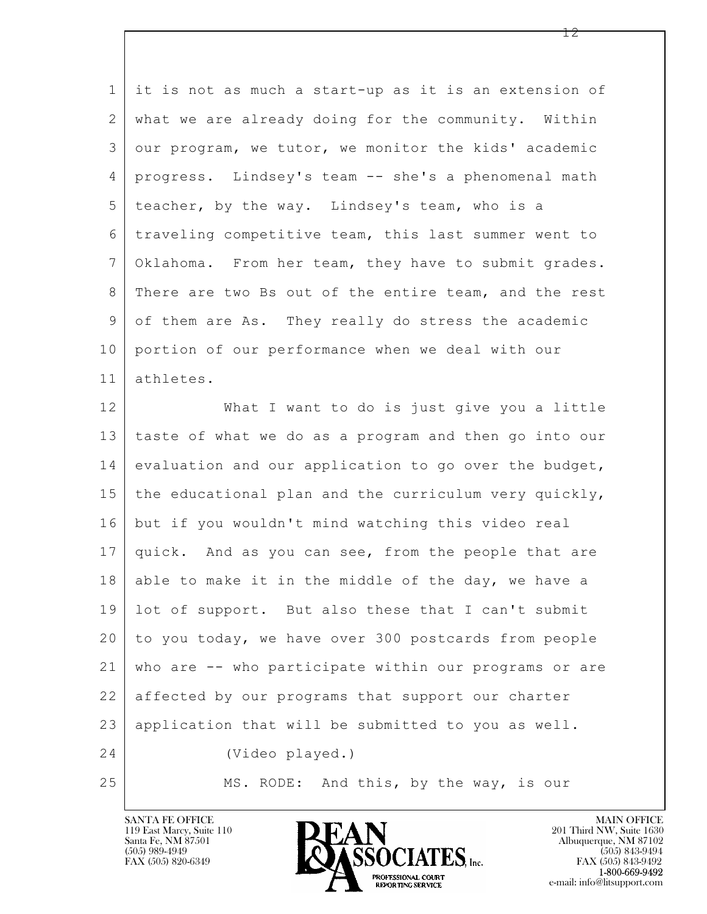it is not as much a start-up as it is an extension of what we are already doing for the community. Within our program, we tutor, we monitor the kids' academic progress. Lindsey's team -- she's a phenomenal math teacher, by the way. Lindsey's team, who is a traveling competitive team, this last summer went to Oklahoma. From her team, they have to submit grades. There are two Bs out of the entire team, and the rest of them are As. They really do stress the academic portion of our performance when we deal with our athletes.

What I want to do is just give you a little taste of what we do as a program and then go into our evaluation and our application to go over the budget, the educational plan and the curriculum very quickly, but if you wouldn't mind watching this video real quick. And as you can see, from the people that are able to make it in the middle of the day, we have a lot of support. But also these that I can't submit to you today, we have over 300 postcards from people who are -- who participate within our programs or are affected by our programs that support our charter application that will be submitted to you as well.

(Video played.)

MS. RODE: And this, by the way, is our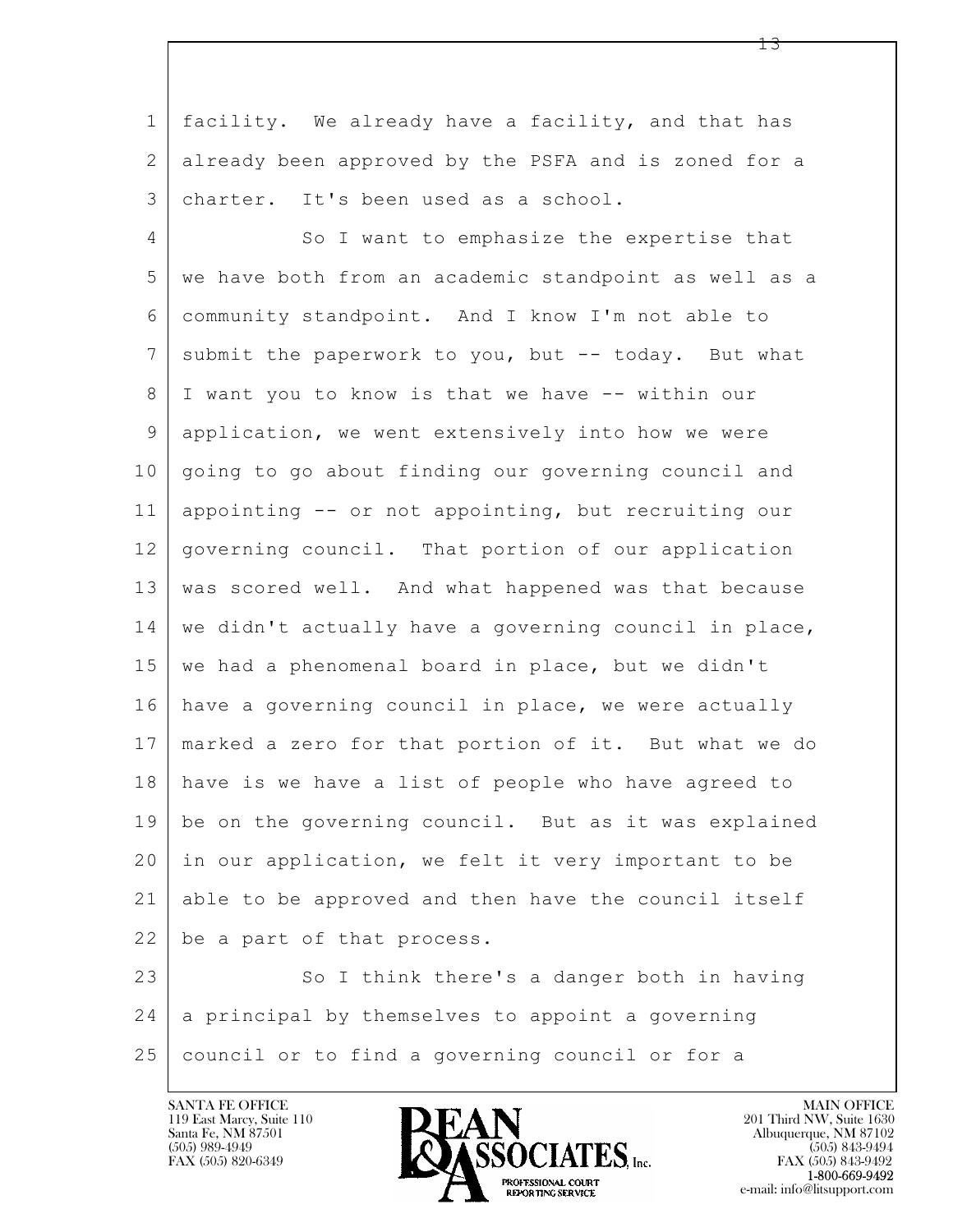1 facility. We already have a facility, and that has
2 already been approved by the PSFA and is zoned for a
3 charter. It's been used as a school.

4 So I want to emphasize the expertise that
5 we have both from an academic standpoint as well as a
6 community standpoint. And I know I'm not able to
7 submit the paperwork to you, but -- today. But what
8 I want you to know is that we have -- within our
9 application, we went extensively into how we were
10 going to go about finding our governing council and
11 appointing -- or not appointing, but recruiting our
12 governing council. That portion of our application
13 was scored well. And what happened was that because
14 we didn't actually have a governing council in place,
15 we had a phenomenal board in place, but we didn't
16 have a governing council in place, we were actually
17 marked a zero for that portion of it. But what we do
18 have is we have a list of people who have agreed to
19 be on the governing council. But as it was explained
20 in our application, we felt it very important to be
21 able to be approved and then have the council itself
22 be a part of that process.

23 So I think there's a danger both in having
24 a principal by themselves to appoint a governing
25 council or to find a governing council or for a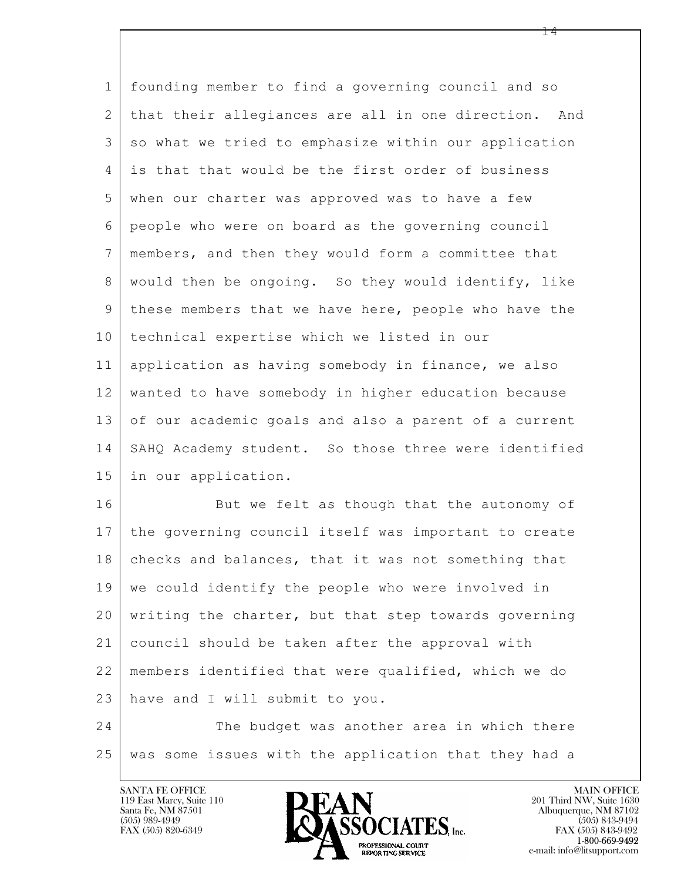founding member to find a governing council and so that their allegiances are all in one direction. And so what we tried to emphasize within our application is that that would be the first order of business when our charter was approved was to have a few people who were on board as the governing council members, and then they would form a committee that would then be ongoing. So they would identify, like these members that we have here, people who have the technical expertise which we listed in our application as having somebody in finance, we also wanted to have somebody in higher education because of our academic goals and also a parent of a current SAHQ Academy student. So those three were identified in our application.

But we felt as though that the autonomy of the governing council itself was important to create checks and balances, that it was not something that we could identify the people who were involved in writing the charter, but that step towards governing council should be taken after the approval with members identified that were qualified, which we do have and I will submit to you.

The budget was another area in which there was some issues with the application that they had a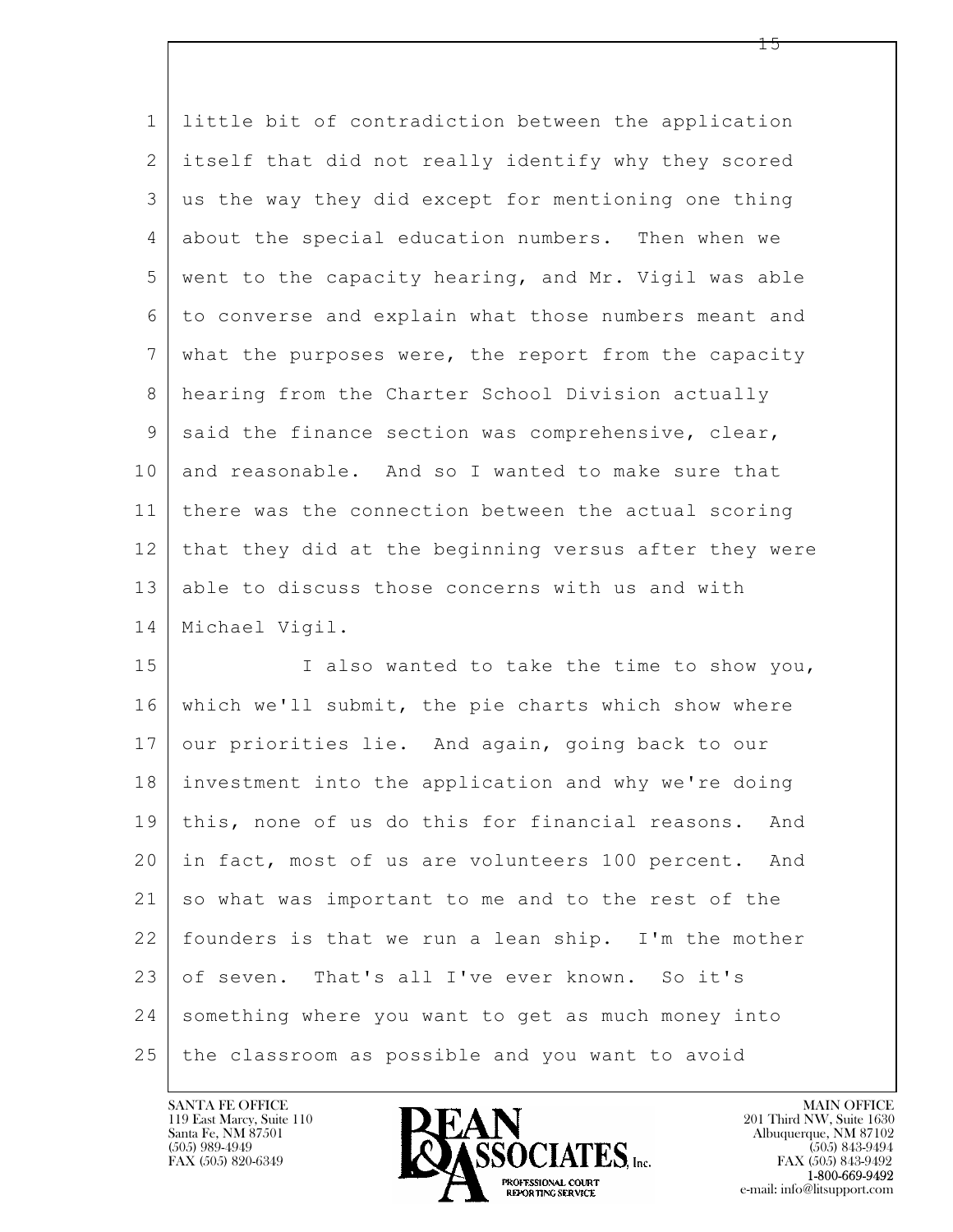little bit of contradiction between the application itself that did not really identify why they scored us the way they did except for mentioning one thing about the special education numbers. Then when we went to the capacity hearing, and Mr. Vigil was able to converse and explain what those numbers meant and what the purposes were, the report from the capacity hearing from the Charter School Division actually said the finance section was comprehensive, clear, and reasonable. And so I wanted to make sure that there was the connection between the actual scoring that they did at the beginning versus after they were able to discuss those concerns with us and with Michael Vigil.

I also wanted to take the time to show you, which we'll submit, the pie charts which show where our priorities lie. And again, going back to our investment into the application and why we're doing this, none of us do this for financial reasons. And in fact, most of us are volunteers 100 percent. And so what was important to me and to the rest of the founders is that we run a lean ship. I'm the mother of seven. That's all I've ever known. So it's something where you want to get as much money into the classroom as possible and you want to avoid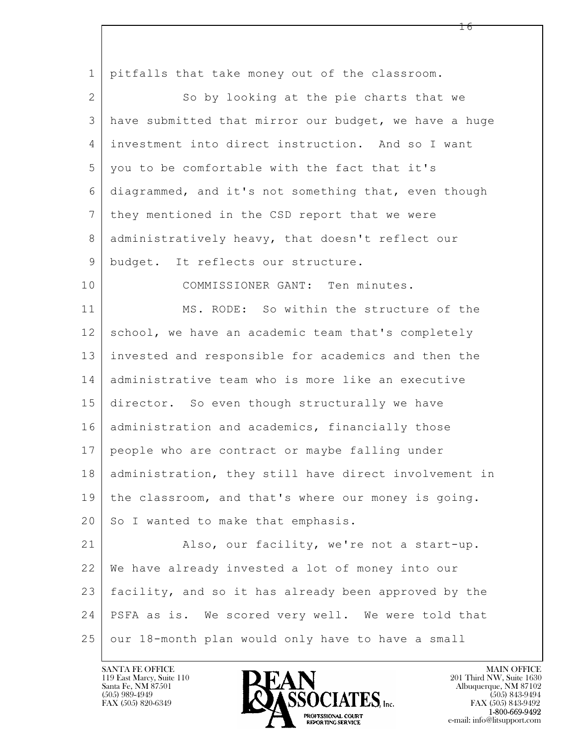pitfalls that take money out of the classroom.

So by looking at the pie charts that we have submitted that mirror our budget, we have a huge investment into direct instruction. And so I want you to be comfortable with the fact that it's diagrammed, and it's not something that, even though they mentioned in the CSD report that we were administratively heavy, that doesn't reflect our budget. It reflects our structure.

COMMISSIONER GANT: Ten minutes.

MS. RODE: So within the structure of the school, we have an academic team that's completely invested and responsible for academics and then the administrative team who is more like an executive director. So even though structurally we have administration and academics, financially those people who are contract or maybe falling under administration, they still have direct involvement in the classroom, and that's where our money is going. So I wanted to make that emphasis.

Also, our facility, we're not a start-up. We have already invested a lot of money into our facility, and so it has already been approved by the PSFA as is. We scored very well. We were told that our 18-month plan would only have to have a small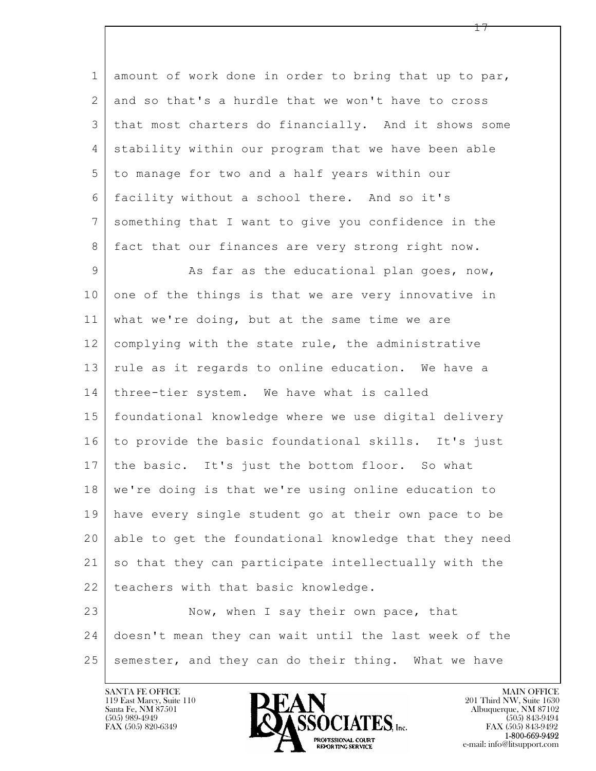amount of work done in order to bring that up to par, and so that's a hurdle that we won't have to cross that most charters do financially. And it shows some stability within our program that we have been able to manage for two and a half years within our facility without a school there. And so it's something that I want to give you confidence in the fact that our finances are very strong right now.

As far as the educational plan goes, now, one of the things is that we are very innovative in what we're doing, but at the same time we are complying with the state rule, the administrative rule as it regards to online education. We have a three-tier system. We have what is called foundational knowledge where we use digital delivery to provide the basic foundational skills. It's just the basic. It's just the bottom floor. So what we're doing is that we're using online education to have every single student go at their own pace to be able to get the foundational knowledge that they need so that they can participate intellectually with the teachers with that basic knowledge.

Now, when I say their own pace, that doesn't mean they can wait until the last week of the semester, and they can do their thing. What we have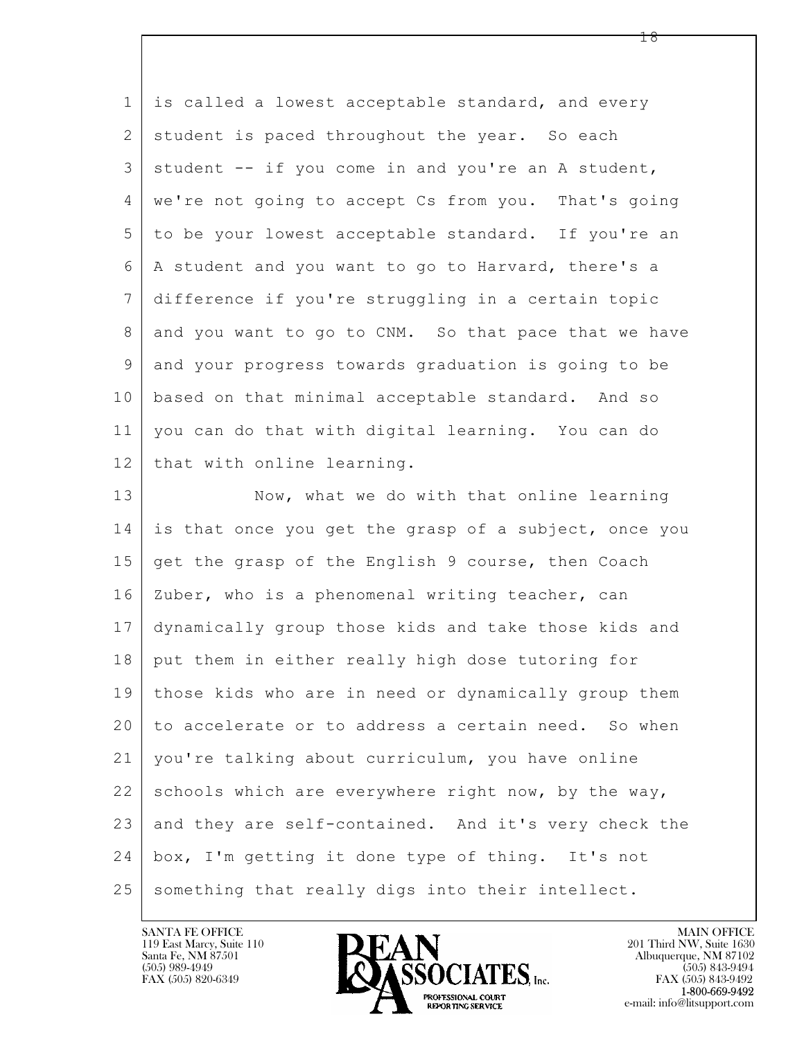1 is called a lowest acceptable standard, and every
2 student is paced throughout the year. So each
3 student -- if you come in and you're an A student,
4 we're not going to accept Cs from you. That's going
5 to be your lowest acceptable standard. If you're an
6 A student and you want to go to Harvard, there's a
7 difference if you're struggling in a certain topic
8 and you want to go to CNM. So that pace that we have
9 and your progress towards graduation is going to be
10 based on that minimal acceptable standard. And so
11 you can do that with digital learning. You can do
12 that with online learning.

13 Now, what we do with that online learning
14 is that once you get the grasp of a subject, once you
15 get the grasp of the English 9 course, then Coach
16 Zuber, who is a phenomenal writing teacher, can
17 dynamically group those kids and take those kids and
18 put them in either really high dose tutoring for
19 those kids who are in need or dynamically group them
20 to accelerate or to address a certain need. So when
21 you're talking about curriculum, you have online
22 schools which are everywhere right now, by the way,
23 and they are self-contained. And it's very check the
24 box, I'm getting it done type of thing. It's not
25 something that really digs into their intellect.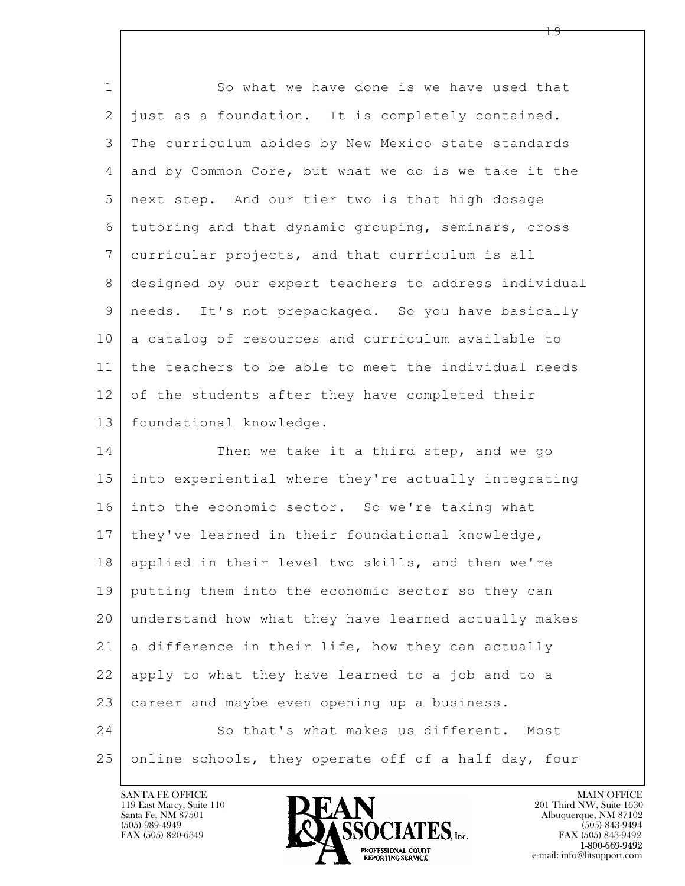So what we have done is we have used that just as a foundation. It is completely contained. The curriculum abides by New Mexico state standards and by Common Core, but what we do is we take it the next step. And our tier two is that high dosage tutoring and that dynamic grouping, seminars, cross curricular projects, and that curriculum is all designed by our expert teachers to address individual needs. It's not prepackaged. So you have basically a catalog of resources and curriculum available to the teachers to be able to meet the individual needs of the students after they have completed their foundational knowledge.

Then we take it a third step, and we go into experiential where they're actually integrating into the economic sector. So we're taking what they've learned in their foundational knowledge, applied in their level two skills, and then we're putting them into the economic sector so they can understand how what they have learned actually makes a difference in their life, how they can actually apply to what they have learned to a job and to a career and maybe even opening up a business.

So that's what makes us different. Most online schools, they operate off of a half day, four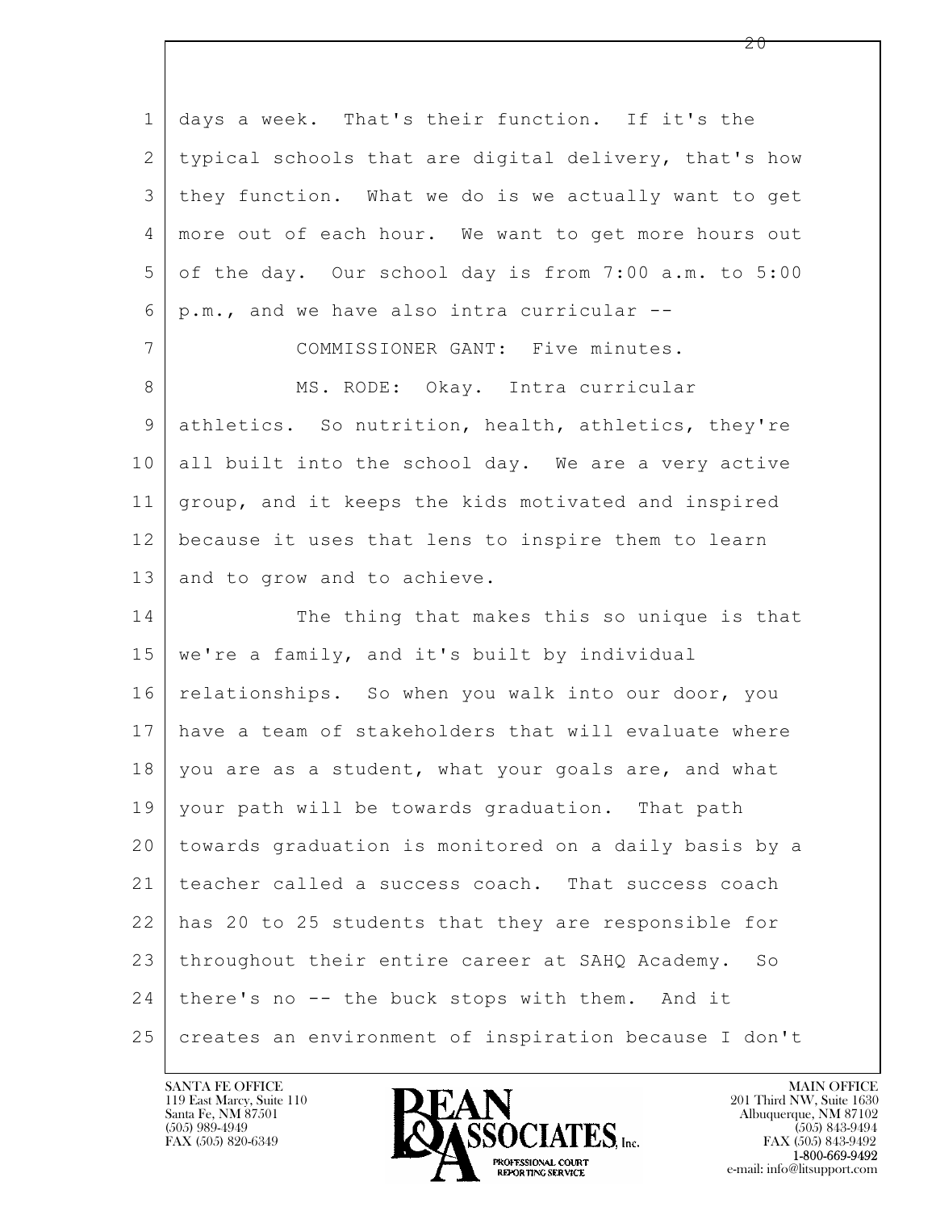1 days a week. That's their function. If it's the
2 typical schools that are digital delivery, that's how
3 they function. What we do is we actually want to get
4 more out of each hour. We want to get more hours out
5 of the day. Our school day is from 7:00 a.m. to 5:00
6 p.m., and we have also intra curricular --

7 COMMISSIONER GANT: Five minutes.

8 MS. RODE: Okay. Intra curricular
9 athletics. So nutrition, health, athletics, they're
10 all built into the school day. We are a very active
11 group, and it keeps the kids motivated and inspired
12 because it uses that lens to inspire them to learn
13 and to grow and to achieve.

14 The thing that makes this so unique is that
15 we're a family, and it's built by individual
16 relationships. So when you walk into our door, you
17 have a team of stakeholders that will evaluate where
18 you are as a student, what your goals are, and what
19 your path will be towards graduation. That path
20 towards graduation is monitored on a daily basis by a
21 teacher called a success coach. That success coach
22 has 20 to 25 students that they are responsible for
23 throughout their entire career at SAHQ Academy. So
24 there's no -- the buck stops with them. And it
25 creates an environment of inspiration because I don't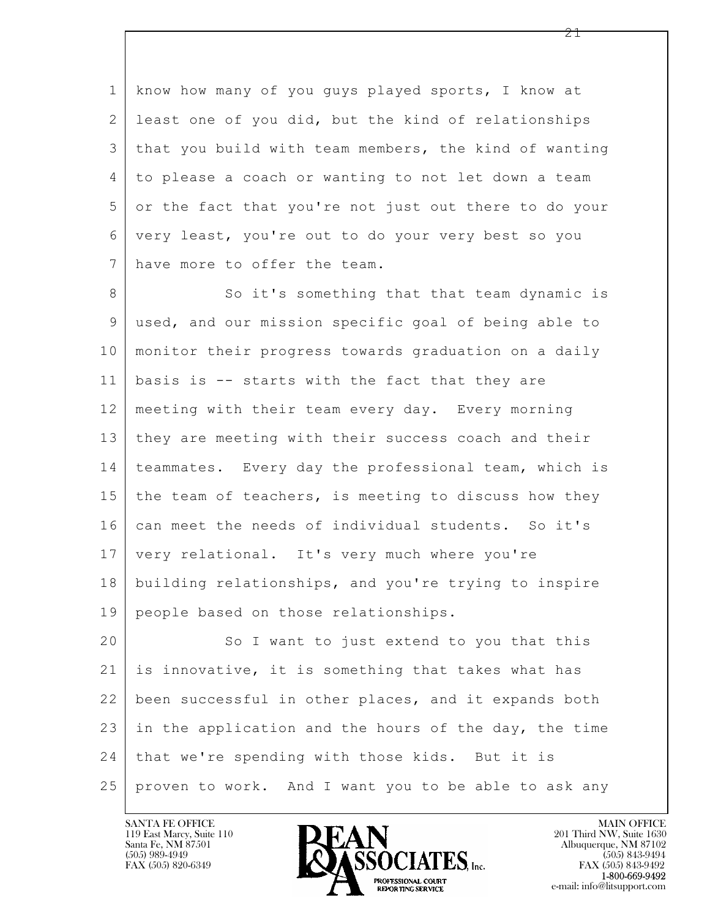know how many of you guys played sports, I know at least one of you did, but the kind of relationships that you build with team members, the kind of wanting to please a coach or wanting to not let down a team or the fact that you're not just out there to do your very least, you're out to do your very best so you have more to offer the team.

So it's something that that team dynamic is used, and our mission specific goal of being able to monitor their progress towards graduation on a daily basis is -- starts with the fact that they are meeting with their team every day. Every morning they are meeting with their success coach and their teammates. Every day the professional team, which is the team of teachers, is meeting to discuss how they can meet the needs of individual students. So it's very relational. It's very much where you're building relationships, and you're trying to inspire people based on those relationships.

So I want to just extend to you that this is innovative, it is something that takes what has been successful in other places, and it expands both in the application and the hours of the day, the time that we're spending with those kids. But it is proven to work. And I want you to be able to ask any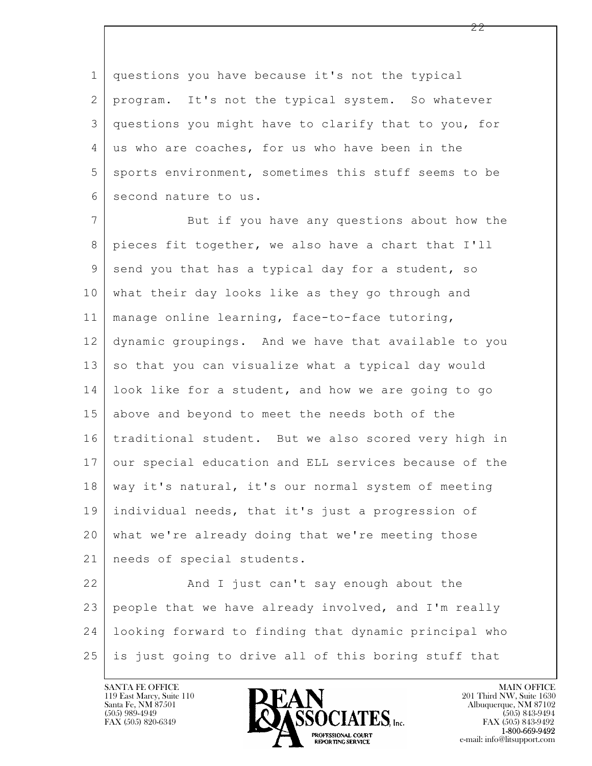questions you have because it's not the typical program. It's not the typical system. So whatever questions you might have to clarify that to you, for us who are coaches, for us who have been in the sports environment, sometimes this stuff seems to be second nature to us.

But if you have any questions about how the pieces fit together, we also have a chart that I'll send you that has a typical day for a student, so what their day looks like as they go through and manage online learning, face-to-face tutoring, dynamic groupings. And we have that available to you so that you can visualize what a typical day would look like for a student, and how we are going to go above and beyond to meet the needs both of the traditional student. But we also scored very high in our special education and ELL services because of the way it's natural, it's our normal system of meeting individual needs, that it's just a progression of what we're already doing that we're meeting those needs of special students.

And I just can't say enough about the people that we have already involved, and I'm really looking forward to finding that dynamic principal who is just going to drive all of this boring stuff that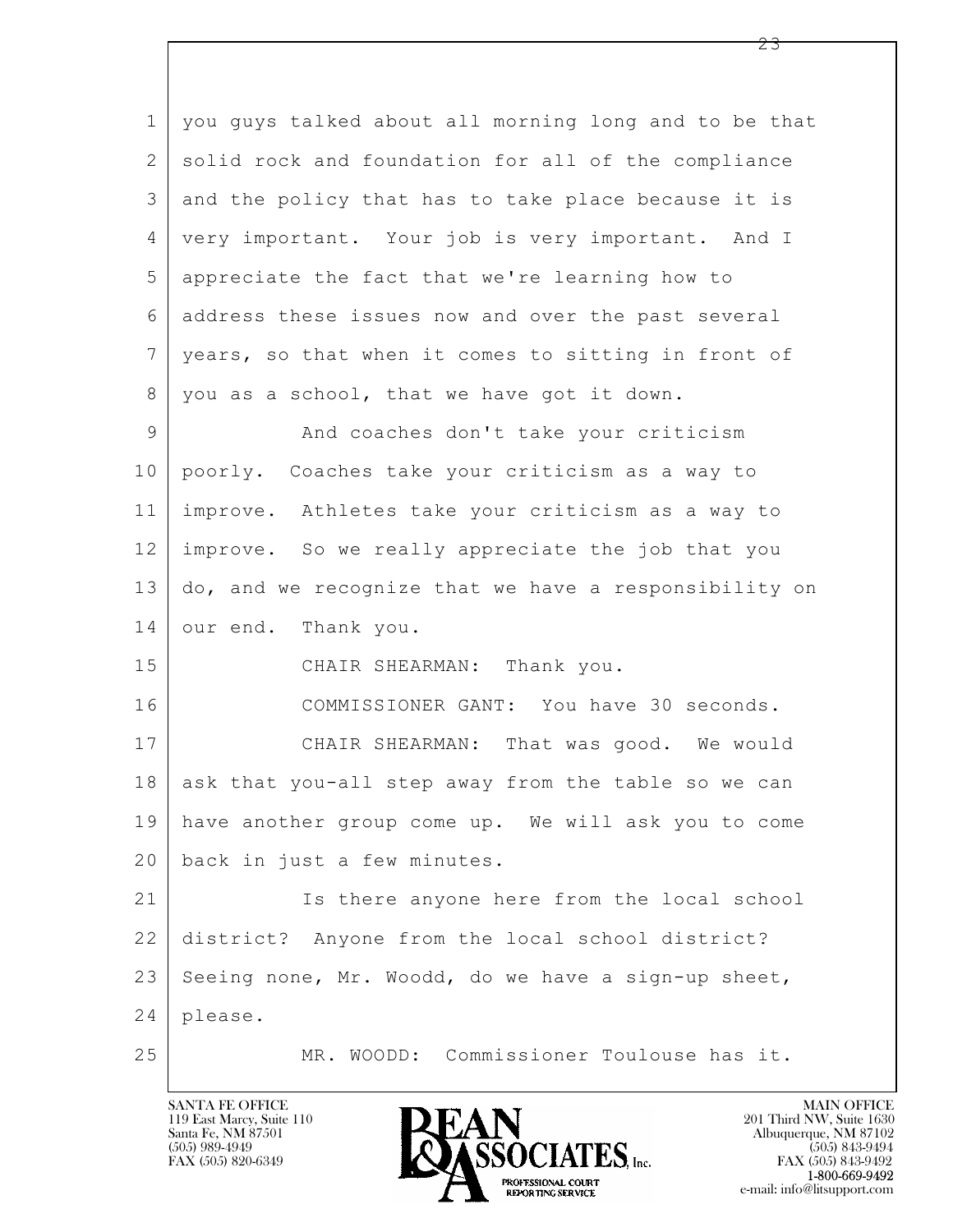1 you guys talked about all morning long and to be that
2 solid rock and foundation for all of the compliance
3 and the policy that has to take place because it is
4 very important. Your job is very important. And I
5 appreciate the fact that we're learning how to
6 address these issues now and over the past several
7 years, so that when it comes to sitting in front of
8 you as a school, that we have got it down.

9 And coaches don't take your criticism
10 poorly. Coaches take your criticism as a way to
11 improve. Athletes take your criticism as a way to
12 improve. So we really appreciate the job that you
13 do, and we recognize that we have a responsibility on
14 our end. Thank you.

15 CHAIR SHEARMAN: Thank you.

16 COMMISSIONER GANT: You have 30 seconds.

17 CHAIR SHEARMAN: That was good. We would
18 ask that you-all step away from the table so we can
19 have another group come up. We will ask you to come
20 back in just a few minutes.

21 Is there anyone here from the local school
22 district? Anyone from the local school district?
23 Seeing none, Mr. Woodd, do we have a sign-up sheet,
24 please.

25 MR. WOODD: Commissioner Toulouse has it.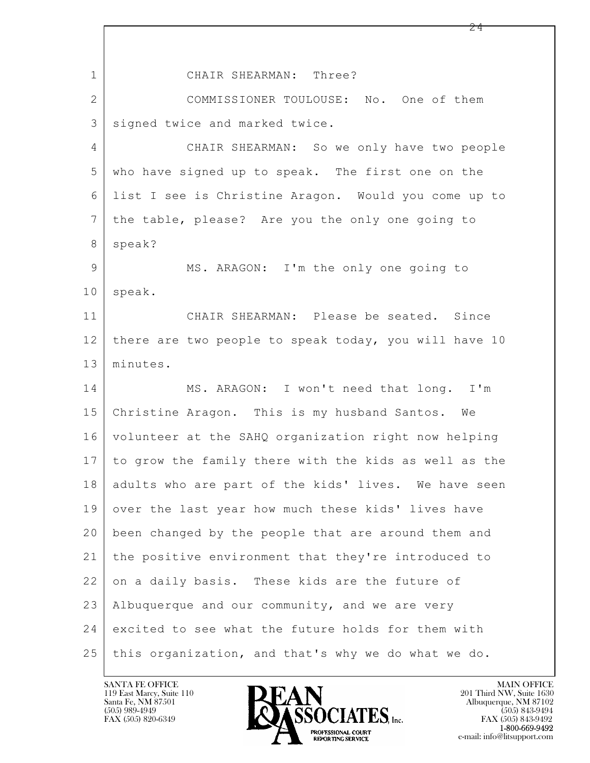CHAIR SHEARMAN: Three?

COMMISSIONER TOULOUSE: No. One of them signed twice and marked twice.

CHAIR SHEARMAN: So we only have two people who have signed up to speak. The first one on the list I see is Christine Aragon. Would you come up to the table, please? Are you the only one going to speak?

MS. ARAGON: I'm the only one going to speak.

CHAIR SHEARMAN: Please be seated. Since there are two people to speak today, you will have 10 minutes.

MS. ARAGON: I won't need that long. I'm Christine Aragon. This is my husband Santos. We volunteer at the SAHQ organization right now helping to grow the family there with the kids as well as the adults who are part of the kids' lives. We have seen over the last year how much these kids' lives have been changed by the people that are around them and the positive environment that they're introduced to on a daily basis. These kids are the future of Albuquerque and our community, and we are very excited to see what the future holds for them with this organization, and that's why we do what we do.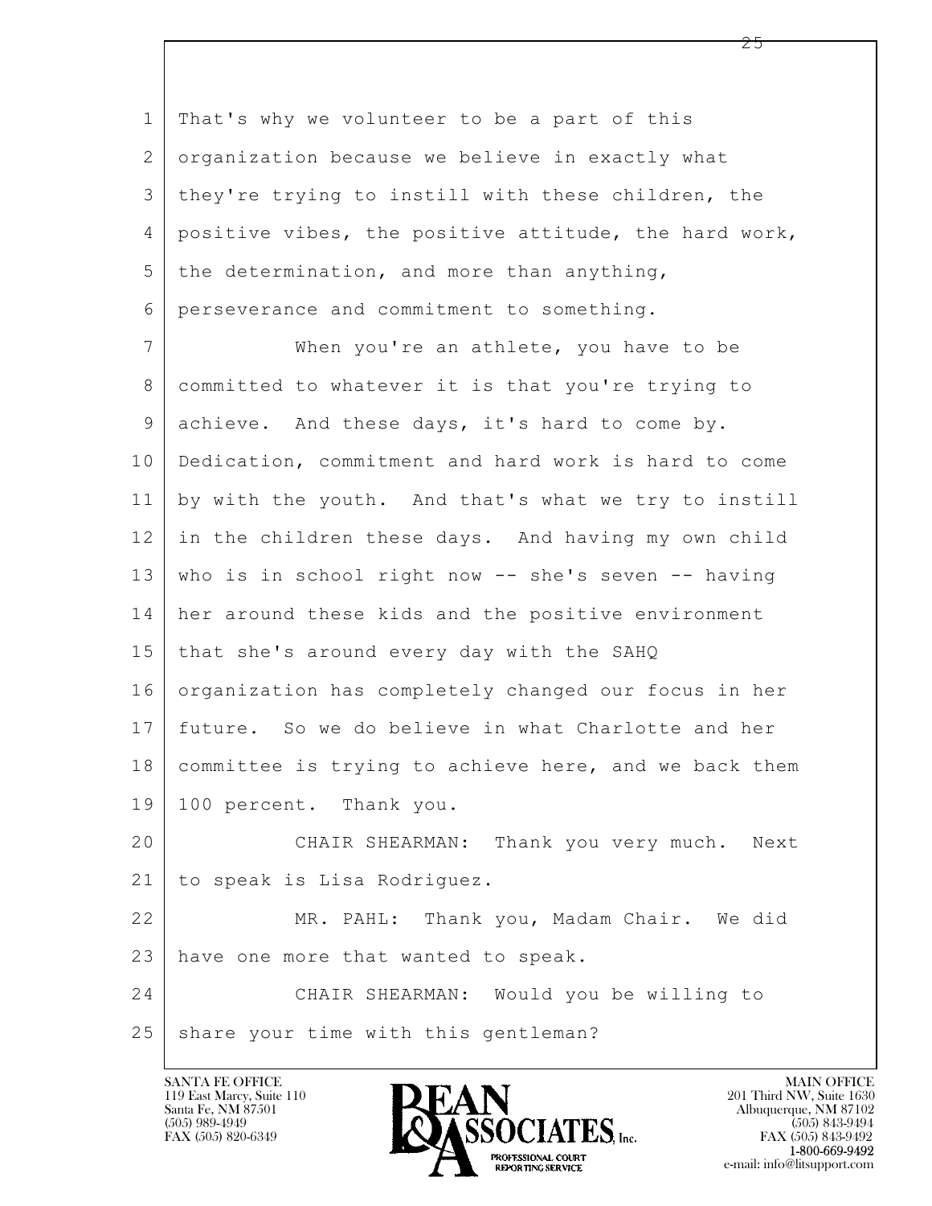That's why we volunteer to be a part of this organization because we believe in exactly what they're trying to instill with these children, the positive vibes, the positive attitude, the hard work, the determination, and more than anything, perseverance and commitment to something.

When you're an athlete, you have to be committed to whatever it is that you're trying to achieve. And these days, it's hard to come by. Dedication, commitment and hard work is hard to come by with the youth. And that's what we try to instill in the children these days. And having my own child who is in school right now -- she's seven -- having her around these kids and the positive environment that she's around every day with the SAHQ organization has completely changed our focus in her future. So we do believe in what Charlotte and her committee is trying to achieve here, and we back them 100 percent. Thank you.

CHAIR SHEARMAN: Thank you very much. Next to speak is Lisa Rodriguez.

MR. PAHL: Thank you, Madam Chair. We did have one more that wanted to speak.

CHAIR SHEARMAN: Would you be willing to share your time with this gentleman?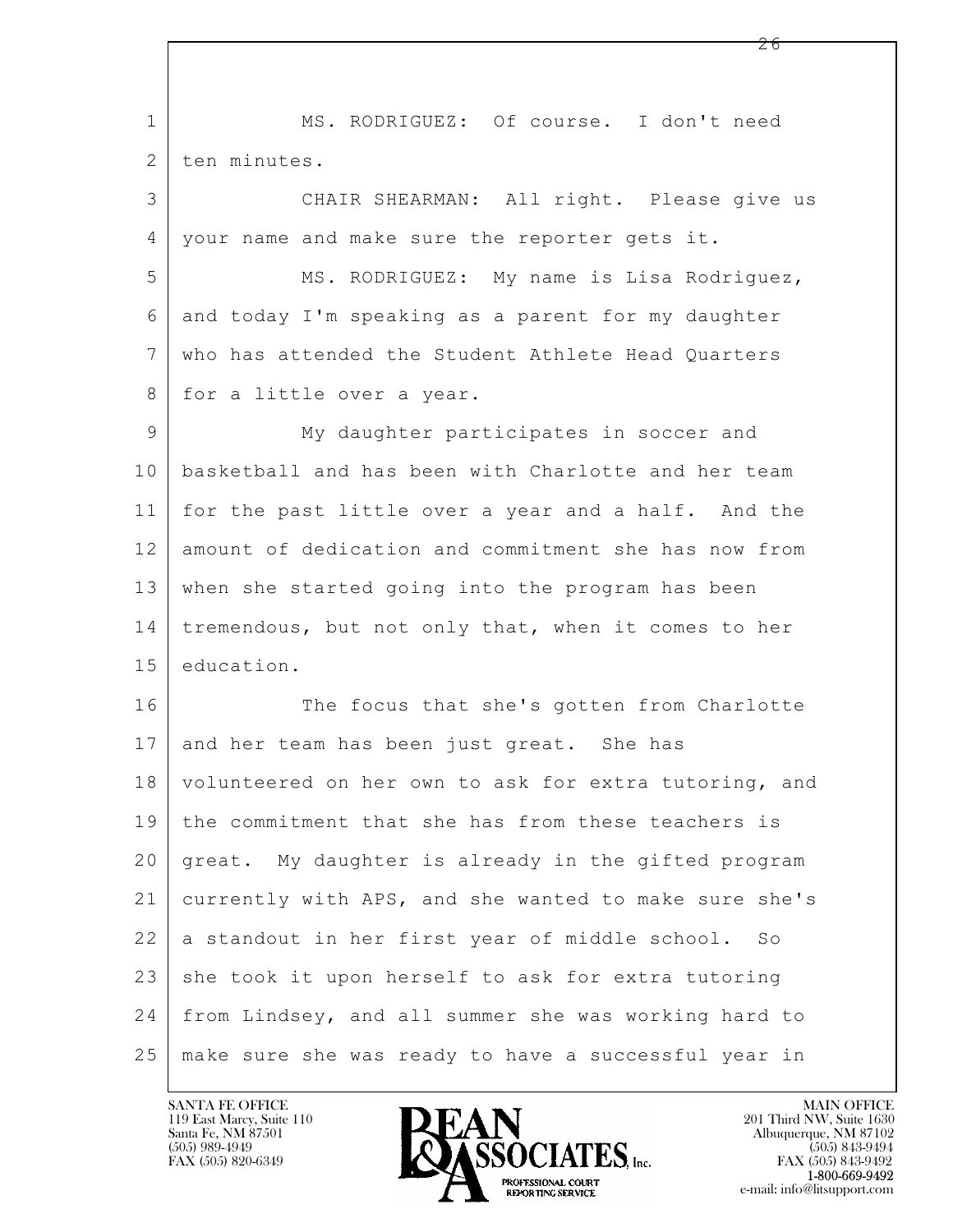MS. RODRIGUEZ: Of course. I don't need ten minutes.

CHAIR SHEARMAN: All right. Please give us your name and make sure the reporter gets it.

MS. RODRIGUEZ: My name is Lisa Rodriguez, and today I'm speaking as a parent for my daughter who has attended the Student Athlete Head Quarters for a little over a year.

My daughter participates in soccer and basketball and has been with Charlotte and her team for the past little over a year and a half. And the amount of dedication and commitment she has now from when she started going into the program has been tremendous, but not only that, when it comes to her education.

The focus that she's gotten from Charlotte and her team has been just great. She has volunteered on her own to ask for extra tutoring, and the commitment that she has from these teachers is great. My daughter is already in the gifted program currently with APS, and she wanted to make sure she's a standout in her first year of middle school. So she took it upon herself to ask for extra tutoring from Lindsey, and all summer she was working hard to make sure she was ready to have a successful year in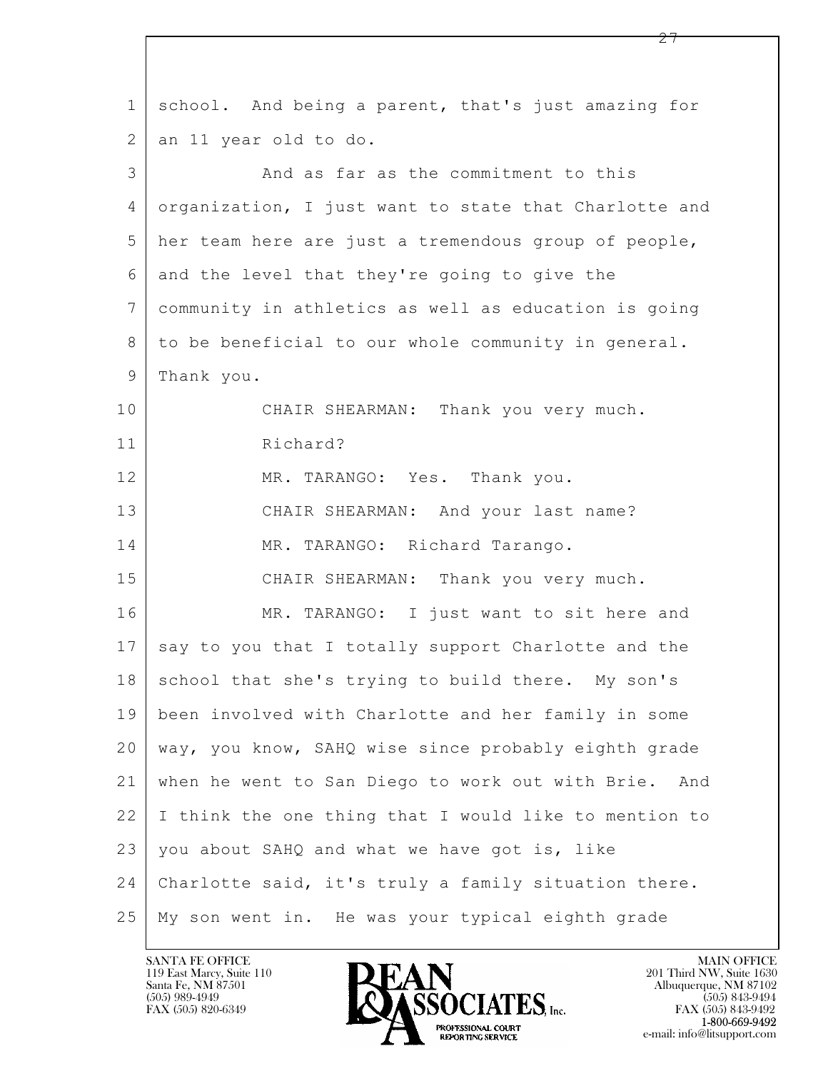1 school. And being a parent, that's just amazing for
2 an 11 year old to do.

3 And as far as the commitment to this
4 organization, I just want to state that Charlotte and
5 her team here are just a tremendous group of people,
6 and the level that they're going to give the
7 community in athletics as well as education is going
8 to be beneficial to our whole community in general.
9 Thank you.

10 CHAIR SHEARMAN: Thank you very much.
11 Richard?
12 MR. TARANGO: Yes. Thank you.
13 CHAIR SHEARMAN: And your last name?
14 MR. TARANGO: Richard Tarango.
15 CHAIR SHEARMAN: Thank you very much.
16 MR. TARANGO: I just want to sit here and
17 say to you that I totally support Charlotte and the
18 school that she's trying to build there. My son's
19 been involved with Charlotte and her family in some
20 way, you know, SAHQ wise since probably eighth grade
21 when he went to San Diego to work out with Brie. And
22 I think the one thing that I would like to mention to
23 you about SAHQ and what we have got is, like
24 Charlotte said, it's truly a family situation there.
25 My son went in. He was your typical eighth grade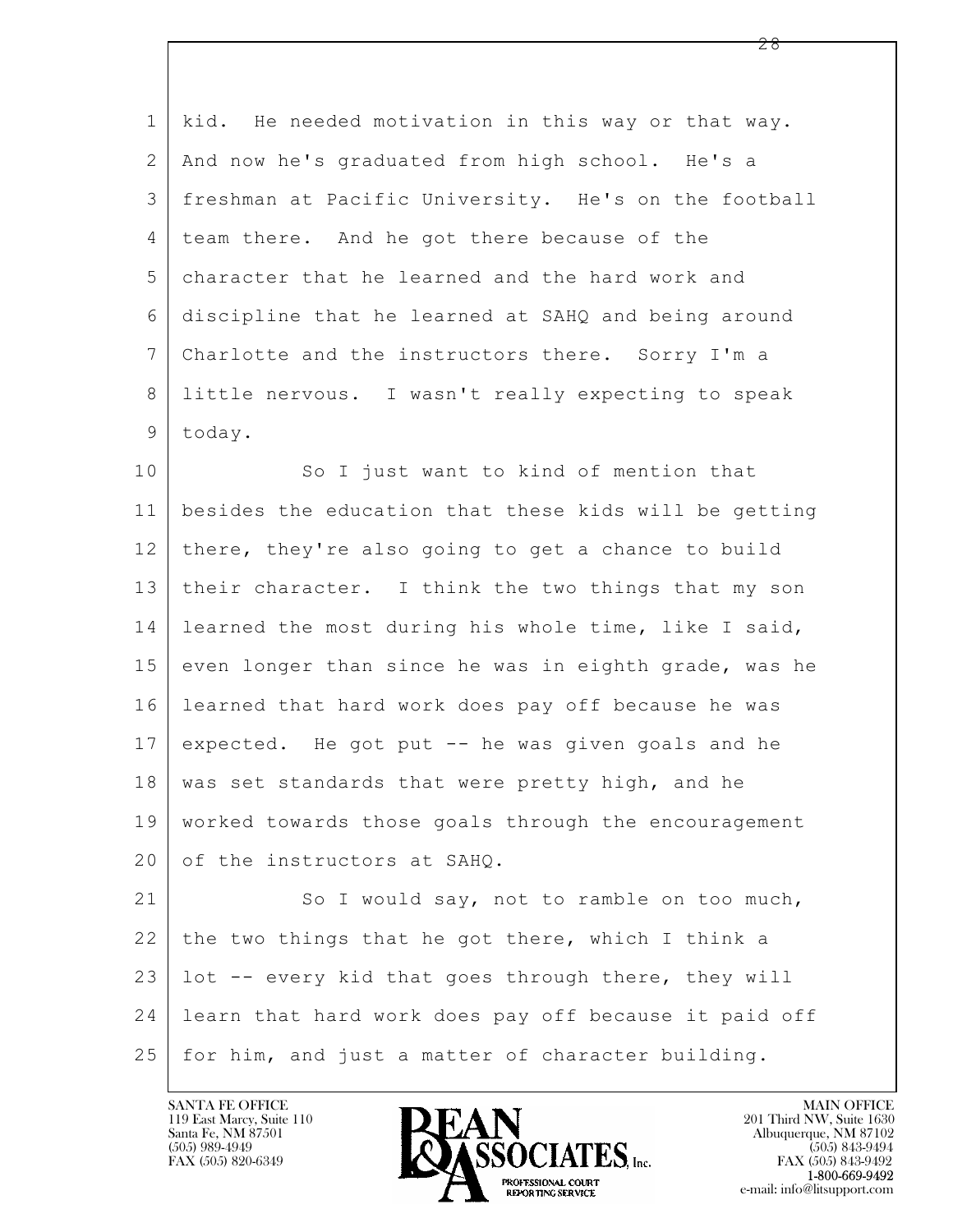kid. He needed motivation in this way or that way. And now he's graduated from high school. He's a freshman at Pacific University. He's on the football team there. And he got there because of the character that he learned and the hard work and discipline that he learned at SAHQ and being around Charlotte and the instructors there. Sorry I'm a little nervous. I wasn't really expecting to speak today.

So I just want to kind of mention that besides the education that these kids will be getting there, they're also going to get a chance to build their character. I think the two things that my son learned the most during his whole time, like I said, even longer than since he was in eighth grade, was he learned that hard work does pay off because he was expected. He got put -- he was given goals and he was set standards that were pretty high, and he worked towards those goals through the encouragement of the instructors at SAHQ.

So I would say, not to ramble on too much, the two things that he got there, which I think a lot -- every kid that goes through there, they will learn that hard work does pay off because it paid off for him, and just a matter of character building.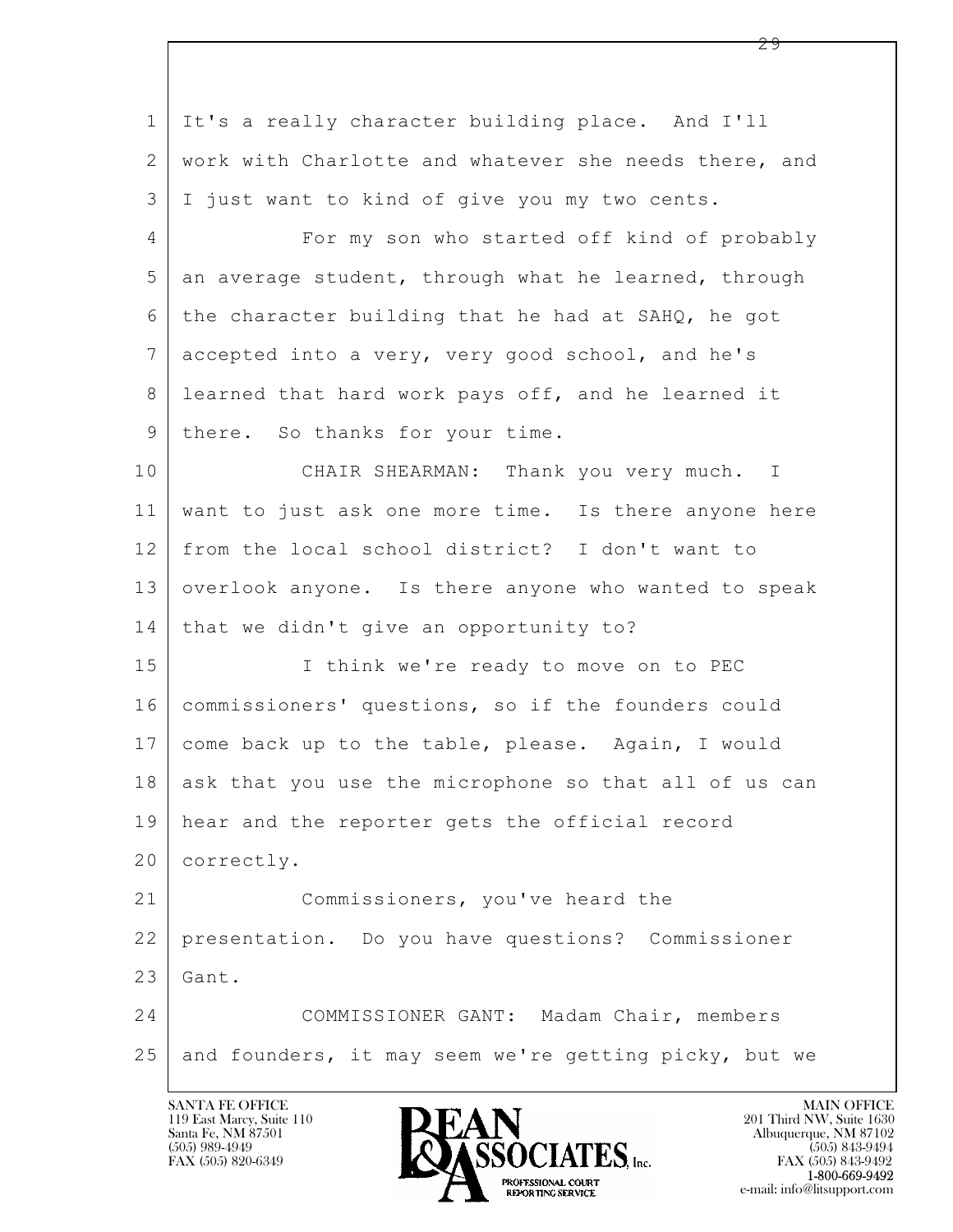1 It's a really character building place. And I'll
2 work with Charlotte and whatever she needs there, and
3 I just want to kind of give you my two cents.
4 For my son who started off kind of probably
5 an average student, through what he learned, through
6 the character building that he had at SAHQ, he got
7 accepted into a very, very good school, and he's
8 learned that hard work pays off, and he learned it
9 there. So thanks for your time.
10 CHAIR SHEARMAN: Thank you very much. I
11 want to just ask one more time. Is there anyone here
12 from the local school district? I don't want to
13 overlook anyone. Is there anyone who wanted to speak
14 that we didn't give an opportunity to?
15 I think we're ready to move on to PEC
16 commissioners' questions, so if the founders could
17 come back up to the table, please. Again, I would
18 ask that you use the microphone so that all of us can
19 hear and the reporter gets the official record
20 correctly.
21 Commissioners, you've heard the
22 presentation. Do you have questions? Commissioner
23 Gant.
24 COMMISSIONER GANT: Madam Chair, members
25 and founders, it may seem we're getting picky, but we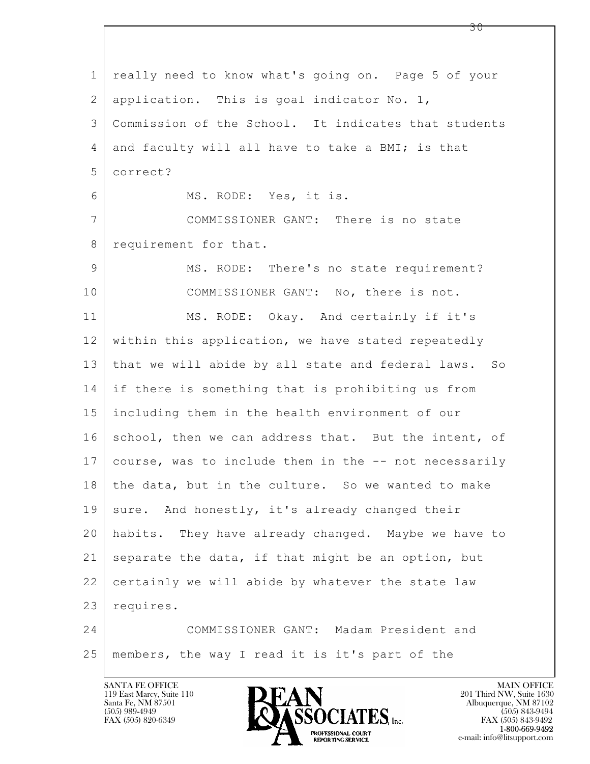really need to know what's going on. Page 5 of your application. This is goal indicator No. 1, Commission of the School. It indicates that students and faculty will all have to take a BMI; is that correct?

MS. RODE: Yes, it is.

COMMISSIONER GANT: There is no state requirement for that.

MS. RODE: There's no state requirement?

COMMISSIONER GANT: No, there is not.

MS. RODE: Okay. And certainly if it's within this application, we have stated repeatedly that we will abide by all state and federal laws. So if there is something that is prohibiting us from including them in the health environment of our school, then we can address that. But the intent, of course, was to include them in the -- not necessarily the data, but in the culture. So we wanted to make sure. And honestly, it's already changed their habits. They have already changed. Maybe we have to separate the data, if that might be an option, but certainly we will abide by whatever the state law requires.

COMMISSIONER GANT: Madam President and members, the way I read it is it's part of the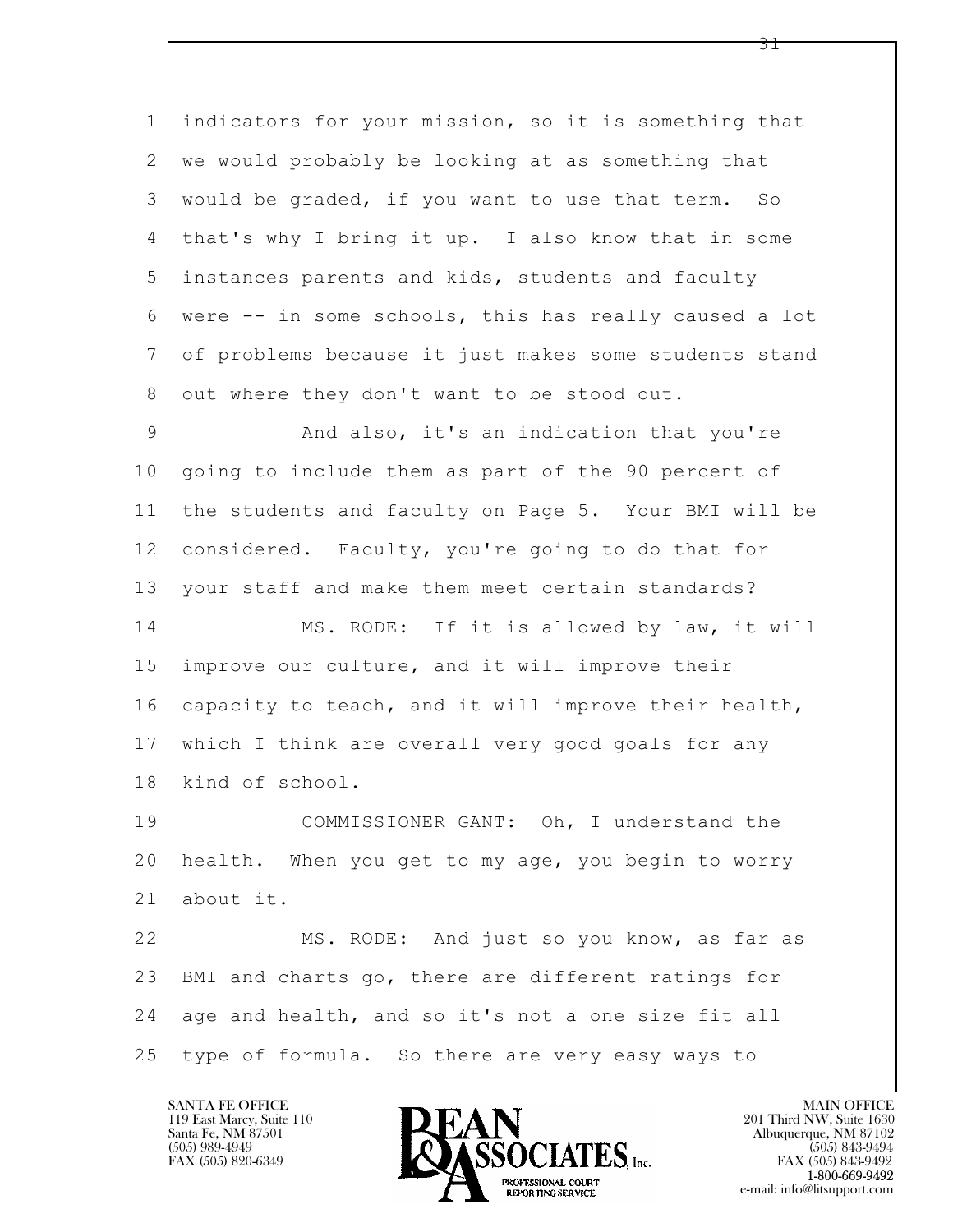indicators for your mission, so it is something that we would probably be looking at as something that would be graded, if you want to use that term. So that's why I bring it up. I also know that in some instances parents and kids, students and faculty were -- in some schools, this has really caused a lot of problems because it just makes some students stand out where they don't want to be stood out.

And also, it's an indication that you're going to include them as part of the 90 percent of the students and faculty on Page 5. Your BMI will be considered. Faculty, you're going to do that for your staff and make them meet certain standards?

MS. RODE: If it is allowed by law, it will improve our culture, and it will improve their capacity to teach, and it will improve their health, which I think are overall very good goals for any kind of school.

COMMISSIONER GANT: Oh, I understand the health. When you get to my age, you begin to worry about it.

MS. RODE: And just so you know, as far as BMI and charts go, there are different ratings for age and health, and so it's not a one size fit all type of formula. So there are very easy ways to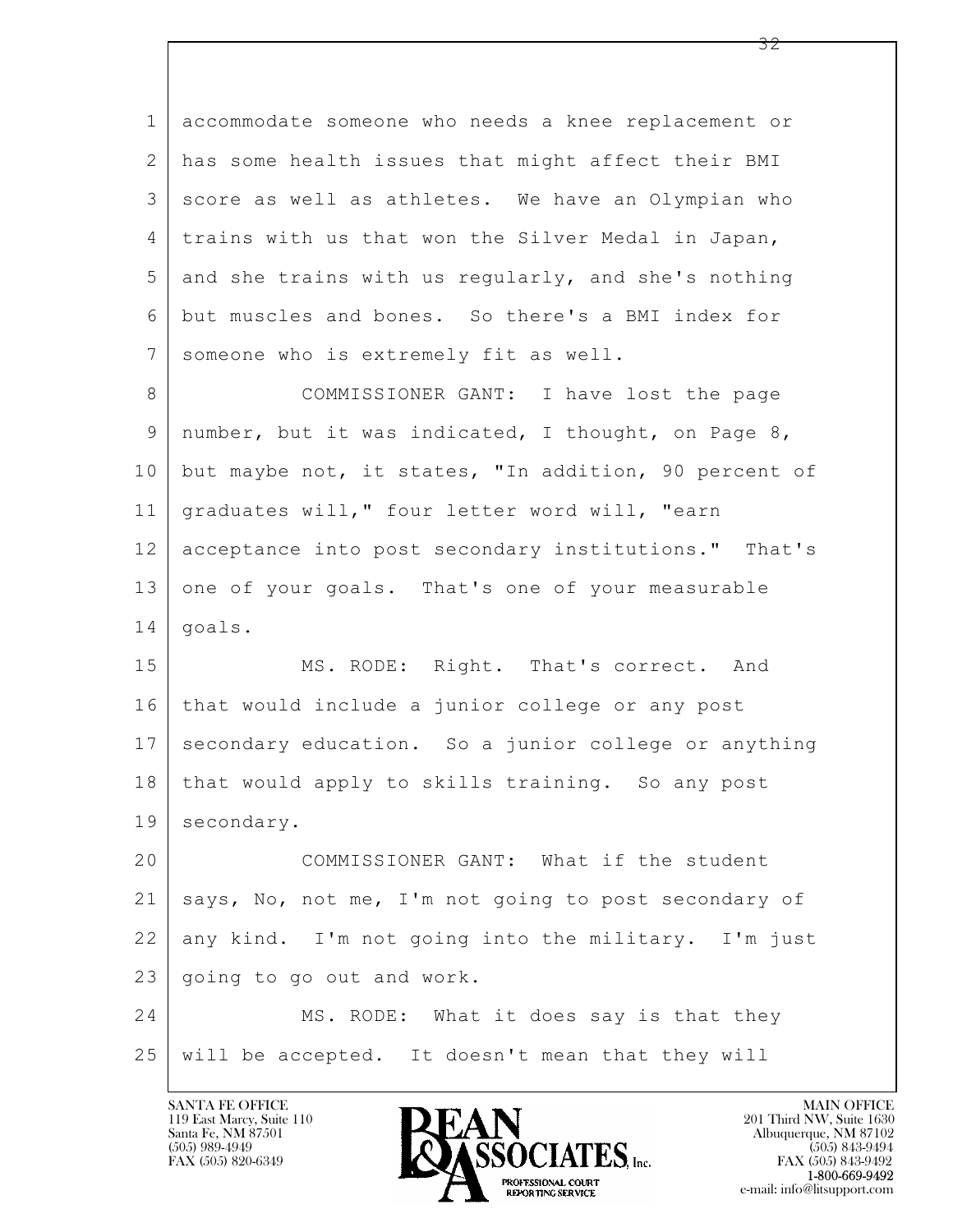accommodate someone who needs a knee replacement or has some health issues that might affect their BMI score as well as athletes. We have an Olympian who trains with us that won the Silver Medal in Japan, and she trains with us regularly, and she's nothing but muscles and bones. So there's a BMI index for someone who is extremely fit as well.

COMMISSIONER GANT: I have lost the page number, but it was indicated, I thought, on Page 8, but maybe not, it states, "In addition, 90 percent of graduates will," four letter word will, "earn acceptance into post secondary institutions." That's one of your goals. That's one of your measurable goals.

MS. RODE: Right. That's correct. And that would include a junior college or any post secondary education. So a junior college or anything that would apply to skills training. So any post secondary.

COMMISSIONER GANT: What if the student says, No, not me, I'm not going to post secondary of any kind. I'm not going into the military. I'm just going to go out and work.

MS. RODE: What it does say is that they will be accepted. It doesn't mean that they will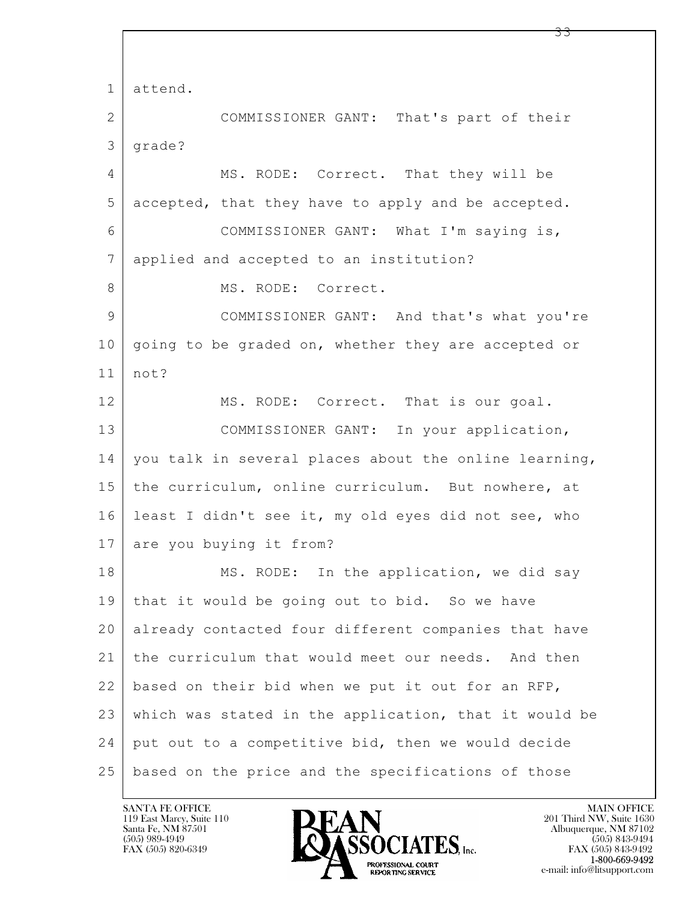attend.

COMMISSIONER GANT: That's part of their grade?

MS. RODE: Correct. That they will be accepted, that they have to apply and be accepted.

COMMISSIONER GANT: What I'm saying is, applied and accepted to an institution?

MS. RODE: Correct.

COMMISSIONER GANT: And that's what you're going to be graded on, whether they are accepted or not?

MS. RODE: Correct. That is our goal.

COMMISSIONER GANT: In your application, you talk in several places about the online learning, the curriculum, online curriculum. But nowhere, at least I didn't see it, my old eyes did not see, who are you buying it from?

MS. RODE: In the application, we did say that it would be going out to bid. So we have already contacted four different companies that have the curriculum that would meet our needs. And then based on their bid when we put it out for an RFP, which was stated in the application, that it would be put out to a competitive bid, then we would decide based on the price and the specifications of those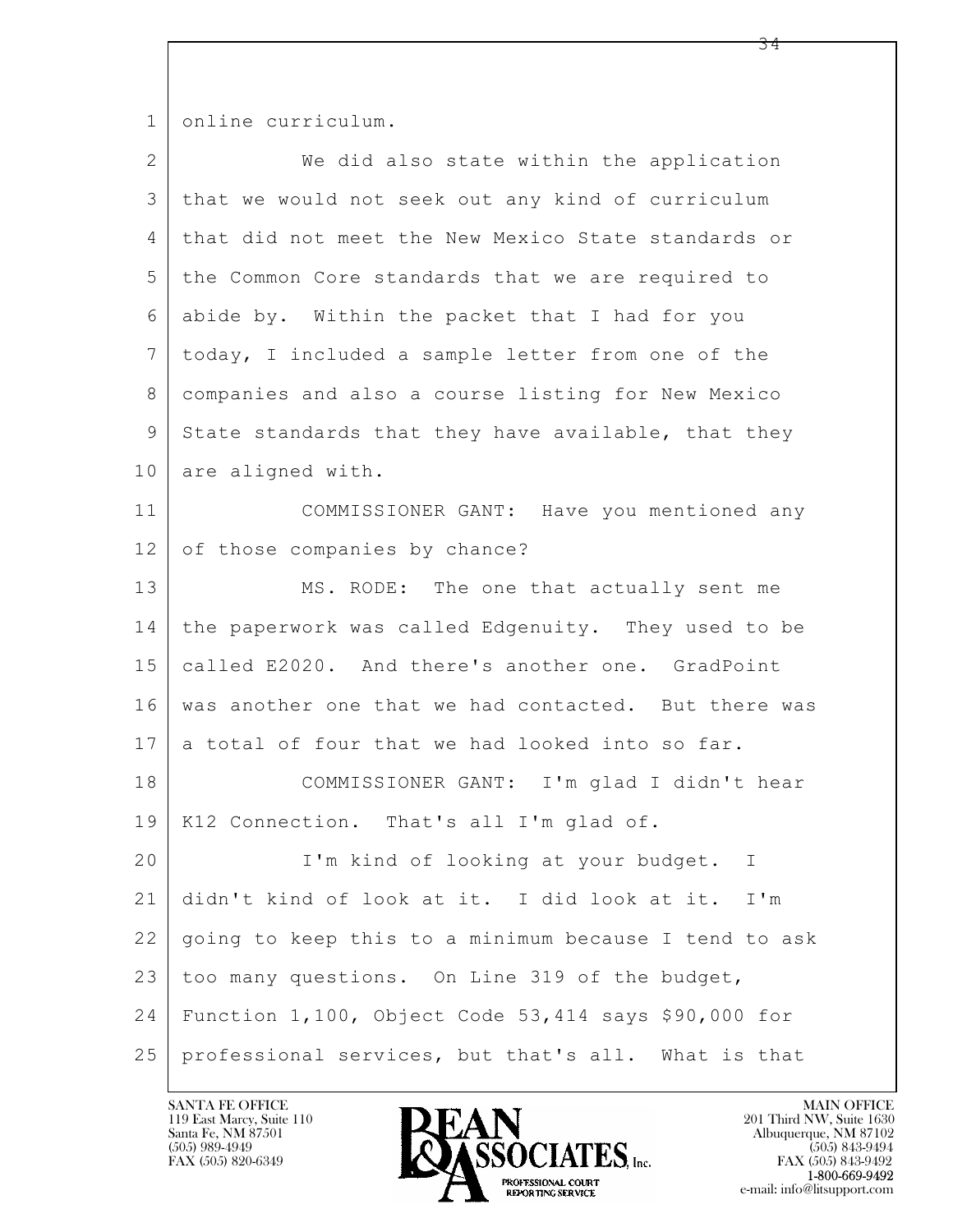1 online curriculum.

2 We did also state within the application

3 that we would not seek out any kind of curriculum

4 that did not meet the New Mexico State standards or

5 the Common Core standards that we are required to

6 abide by. Within the packet that I had for you

7 today, I included a sample letter from one of the

8 companies and also a course listing for New Mexico

9 State standards that they have available, that they

10 are aligned with.

11 COMMISSIONER GANT: Have you mentioned any

12 of those companies by chance?

13 MS. RODE: The one that actually sent me

14 the paperwork was called Edgenuity. They used to be

15 called E2020. And there's another one. GradPoint

16 was another one that we had contacted. But there was

17 a total of four that we had looked into so far.

18 COMMISSIONER GANT: I'm glad I didn't hear

19 K12 Connection. That's all I'm glad of.

20 I'm kind of looking at your budget. I

21 didn't kind of look at it. I did look at it. I'm

22 going to keep this to a minimum because I tend to ask

23 too many questions. On Line 319 of the budget,

24 Function 1,100, Object Code 53,414 says $90,000 for

25 professional services, but that's all. What is that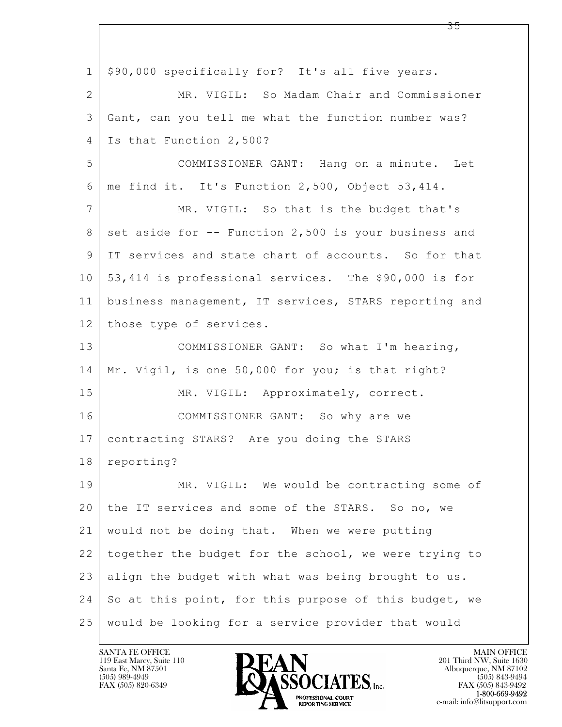1 $90,000 specifically for? It's all five years.

2 MR. VIGIL: So Madam Chair and Commissioner

3 Gant, can you tell me what the function number was?

4 Is that Function 2,500?

5 COMMISSIONER GANT: Hang on a minute. Let

6 me find it. It's Function 2,500, Object 53,414.

7 MR. VIGIL: So that is the budget that's

8 set aside for -- Function 2,500 is your business and

9 IT services and state chart of accounts. So for that

10 53,414 is professional services. The $90,000 is for

11 business management, IT services, STARS reporting and

12 those type of services.

13 COMMISSIONER GANT: So what I'm hearing,

14 Mr. Vigil, is one 50,000 for you; is that right?

15 MR. VIGIL: Approximately, correct.

16 COMMISSIONER GANT: So why are we

17 contracting STARS? Are you doing the STARS

18 reporting?

19 MR. VIGIL: We would be contracting some of

20 the IT services and some of the STARS. So no, we

21 would not be doing that. When we were putting

22 together the budget for the school, we were trying to

23 align the budget with what was being brought to us.

24 So at this point, for this purpose of this budget, we

25 would be looking for a service provider that would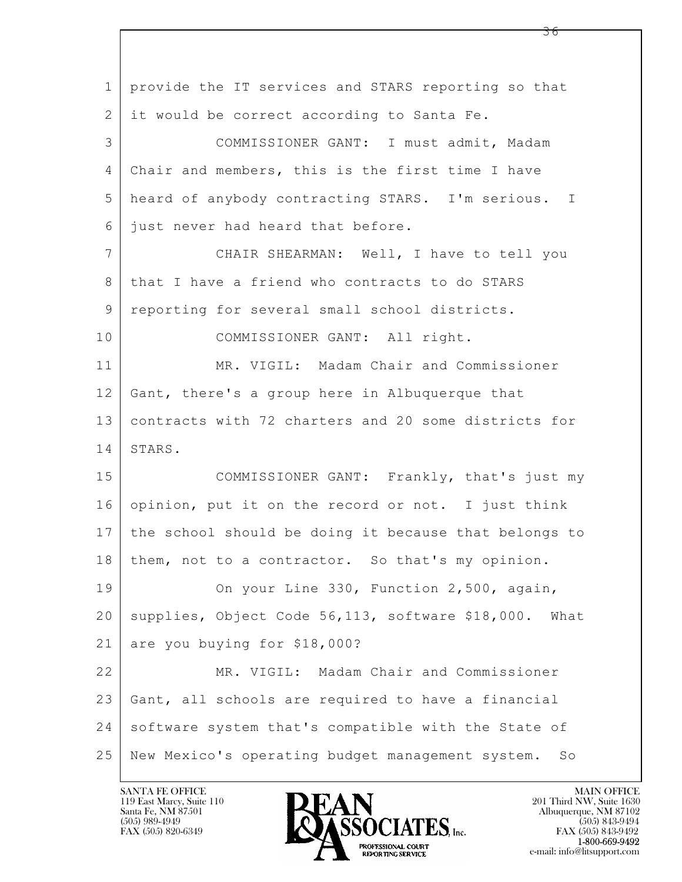1 provide the IT services and STARS reporting so that
2 it would be correct according to Santa Fe.
3 COMMISSIONER GANT: I must admit, Madam
4 Chair and members, this is the first time I have
5 heard of anybody contracting STARS. I'm serious. I
6 just never had heard that before.
7 CHAIR SHEARMAN: Well, I have to tell you
8 that I have a friend who contracts to do STARS
9 reporting for several small school districts.
10 COMMISSIONER GANT: All right.
11 MR. VIGIL: Madam Chair and Commissioner
12 Gant, there's a group here in Albuquerque that
13 contracts with 72 charters and 20 some districts for
14 STARS.
15 COMMISSIONER GANT: Frankly, that's just my
16 opinion, put it on the record or not. I just think
17 the school should be doing it because that belongs to
18 them, not to a contractor. So that's my opinion.
19 On your Line 330, Function 2,500, again,
20 supplies, Object Code 56,113, software $18,000. What
21 are you buying for $18,000?
22 MR. VIGIL: Madam Chair and Commissioner
23 Gant, all schools are required to have a financial
24 software system that's compatible with the State of
25 New Mexico's operating budget management system. So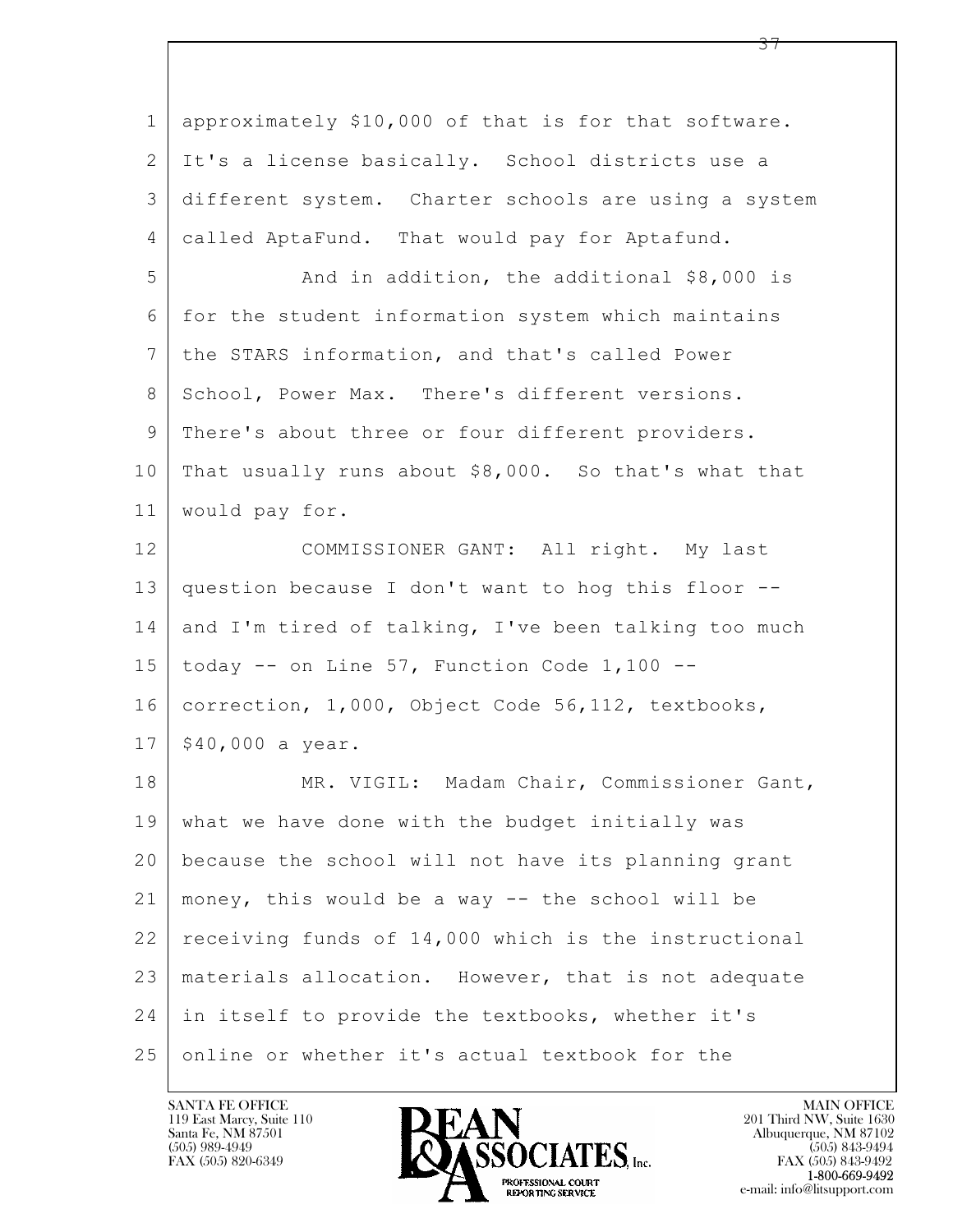approximately $10,000 of that is for that software. It's a license basically. School districts use a different system. Charter schools are using a system called AptaFund. That would pay for Aptafund.

And in addition, the additional $8,000 is for the student information system which maintains the STARS information, and that's called Power School, Power Max. There's different versions. There's about three or four different providers. That usually runs about $8,000. So that's what that would pay for.

COMMISSIONER GANT: All right. My last question because I don't want to hog this floor -- and I'm tired of talking, I've been talking too much today -- on Line 57, Function Code 1,100 -- correction, 1,000, Object Code 56,112, textbooks, $40,000 a year.

MR. VIGIL: Madam Chair, Commissioner Gant, what we have done with the budget initially was because the school will not have its planning grant money, this would be a way -- the school will be receiving funds of 14,000 which is the instructional materials allocation. However, that is not adequate in itself to provide the textbooks, whether it's online or whether it's actual textbook for the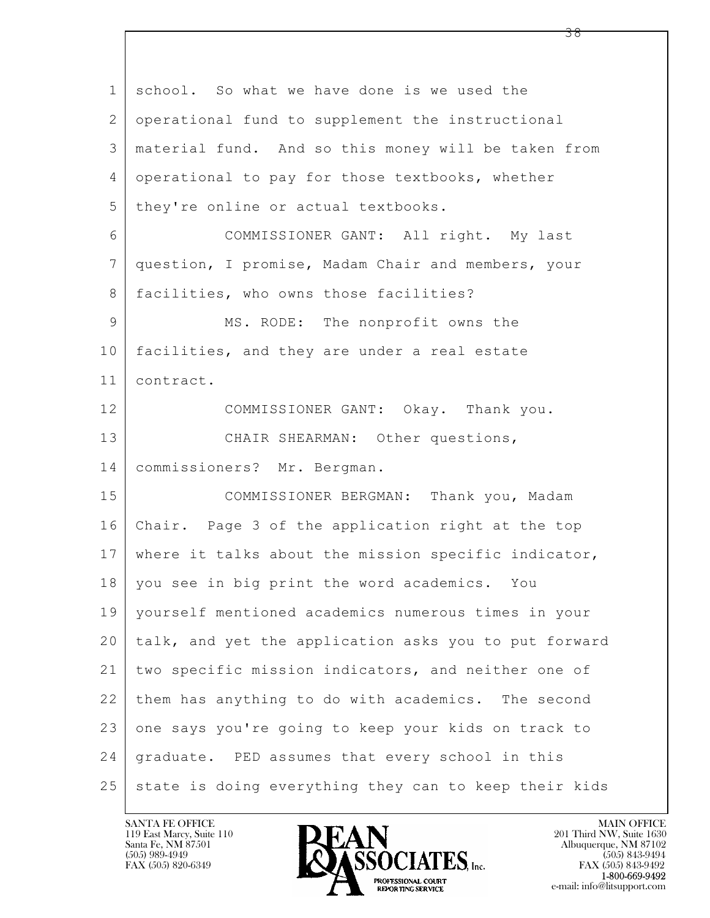school. So what we have done is we used the operational fund to supplement the instructional material fund. And so this money will be taken from operational to pay for those textbooks, whether they're online or actual textbooks.

COMMISSIONER GANT: All right. My last question, I promise, Madam Chair and members, your facilities, who owns those facilities?

MS. RODE: The nonprofit owns the facilities, and they are under a real estate contract.

COMMISSIONER GANT: Okay. Thank you.

CHAIR SHEARMAN: Other questions, commissioners? Mr. Bergman.

COMMISSIONER BERGMAN: Thank you, Madam Chair. Page 3 of the application right at the top where it talks about the mission specific indicator, you see in big print the word academics. You yourself mentioned academics numerous times in your talk, and yet the application asks you to put forward two specific mission indicators, and neither one of them has anything to do with academics. The second one says you're going to keep your kids on track to graduate. PED assumes that every school in this state is doing everything they can to keep their kids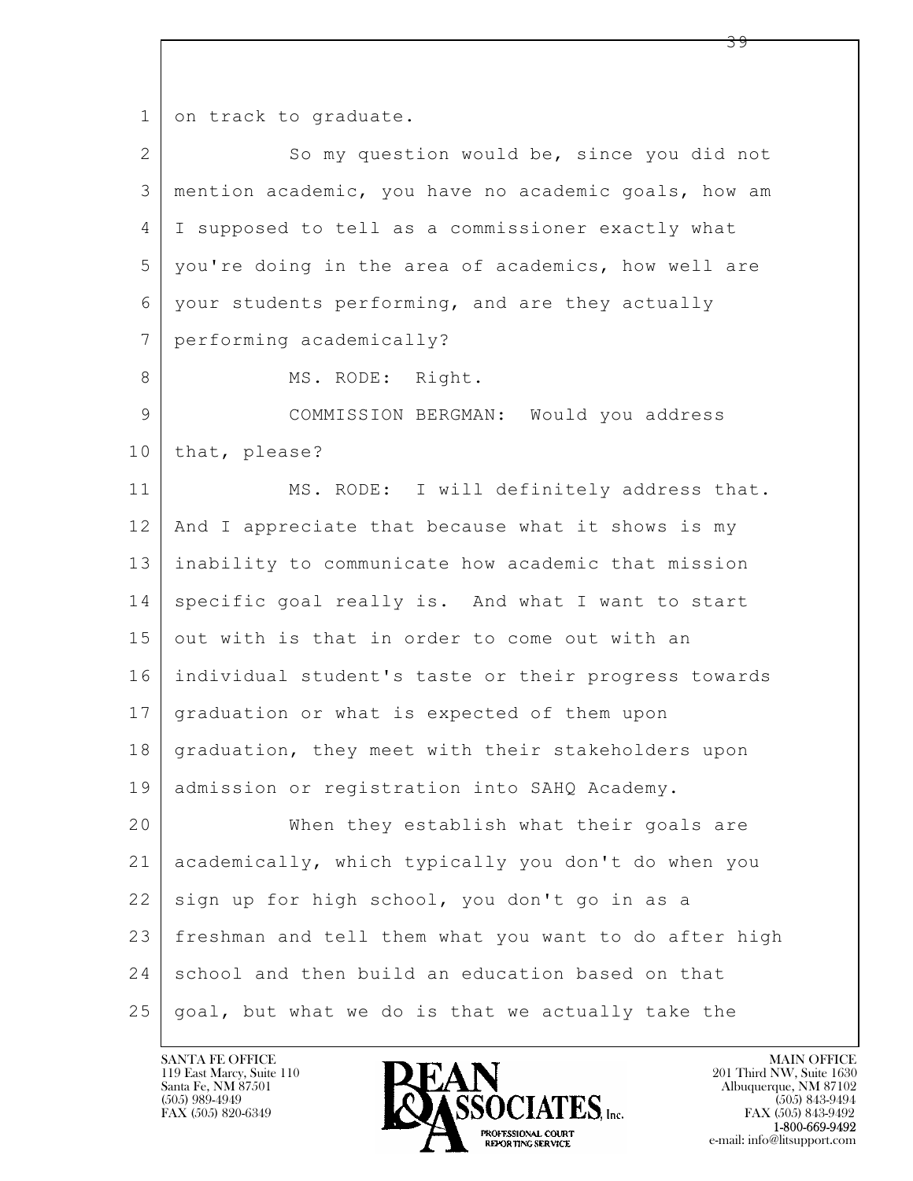1 on track to graduate.

2 So my question would be, since you did not

3 mention academic, you have no academic goals, how am

4 I supposed to tell as a commissioner exactly what

5 you're doing in the area of academics, how well are

6 your students performing, and are they actually

7 performing academically?

8 MS. RODE: Right.

9 COMMISSION BERGMAN: Would you address

10 that, please?

11 MS. RODE: I will definitely address that.

12 And I appreciate that because what it shows is my

13 inability to communicate how academic that mission

14 specific goal really is. And what I want to start

15 out with is that in order to come out with an

16 individual student's taste or their progress towards

17 graduation or what is expected of them upon

18 graduation, they meet with their stakeholders upon

19 admission or registration into SAHQ Academy.

20 When they establish what their goals are

21 academically, which typically you don't do when you

22 sign up for high school, you don't go in as a

23 freshman and tell them what you want to do after high

24 school and then build an education based on that

25 goal, but what we do is that we actually take the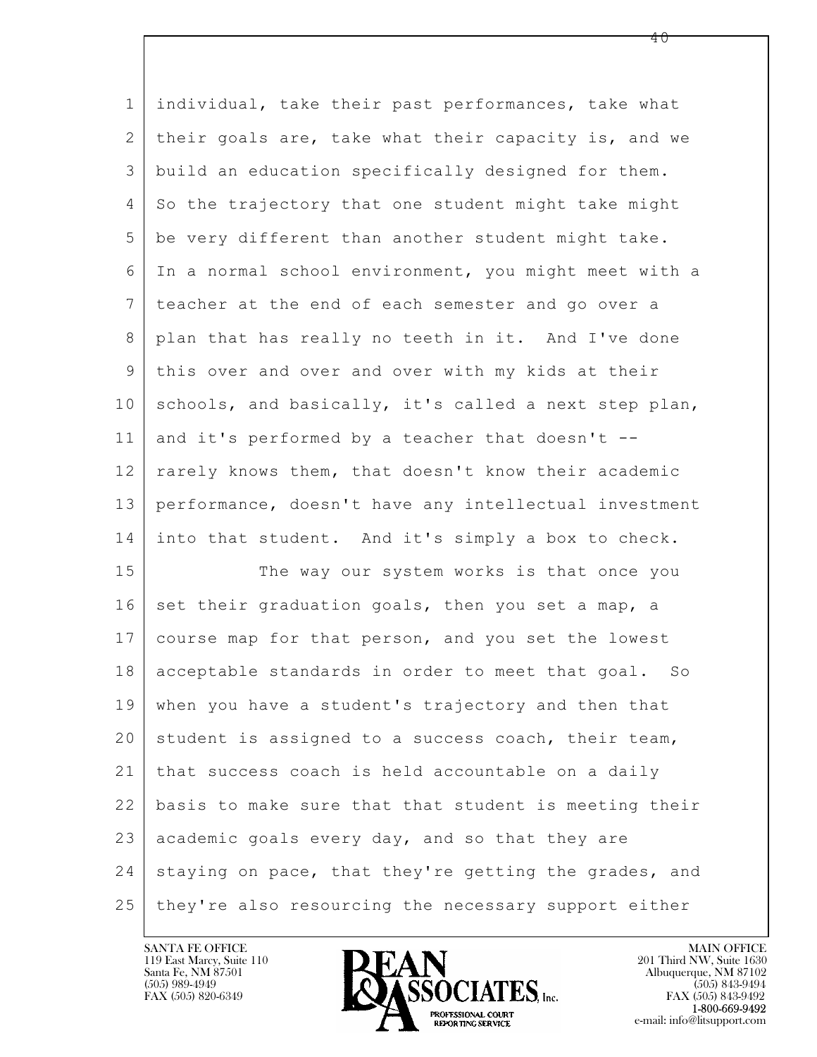individual, take their past performances, take what their goals are, take what their capacity is, and we build an education specifically designed for them. So the trajectory that one student might take might be very different than another student might take. In a normal school environment, you might meet with a teacher at the end of each semester and go over a plan that has really no teeth in it. And I've done this over and over and over with my kids at their schools, and basically, it's called a next step plan, and it's performed by a teacher that doesn't -- rarely knows them, that doesn't know their academic performance, doesn't have any intellectual investment into that student. And it's simply a box to check.

The way our system works is that once you set their graduation goals, then you set a map, a course map for that person, and you set the lowest acceptable standards in order to meet that goal. So when you have a student's trajectory and then that student is assigned to a success coach, their team, that success coach is held accountable on a daily basis to make sure that that student is meeting their academic goals every day, and so that they are staying on pace, that they're getting the grades, and they're also resourcing the necessary support either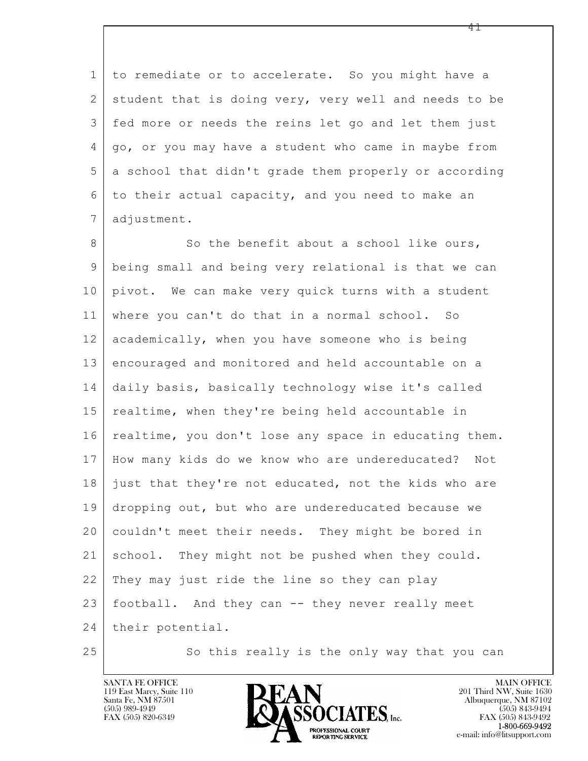to remediate or to accelerate. So you might have a student that is doing very, very well and needs to be fed more or needs the reins let go and let them just go, or you may have a student who came in maybe from a school that didn't grade them properly or according to their actual capacity, and you need to make an adjustment.

So the benefit about a school like ours, being small and being very relational is that we can pivot. We can make very quick turns with a student where you can't do that in a normal school. So academically, when you have someone who is being encouraged and monitored and held accountable on a daily basis, basically technology wise it's called realtime, when they're being held accountable in realtime, you don't lose any space in educating them. How many kids do we know who are undereducated? Not just that they're not educated, not the kids who are dropping out, but who are undereducated because we couldn't meet their needs. They might be bored in school. They might not be pushed when they could. They may just ride the line so they can play football. And they can -- they never really meet their potential.

So this really is the only way that you can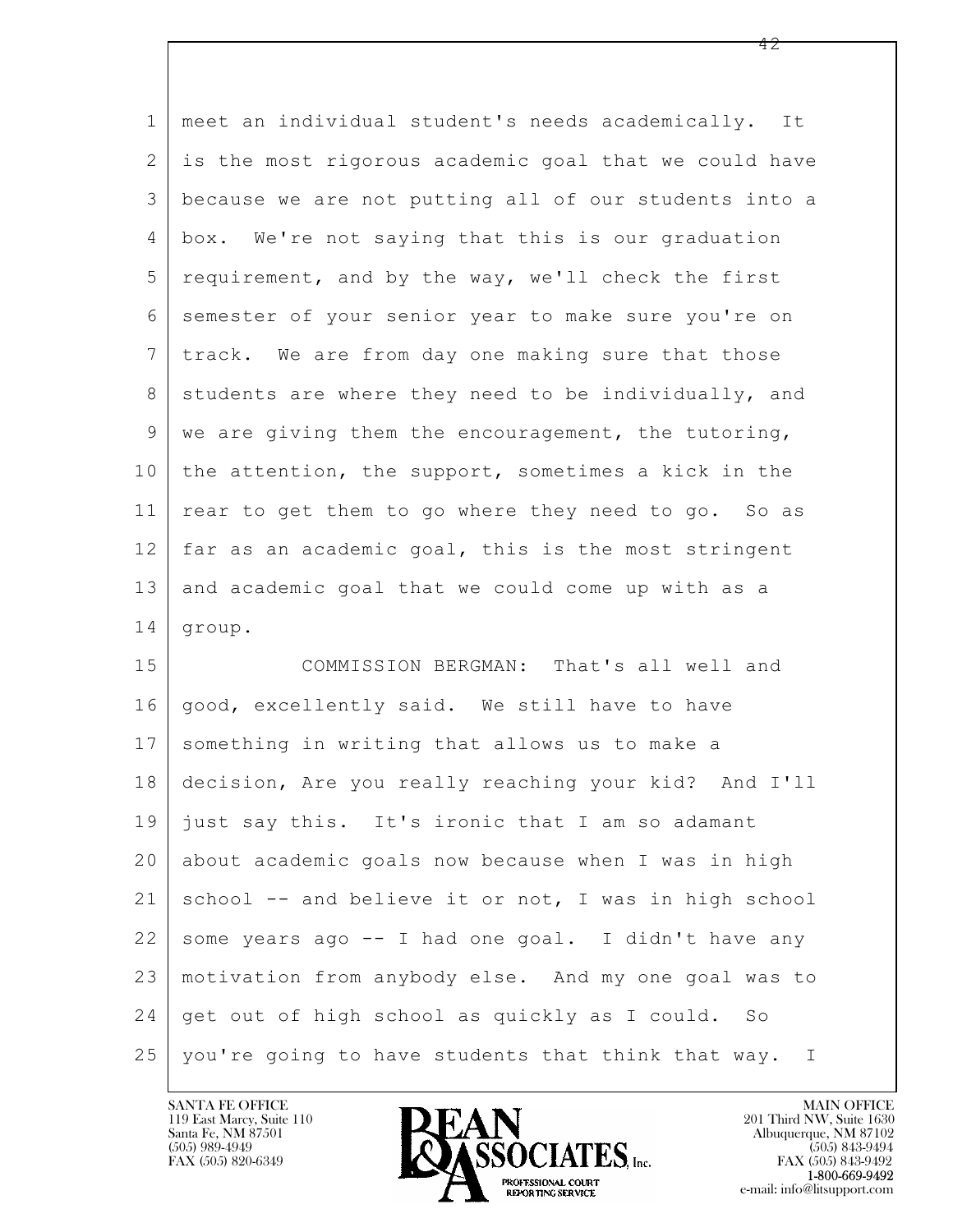1 meet an individual student's needs academically. It
2 is the most rigorous academic goal that we could have
3 because we are not putting all of our students into a
4 box. We're not saying that this is our graduation
5 requirement, and by the way, we'll check the first
6 semester of your senior year to make sure you're on
7 track. We are from day one making sure that those
8 students are where they need to be individually, and
9 we are giving them the encouragement, the tutoring,
10 the attention, the support, sometimes a kick in the
11 rear to get them to go where they need to go. So as
12 far as an academic goal, this is the most stringent
13 and academic goal that we could come up with as a
14 group.
15 COMMISSION BERGMAN: That's all well and
16 good, excellently said. We still have to have
17 something in writing that allows us to make a
18 decision, Are you really reaching your kid? And I'll
19 just say this. It's ironic that I am so adamant
20 about academic goals now because when I was in high
21 school -- and believe it or not, I was in high school
22 some years ago -- I had one goal. I didn't have any
23 motivation from anybody else. And my one goal was to
24 get out of high school as quickly as I could. So
25 you're going to have students that think that way. I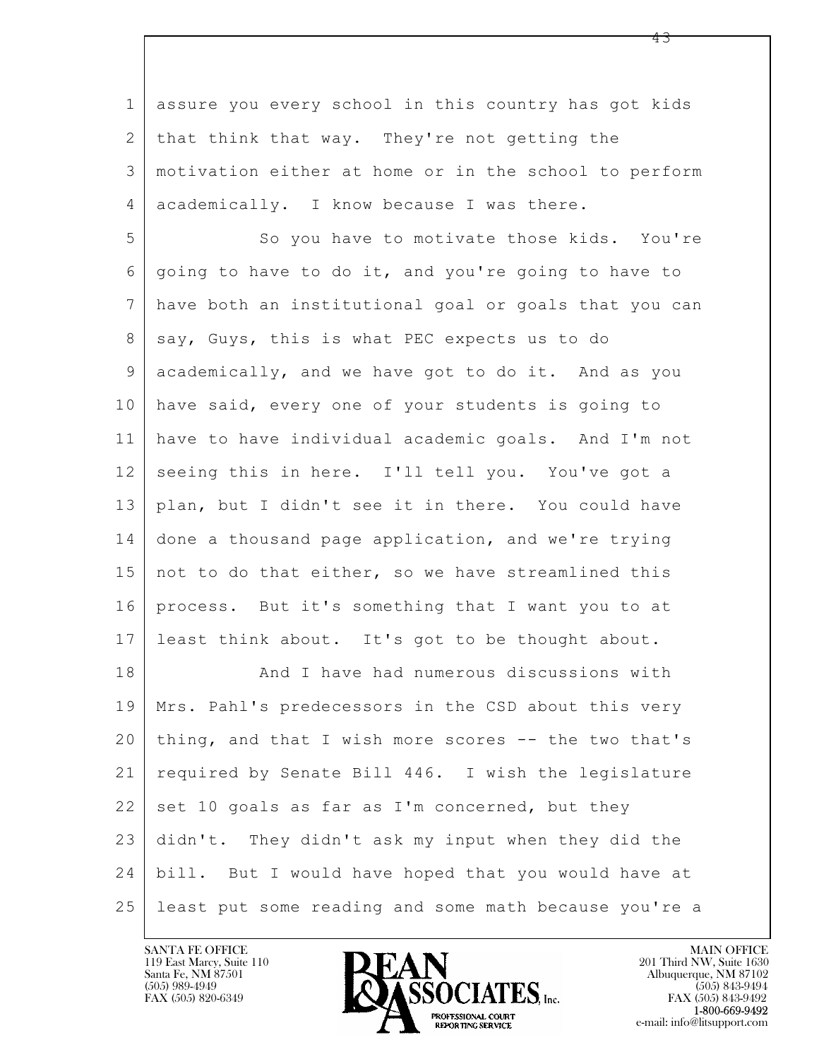assure you every school in this country has got kids that think that way. They're not getting the motivation either at home or in the school to perform academically. I know because I was there.

So you have to motivate those kids. You're going to have to do it, and you're going to have to have both an institutional goal or goals that you can say, Guys, this is what PEC expects us to do academically, and we have got to do it. And as you have said, every one of your students is going to have to have individual academic goals. And I'm not seeing this in here. I'll tell you. You've got a plan, but I didn't see it in there. You could have done a thousand page application, and we're trying not to do that either, so we have streamlined this process. But it's something that I want you to at least think about. It's got to be thought about.

And I have had numerous discussions with Mrs. Pahl's predecessors in the CSD about this very thing, and that I wish more scores -- the two that's required by Senate Bill 446. I wish the legislature set 10 goals as far as I'm concerned, but they didn't. They didn't ask my input when they did the bill. But I would have hoped that you would have at least put some reading and some math because you're a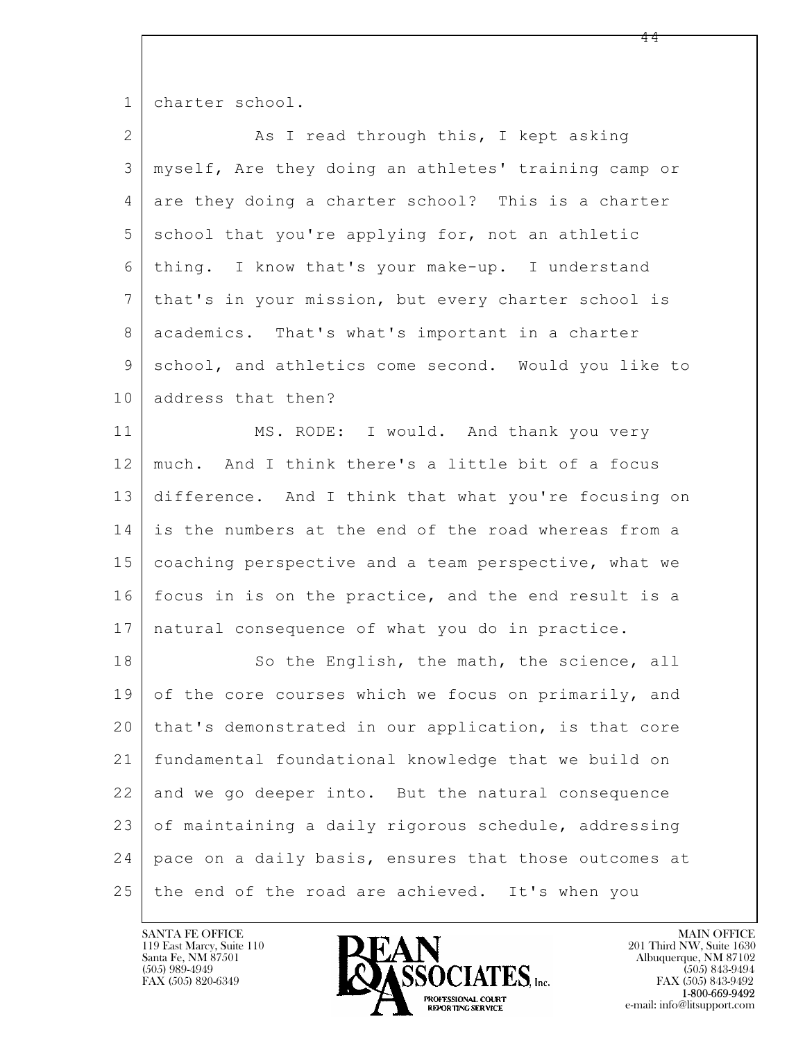charter school.

As I read through this, I kept asking myself, Are they doing an athletes' training camp or are they doing a charter school? This is a charter school that you're applying for, not an athletic thing. I know that's your make-up. I understand that's in your mission, but every charter school is academics. That's what's important in a charter school, and athletics come second. Would you like to address that then?

MS. RODE: I would. And thank you very much. And I think there's a little bit of a focus difference. And I think that what you're focusing on is the numbers at the end of the road whereas from a coaching perspective and a team perspective, what we focus in is on the practice, and the end result is a natural consequence of what you do in practice.

So the English, the math, the science, all of the core courses which we focus on primarily, and that's demonstrated in our application, is that core fundamental foundational knowledge that we build on and we go deeper into. But the natural consequence of maintaining a daily rigorous schedule, addressing pace on a daily basis, ensures that those outcomes at the end of the road are achieved. It's when you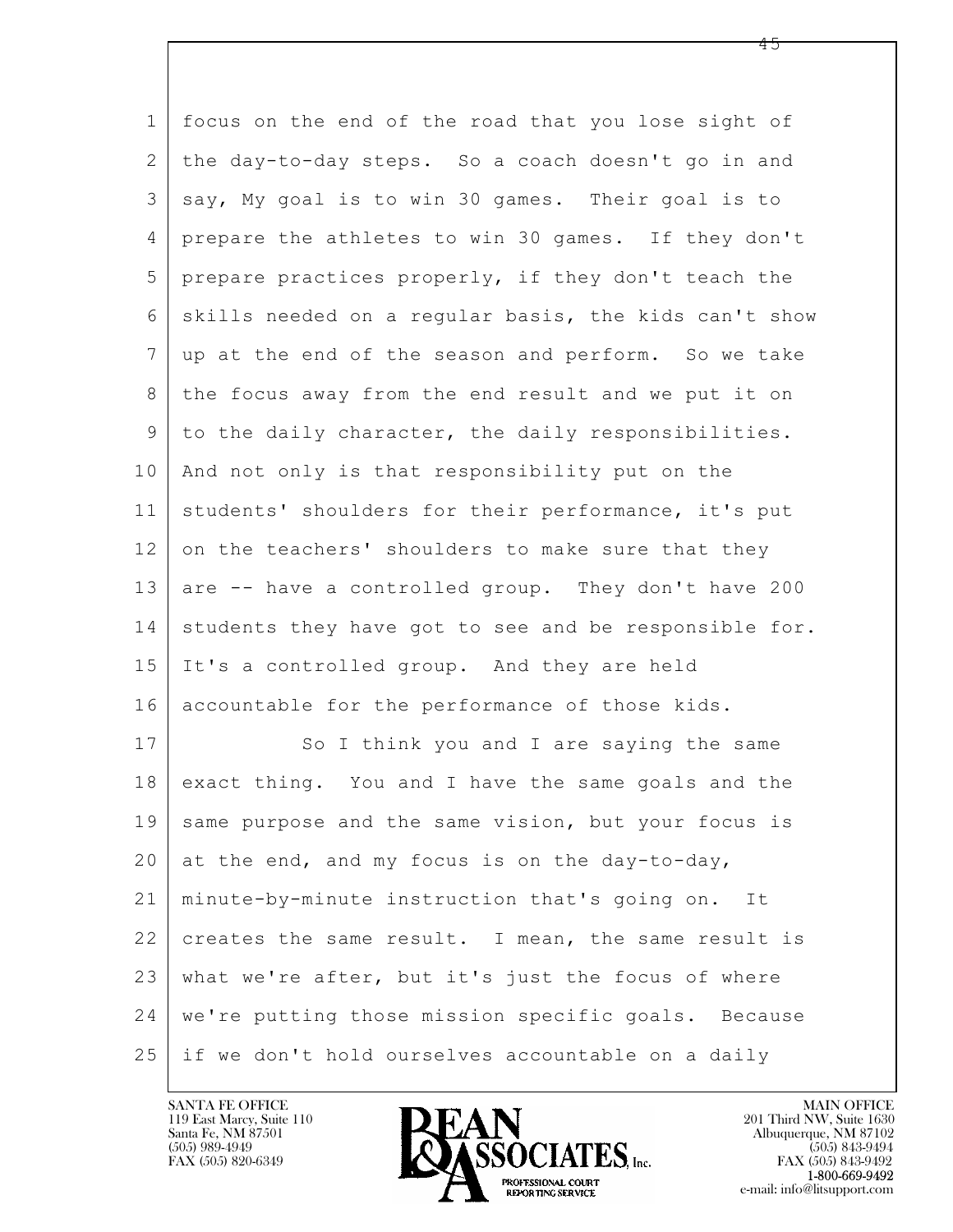focus on the end of the road that you lose sight of the day-to-day steps. So a coach doesn't go in and say, My goal is to win 30 games. Their goal is to prepare the athletes to win 30 games. If they don't prepare practices properly, if they don't teach the skills needed on a regular basis, the kids can't show up at the end of the season and perform. So we take the focus away from the end result and we put it on to the daily character, the daily responsibilities. And not only is that responsibility put on the students' shoulders for their performance, it's put on the teachers' shoulders to make sure that they are -- have a controlled group. They don't have 200 students they have got to see and be responsible for. It's a controlled group. And they are held accountable for the performance of those kids.

So I think you and I are saying the same exact thing. You and I have the same goals and the same purpose and the same vision, but your focus is at the end, and my focus is on the day-to-day, minute-by-minute instruction that's going on. It creates the same result. I mean, the same result is what we're after, but it's just the focus of where we're putting those mission specific goals. Because if we don't hold ourselves accountable on a daily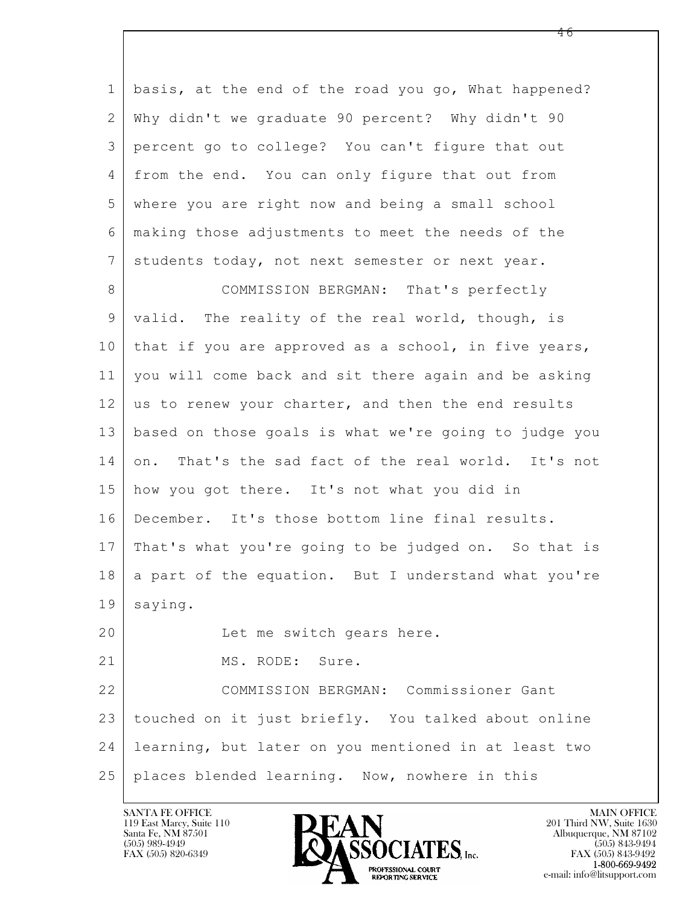1 basis, at the end of the road you go, What happened?
2 Why didn't we graduate 90 percent? Why didn't 90
3 percent go to college? You can't figure that out
4 from the end. You can only figure that out from
5 where you are right now and being a small school
6 making those adjustments to meet the needs of the
7 students today, not next semester or next year.

8 COMMISSION BERGMAN: That's perfectly
9 valid. The reality of the real world, though, is
10 that if you are approved as a school, in five years,
11 you will come back and sit there again and be asking
12 us to renew your charter, and then the end results
13 based on those goals is what we're going to judge you
14 on. That's the sad fact of the real world. It's not
15 how you got there. It's not what you did in
16 December. It's those bottom line final results.
17 That's what you're going to be judged on. So that is
18 a part of the equation. But I understand what you're
19 saying.

20 Let me switch gears here.

21 MS. RODE: Sure.

22 COMMISSION BERGMAN: Commissioner Gant
23 touched on it just briefly. You talked about online
24 learning, but later on you mentioned in at least two
25 places blended learning. Now, nowhere in this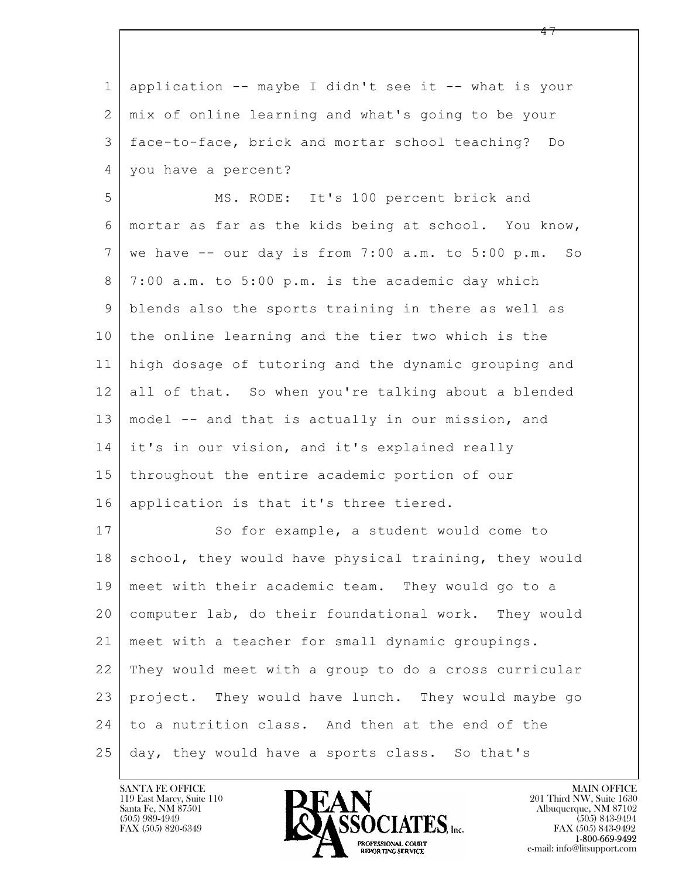application -- maybe I didn't see it -- what is your mix of online learning and what's going to be your face-to-face, brick and mortar school teaching? Do you have a percent?

MS. RODE: It's 100 percent brick and mortar as far as the kids being at school. You know, we have -- our day is from 7:00 a.m. to 5:00 p.m. So 7:00 a.m. to 5:00 p.m. is the academic day which blends also the sports training in there as well as the online learning and the tier two which is the high dosage of tutoring and the dynamic grouping and all of that. So when you're talking about a blended model -- and that is actually in our mission, and it's in our vision, and it's explained really throughout the entire academic portion of our application is that it's three tiered.

So for example, a student would come to school, they would have physical training, they would meet with their academic team. They would go to a computer lab, do their foundational work. They would meet with a teacher for small dynamic groupings. They would meet with a group to do a cross curricular project. They would have lunch. They would maybe go to a nutrition class. And then at the end of the day, they would have a sports class. So that's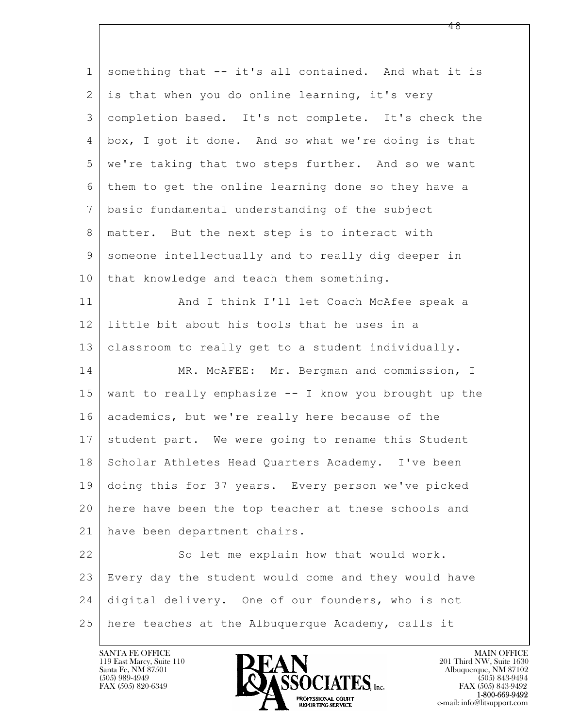something that -- it's all contained. And what it is is that when you do online learning, it's very completion based. It's not complete. It's check the box, I got it done. And so what we're doing is that we're taking that two steps further. And so we want them to get the online learning done so they have a basic fundamental understanding of the subject matter. But the next step is to interact with someone intellectually and to really dig deeper in that knowledge and teach them something.

And I think I'll let Coach McAfee speak a little bit about his tools that he uses in a classroom to really get to a student individually.

MR. McAFEE: Mr. Bergman and commission, I want to really emphasize -- I know you brought up the academics, but we're really here because of the student part. We were going to rename this Student Scholar Athletes Head Quarters Academy. I've been doing this for 37 years. Every person we've picked here have been the top teacher at these schools and have been department chairs.

So let me explain how that would work. Every day the student would come and they would have digital delivery. One of our founders, who is not here teaches at the Albuquerque Academy, calls it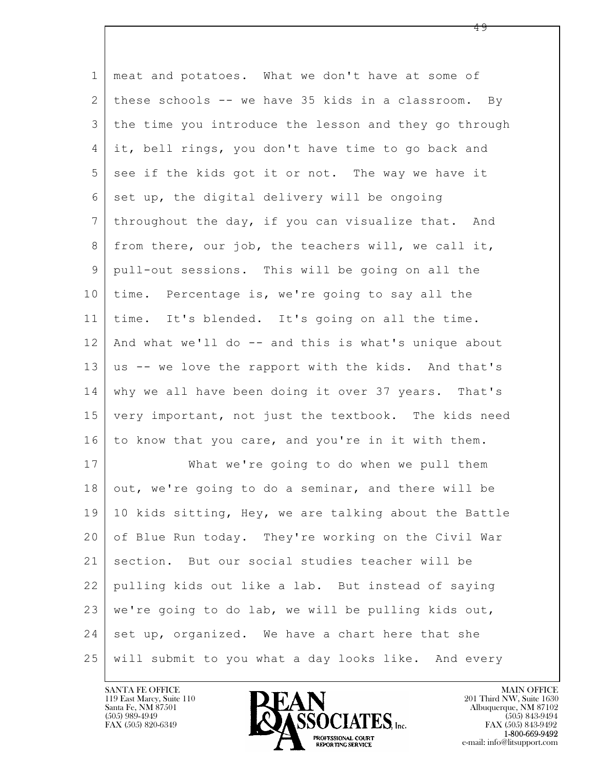meat and potatoes. What we don't have at some of these schools -- we have 35 kids in a classroom. By the time you introduce the lesson and they go through it, bell rings, you don't have time to go back and see if the kids got it or not. The way we have it set up, the digital delivery will be ongoing throughout the day, if you can visualize that. And from there, our job, the teachers will, we call it, pull-out sessions. This will be going on all the time. Percentage is, we're going to say all the time. It's blended. It's going on all the time. And what we'll do -- and this is what's unique about us -- we love the rapport with the kids. And that's why we all have been doing it over 37 years. That's very important, not just the textbook. The kids need to know that you care, and you're in it with them.

What we're going to do when we pull them out, we're going to do a seminar, and there will be 10 kids sitting, Hey, we are talking about the Battle of Blue Run today. They're working on the Civil War section. But our social studies teacher will be pulling kids out like a lab. But instead of saying we're going to do lab, we will be pulling kids out, set up, organized. We have a chart here that she will submit to you what a day looks like. And every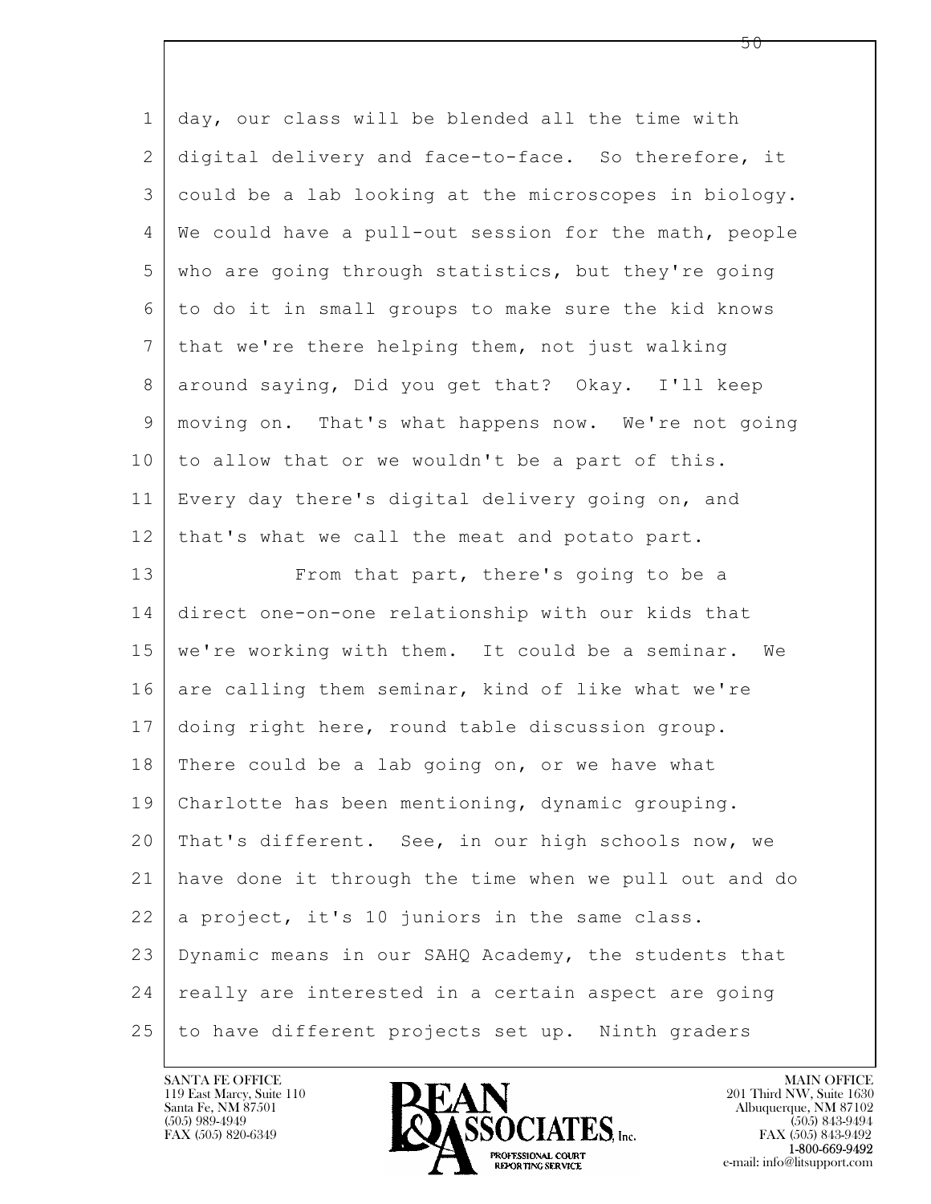day, our class will be blended all the time with digital delivery and face-to-face. So therefore, it could be a lab looking at the microscopes in biology. We could have a pull-out session for the math, people who are going through statistics, but they're going to do it in small groups to make sure the kid knows that we're there helping them, not just walking around saying, Did you get that? Okay. I'll keep moving on. That's what happens now. We're not going to allow that or we wouldn't be a part of this. Every day there's digital delivery going on, and that's what we call the meat and potato part.

From that part, there's going to be a direct one-on-one relationship with our kids that we're working with them. It could be a seminar. We are calling them seminar, kind of like what we're doing right here, round table discussion group. There could be a lab going on, or we have what Charlotte has been mentioning, dynamic grouping. That's different. See, in our high schools now, we have done it through the time when we pull out and do a project, it's 10 juniors in the same class. Dynamic means in our SAHQ Academy, the students that really are interested in a certain aspect are going to have different projects set up. Ninth graders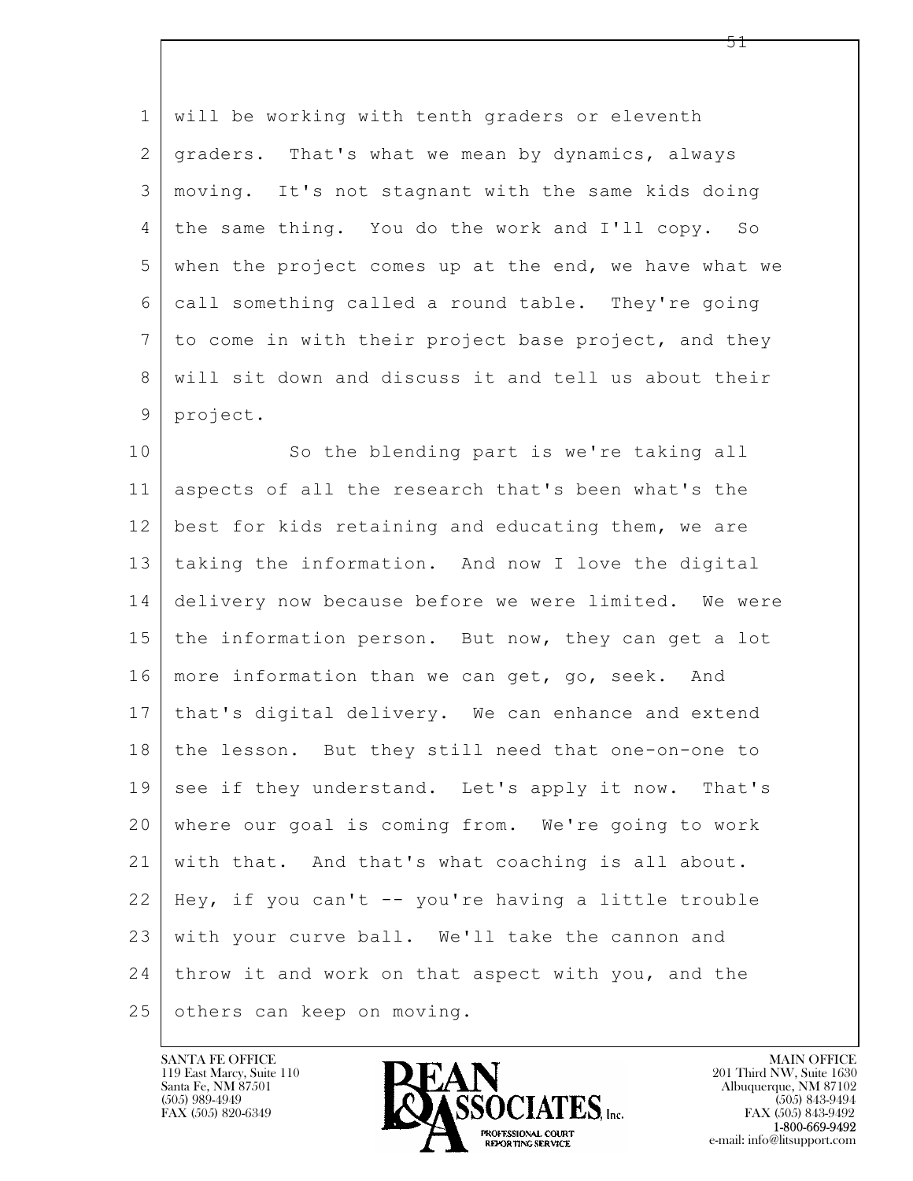will be working with tenth graders or eleventh graders. That's what we mean by dynamics, always moving. It's not stagnant with the same kids doing the same thing. You do the work and I'll copy. So when the project comes up at the end, we have what we call something called a round table. They're going to come in with their project base project, and they will sit down and discuss it and tell us about their project.

So the blending part is we're taking all aspects of all the research that's been what's the best for kids retaining and educating them, we are taking the information. And now I love the digital delivery now because before we were limited. We were the information person. But now, they can get a lot more information than we can get, go, seek. And that's digital delivery. We can enhance and extend the lesson. But they still need that one-on-one to see if they understand. Let's apply it now. That's where our goal is coming from. We're going to work with that. And that's what coaching is all about. Hey, if you can't -- you're having a little trouble with your curve ball. We'll take the cannon and throw it and work on that aspect with you, and the others can keep on moving.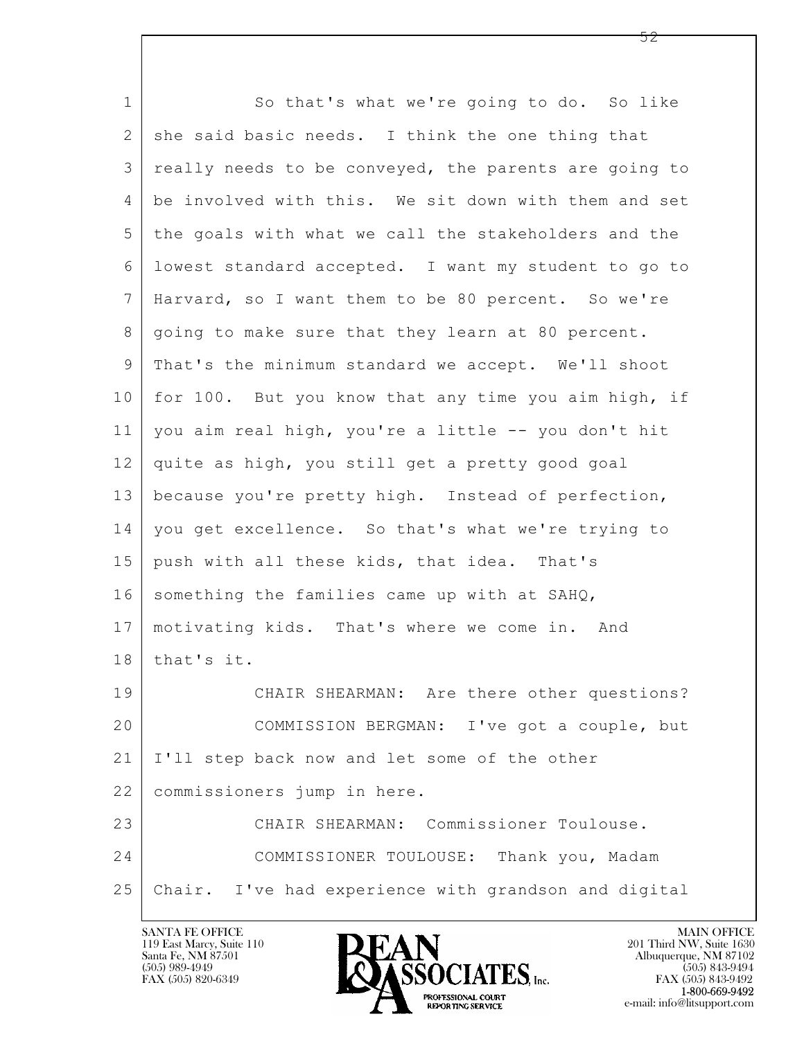So that's what we're going to do. So like she said basic needs. I think the one thing that really needs to be conveyed, the parents are going to be involved with this. We sit down with them and set the goals with what we call the stakeholders and the lowest standard accepted. I want my student to go to Harvard, so I want them to be 80 percent. So we're going to make sure that they learn at 80 percent. That's the minimum standard we accept. We'll shoot for 100. But you know that any time you aim high, if you aim real high, you're a little -- you don't hit quite as high, you still get a pretty good goal because you're pretty high. Instead of perfection, you get excellence. So that's what we're trying to push with all these kids, that idea. That's something the families came up with at SAHQ, motivating kids. That's where we come in. And that's it.

CHAIR SHEARMAN: Are there other questions?

COMMISSION BERGMAN: I've got a couple, but I'll step back now and let some of the other commissioners jump in here.

CHAIR SHEARMAN: Commissioner Toulouse.

COMMISSIONER TOULOUSE: Thank you, Madam Chair. I've had experience with grandson and digital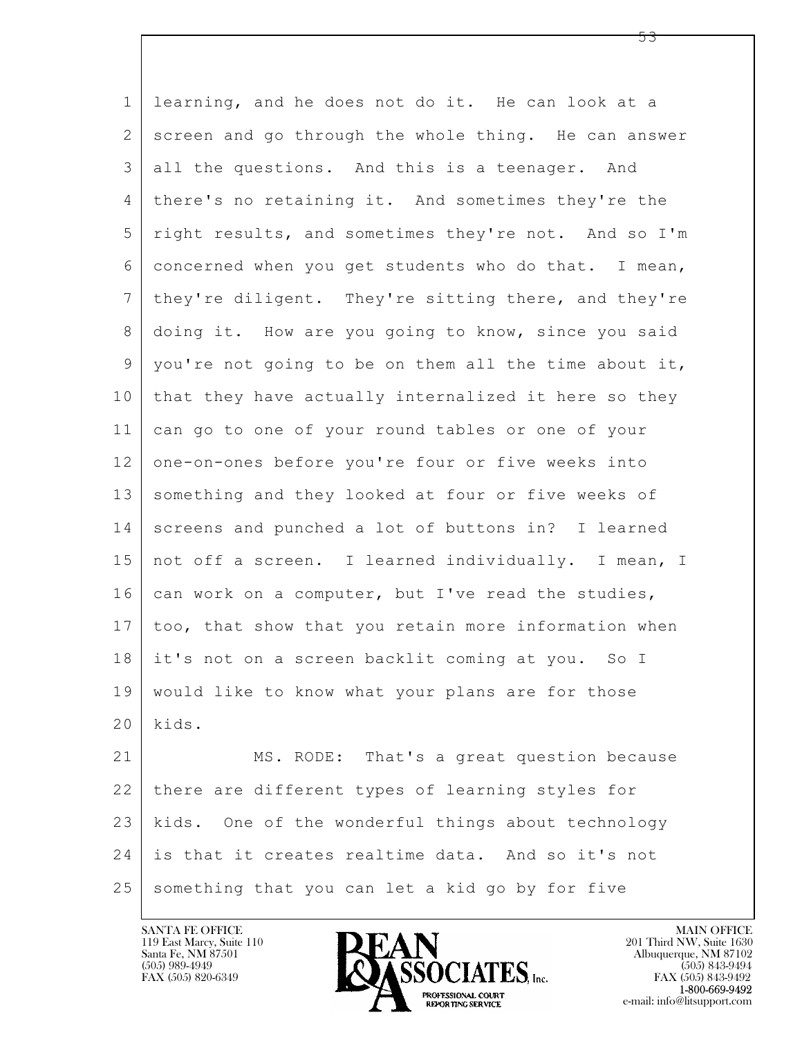learning, and he does not do it. He can look at a screen and go through the whole thing. He can answer all the questions. And this is a teenager. And there's no retaining it. And sometimes they're the right results, and sometimes they're not. And so I'm concerned when you get students who do that. I mean, they're diligent. They're sitting there, and they're doing it. How are you going to know, since you said you're not going to be on them all the time about it, that they have actually internalized it here so they can go to one of your round tables or one of your one-on-ones before you're four or five weeks into something and they looked at four or five weeks of screens and punched a lot of buttons in? I learned not off a screen. I learned individually. I mean, I can work on a computer, but I've read the studies, too, that show that you retain more information when it's not on a screen backlit coming at you. So I would like to know what your plans are for those kids.

MS. RODE: That's a great question because there are different types of learning styles for kids. One of the wonderful things about technology is that it creates realtime data. And so it's not something that you can let a kid go by for five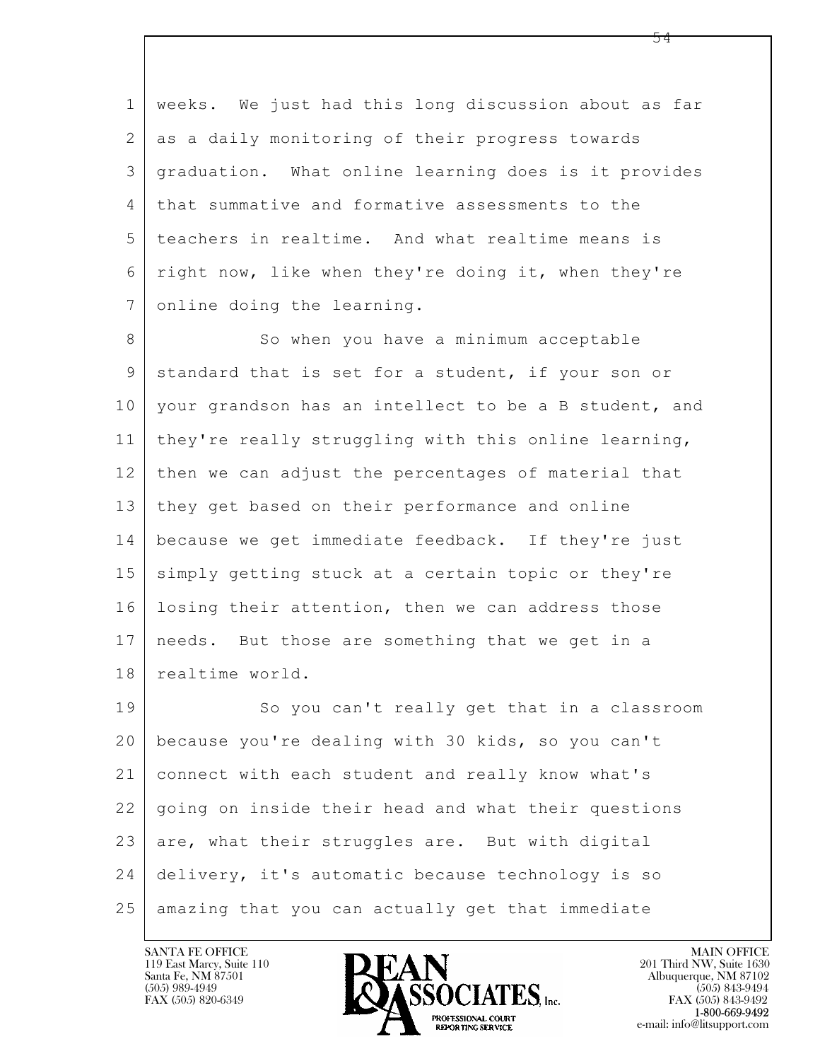weeks. We just had this long discussion about as far as a daily monitoring of their progress towards graduation. What online learning does is it provides that summative and formative assessments to the teachers in realtime. And what realtime means is right now, like when they're doing it, when they're online doing the learning.

So when you have a minimum acceptable standard that is set for a student, if your son or your grandson has an intellect to be a B student, and they're really struggling with this online learning, then we can adjust the percentages of material that they get based on their performance and online because we get immediate feedback. If they're just simply getting stuck at a certain topic or they're losing their attention, then we can address those needs. But those are something that we get in a realtime world.

So you can't really get that in a classroom because you're dealing with 30 kids, so you can't connect with each student and really know what's going on inside their head and what their questions are, what their struggles are. But with digital delivery, it's automatic because technology is so amazing that you can actually get that immediate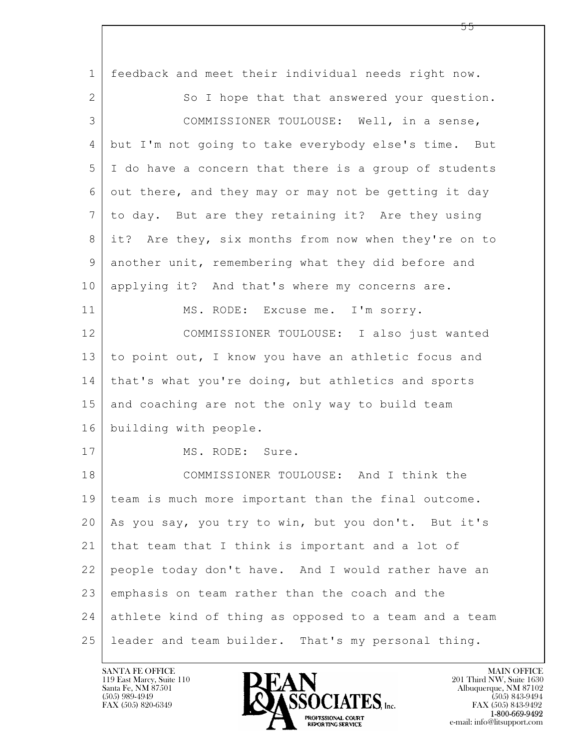feedback and meet their individual needs right now.

So I hope that that answered your question.

COMMISSIONER TOULOUSE: Well, in a sense, but I'm not going to take everybody else's time. But I do have a concern that there is a group of students out there, and they may or may not be getting it day to day. But are they retaining it? Are they using it? Are they, six months from now when they're on to another unit, remembering what they did before and applying it? And that's where my concerns are.

MS. RODE: Excuse me. I'm sorry.

COMMISSIONER TOULOUSE: I also just wanted to point out, I know you have an athletic focus and that's what you're doing, but athletics and sports and coaching are not the only way to build team building with people.

MS. RODE: Sure.

COMMISSIONER TOULOUSE: And I think the team is much more important than the final outcome. As you say, you try to win, but you don't. But it's that team that I think is important and a lot of people today don't have. And I would rather have an emphasis on team rather than the coach and the athlete kind of thing as opposed to a team and a team leader and team builder. That's my personal thing.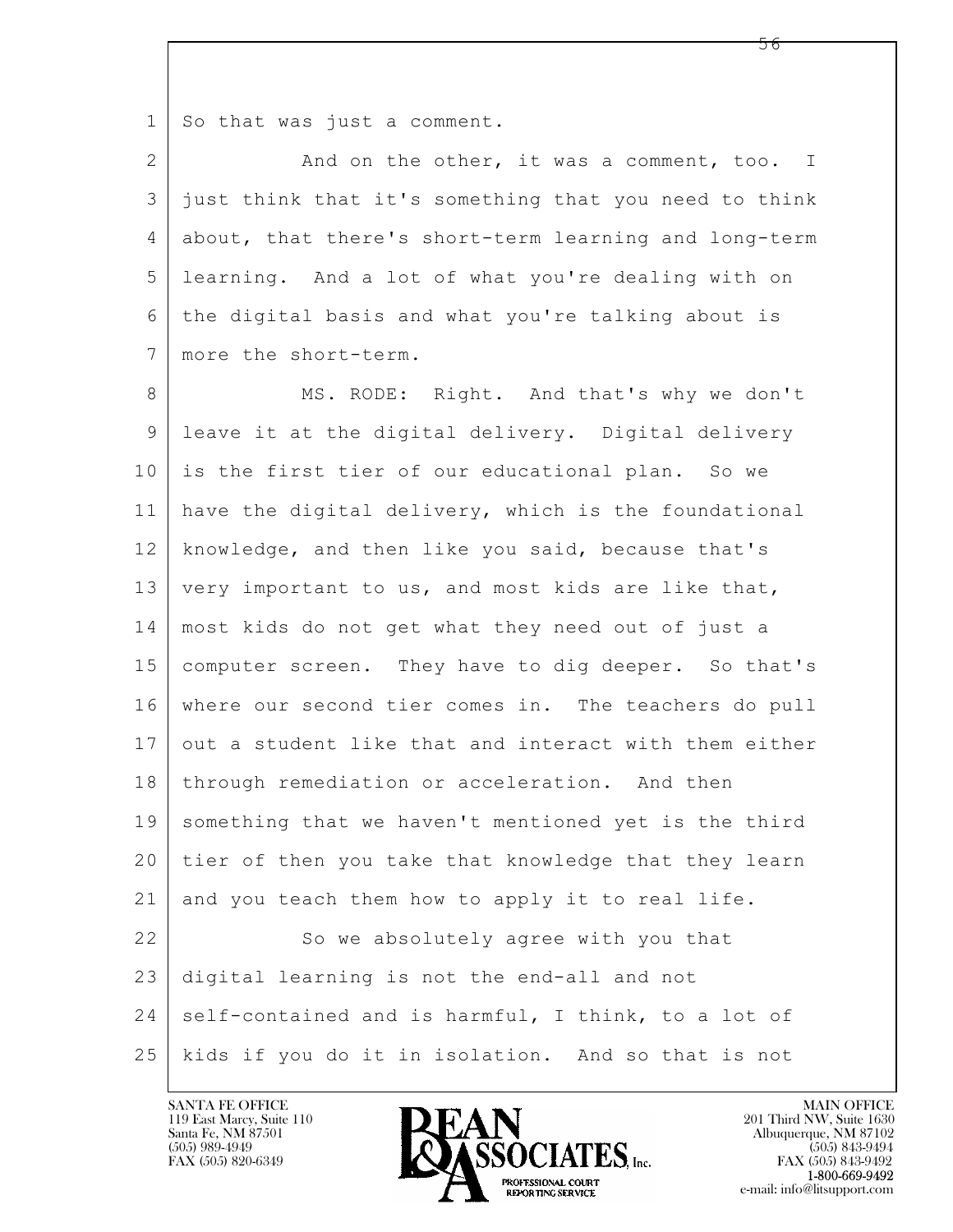So that was just a comment.

And on the other, it was a comment, too. I just think that it's something that you need to think about, that there's short-term learning and long-term learning. And a lot of what you're dealing with on the digital basis and what you're talking about is more the short-term.

MS. RODE: Right. And that's why we don't leave it at the digital delivery. Digital delivery is the first tier of our educational plan. So we have the digital delivery, which is the foundational knowledge, and then like you said, because that's very important to us, and most kids are like that, most kids do not get what they need out of just a computer screen. They have to dig deeper. So that's where our second tier comes in. The teachers do pull out a student like that and interact with them either through remediation or acceleration. And then something that we haven't mentioned yet is the third tier of then you take that knowledge that they learn and you teach them how to apply it to real life.

So we absolutely agree with you that digital learning is not the end-all and not self-contained and is harmful, I think, to a lot of kids if you do it in isolation. And so that is not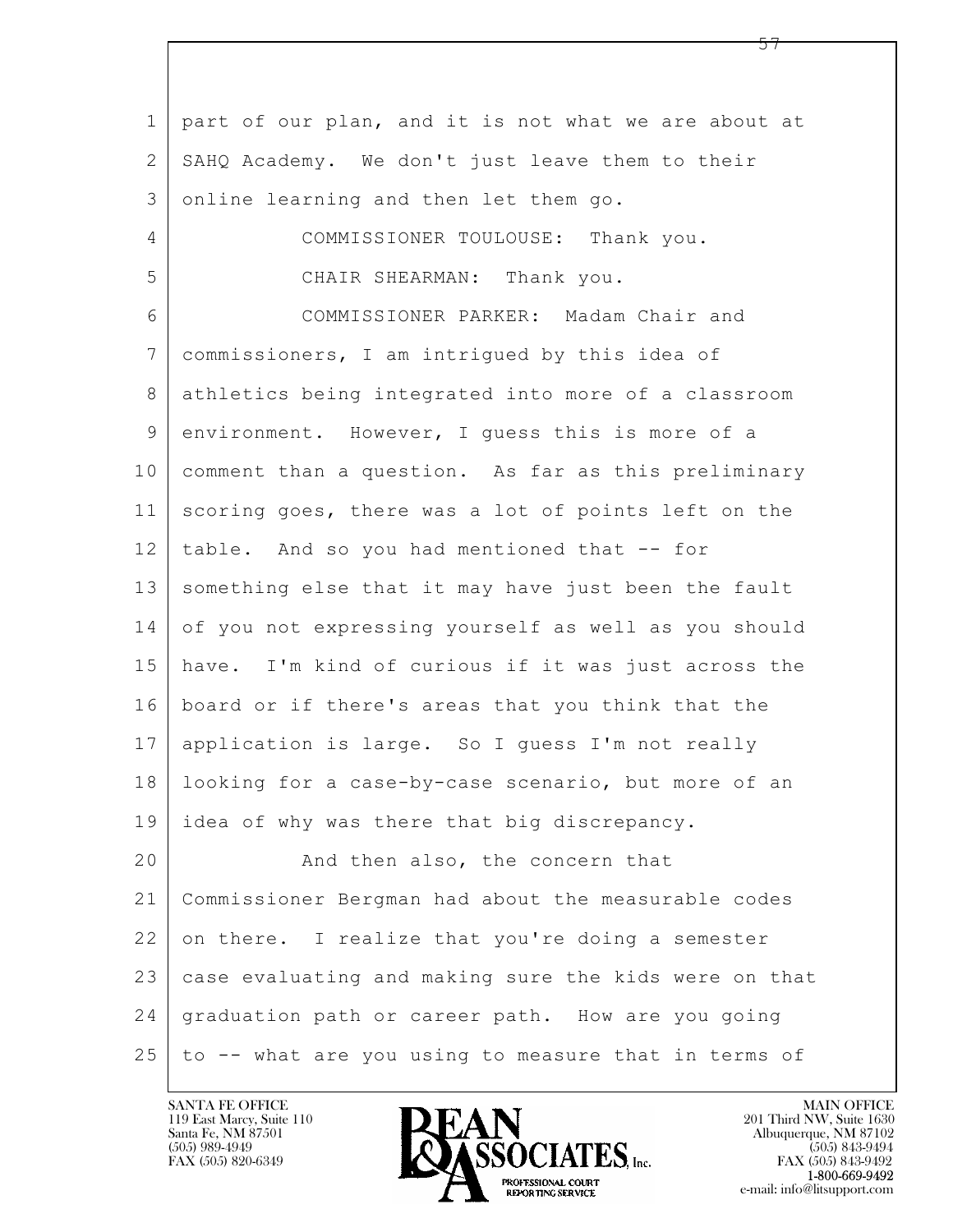part of our plan, and it is not what we are about at SAHQ Academy. We don't just leave them to their online learning and then let them go.

COMMISSIONER TOULOUSE: Thank you.

CHAIR SHEARMAN: Thank you.

COMMISSIONER PARKER: Madam Chair and commissioners, I am intrigued by this idea of athletics being integrated into more of a classroom environment. However, I guess this is more of a comment than a question. As far as this preliminary scoring goes, there was a lot of points left on the table. And so you had mentioned that -- for something else that it may have just been the fault of you not expressing yourself as well as you should have. I'm kind of curious if it was just across the board or if there's areas that you think that the application is large. So I guess I'm not really looking for a case-by-case scenario, but more of an idea of why was there that big discrepancy.

And then also, the concern that Commissioner Bergman had about the measurable codes on there. I realize that you're doing a semester case evaluating and making sure the kids were on that graduation path or career path. How are you going to -- what are you using to measure that in terms of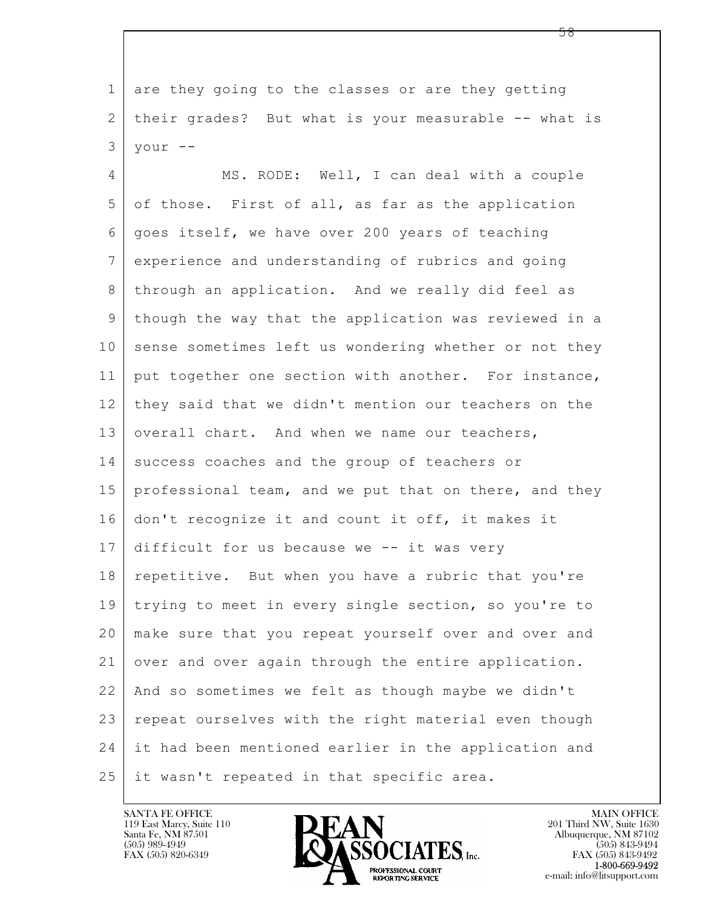are they going to the classes or are they getting their grades? But what is your measurable -- what is your --

MS. RODE: Well, I can deal with a couple of those. First of all, as far as the application goes itself, we have over 200 years of teaching experience and understanding of rubrics and going through an application. And we really did feel as though the way that the application was reviewed in a sense sometimes left us wondering whether or not they put together one section with another. For instance, they said that we didn't mention our teachers on the overall chart. And when we name our teachers, success coaches and the group of teachers or professional team, and we put that on there, and they don't recognize it and count it off, it makes it difficult for us because we -- it was very repetitive. But when you have a rubric that you're trying to meet in every single section, so you're to make sure that you repeat yourself over and over and over and over again through the entire application. And so sometimes we felt as though maybe we didn't repeat ourselves with the right material even though it had been mentioned earlier in the application and it wasn't repeated in that specific area.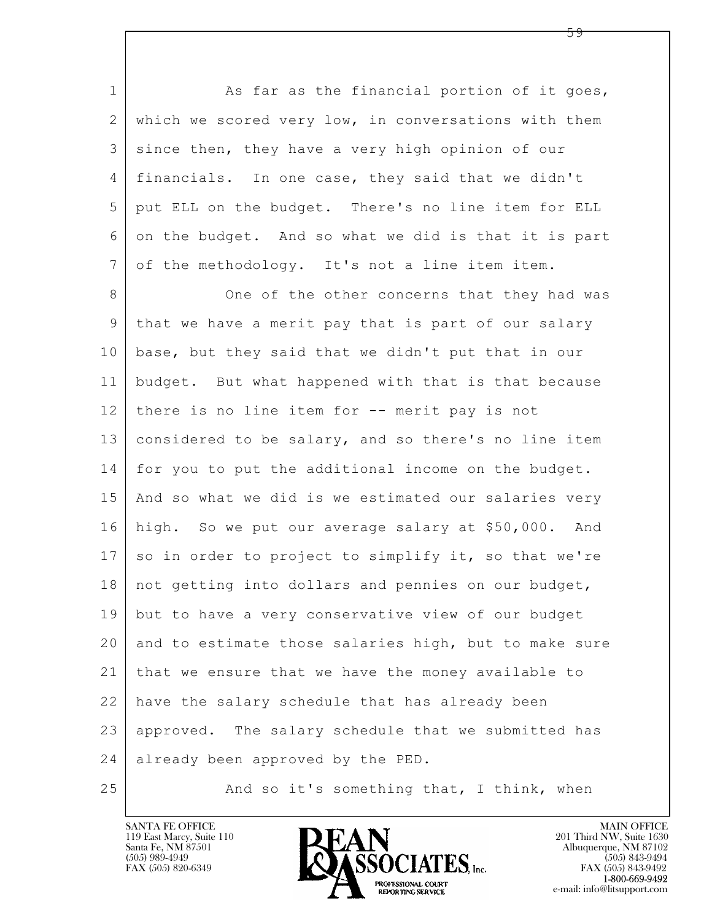As far as the financial portion of it goes, which we scored very low, in conversations with them since then, they have a very high opinion of our financials. In one case, they said that we didn't put ELL on the budget. There's no line item for ELL on the budget. And so what we did is that it is part of the methodology. It's not a line item item.

One of the other concerns that they had was that we have a merit pay that is part of our salary base, but they said that we didn't put that in our budget. But what happened with that is that because there is no line item for -- merit pay is not considered to be salary, and so there's no line item for you to put the additional income on the budget. And so what we did is we estimated our salaries very high. So we put our average salary at $50,000. And so in order to project to simplify it, so that we're not getting into dollars and pennies on our budget, but to have a very conservative view of our budget and to estimate those salaries high, but to make sure that we ensure that we have the money available to have the salary schedule that has already been approved. The salary schedule that we submitted has already been approved by the PED.

And so it's something that, I think, when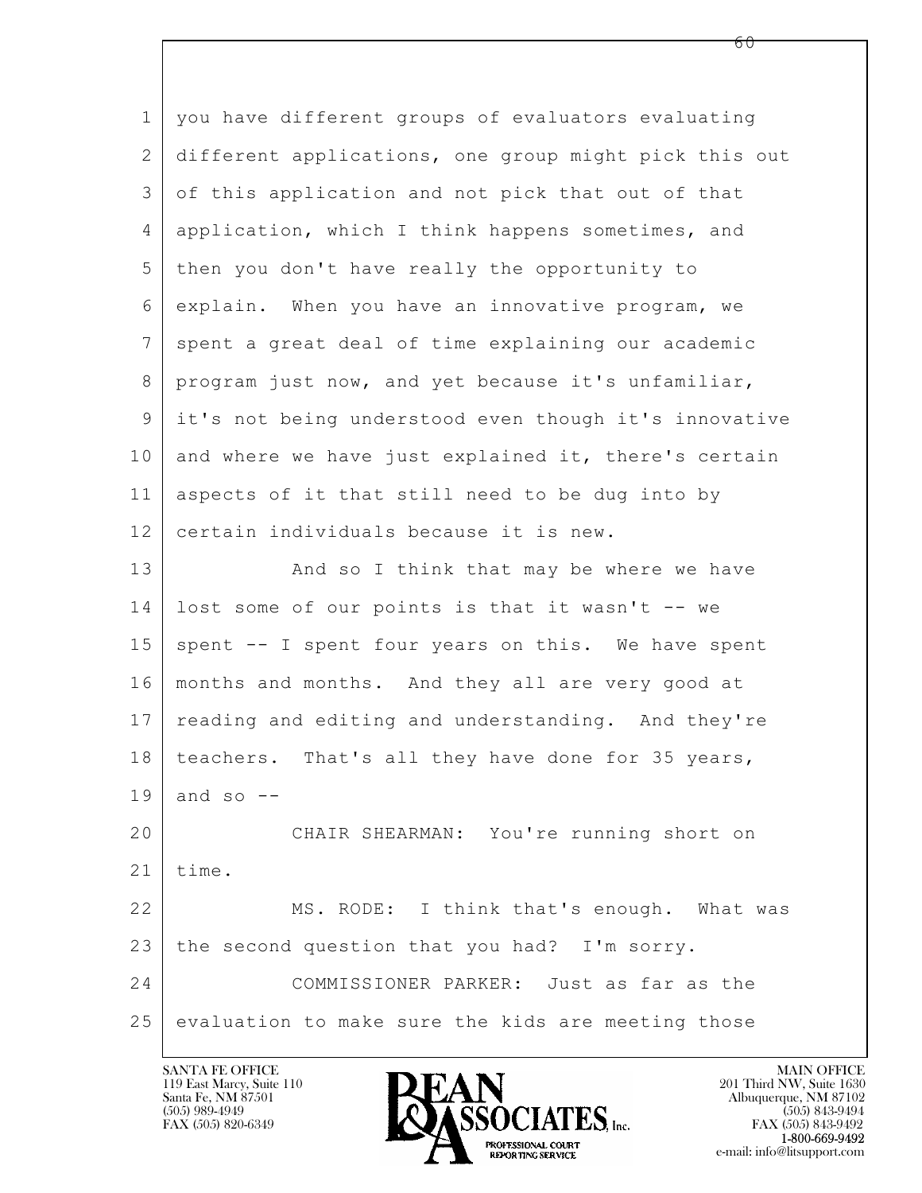you have different groups of evaluators evaluating different applications, one group might pick this out of this application and not pick that out of that application, which I think happens sometimes, and then you don't have really the opportunity to explain. When you have an innovative program, we spent a great deal of time explaining our academic program just now, and yet because it's unfamiliar, it's not being understood even though it's innovative and where we have just explained it, there's certain aspects of it that still need to be dug into by certain individuals because it is new.

And so I think that may be where we have lost some of our points is that it wasn't -- we spent -- I spent four years on this. We have spent months and months. And they all are very good at reading and editing and understanding. And they're teachers. That's all they have done for 35 years, and so --

CHAIR SHEARMAN: You're running short on time.

MS. RODE: I think that's enough. What was the second question that you had? I'm sorry.

COMMISSIONER PARKER: Just as far as the evaluation to make sure the kids are meeting those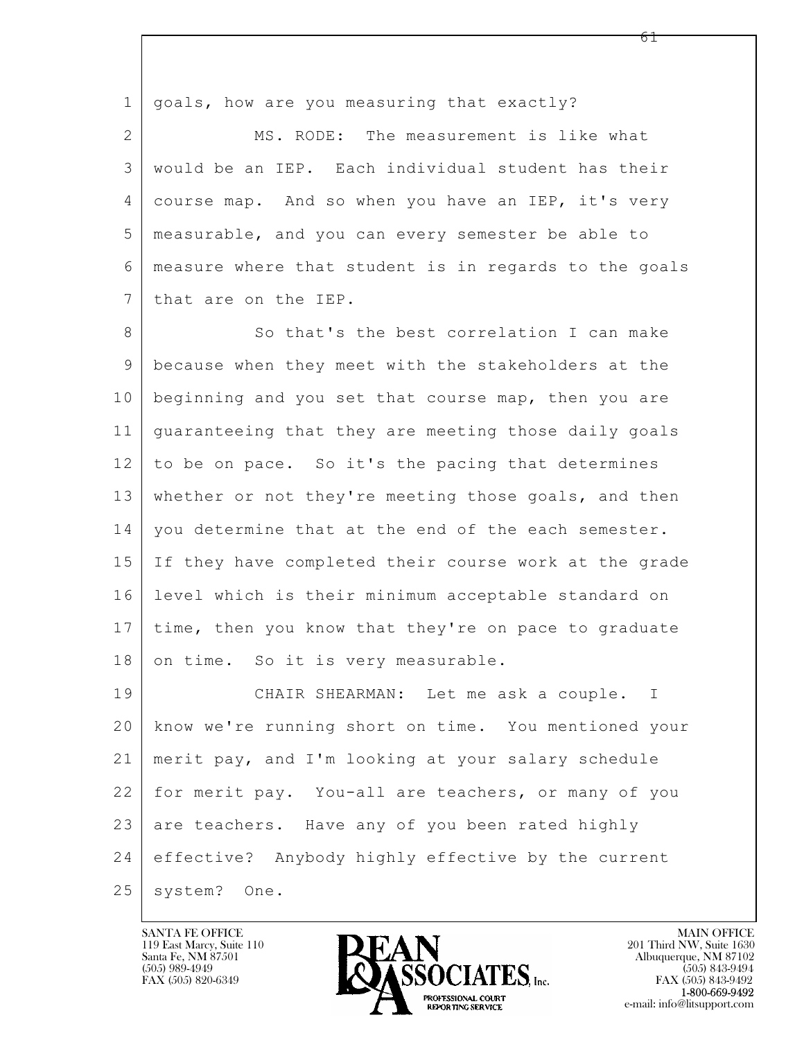1 goals, how are you measuring that exactly?

2 MS. RODE: The measurement is like what

3 would be an IEP. Each individual student has their

4 course map. And so when you have an IEP, it's very

5 measurable, and you can every semester be able to

6 measure where that student is in regards to the goals

7 that are on the IEP.

8 So that's the best correlation I can make

9 because when they meet with the stakeholders at the

10 beginning and you set that course map, then you are

11 guaranteeing that they are meeting those daily goals

12 to be on pace. So it's the pacing that determines

13 whether or not they're meeting those goals, and then

14 you determine that at the end of the each semester.

15 If they have completed their course work at the grade

16 level which is their minimum acceptable standard on

17 time, then you know that they're on pace to graduate

18 on time. So it is very measurable.

19 CHAIR SHEARMAN: Let me ask a couple. I

20 know we're running short on time. You mentioned your

21 merit pay, and I'm looking at your salary schedule

22 for merit pay. You-all are teachers, or many of you

23 are teachers. Have any of you been rated highly

24 effective? Anybody highly effective by the current

25 system? One.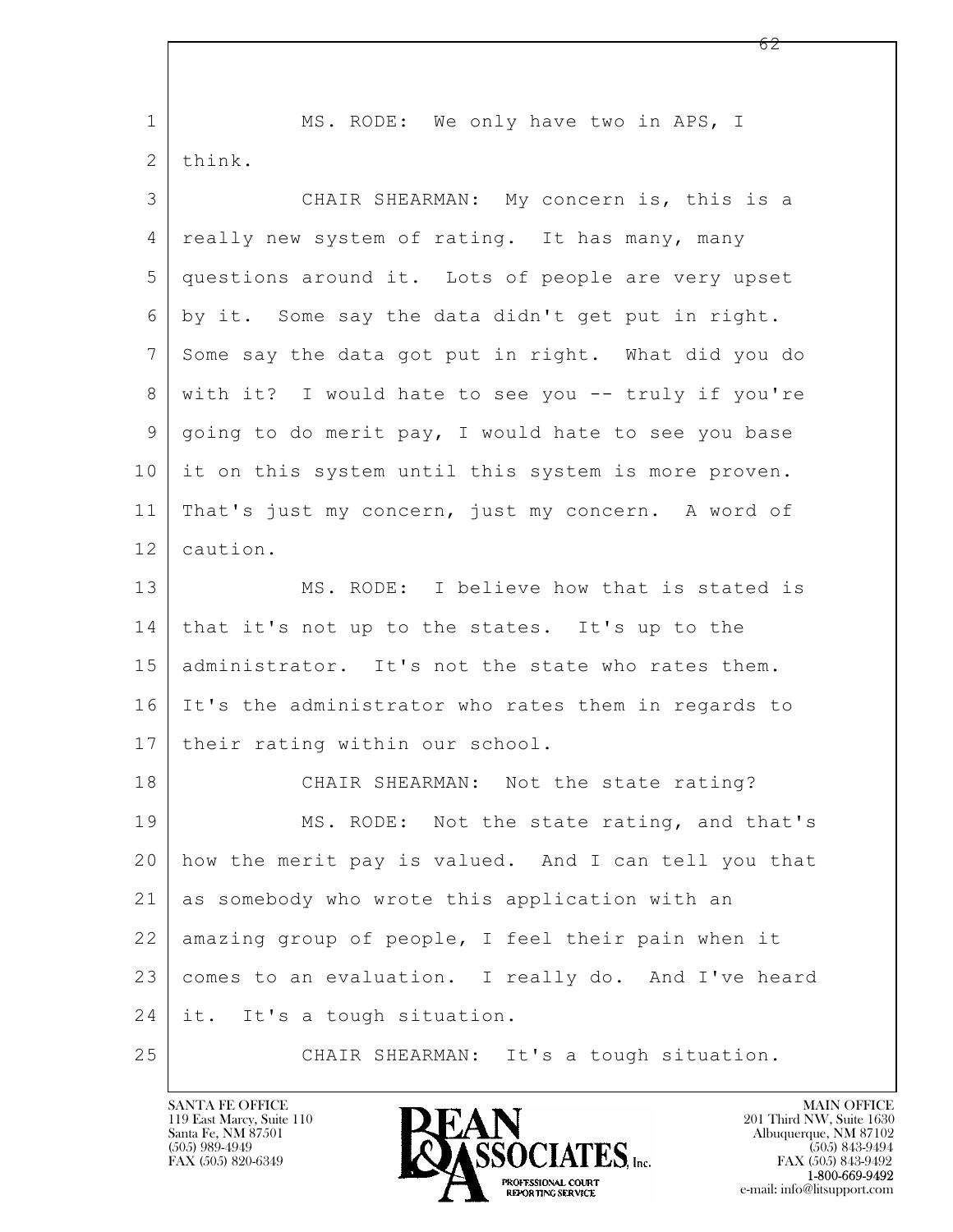MS. RODE: We only have two in APS, I think.

CHAIR SHEARMAN: My concern is, this is a really new system of rating. It has many, many questions around it. Lots of people are very upset by it. Some say the data didn't get put in right. Some say the data got put in right. What did you do with it? I would hate to see you -- truly if you're going to do merit pay, I would hate to see you base it on this system until this system is more proven. That's just my concern, just my concern. A word of caution.

MS. RODE: I believe how that is stated is that it's not up to the states. It's up to the administrator. It's not the state who rates them. It's the administrator who rates them in regards to their rating within our school.

CHAIR SHEARMAN: Not the state rating?

MS. RODE: Not the state rating, and that's how the merit pay is valued. And I can tell you that as somebody who wrote this application with an amazing group of people, I feel their pain when it comes to an evaluation. I really do. And I've heard it. It's a tough situation.

CHAIR SHEARMAN: It's a tough situation.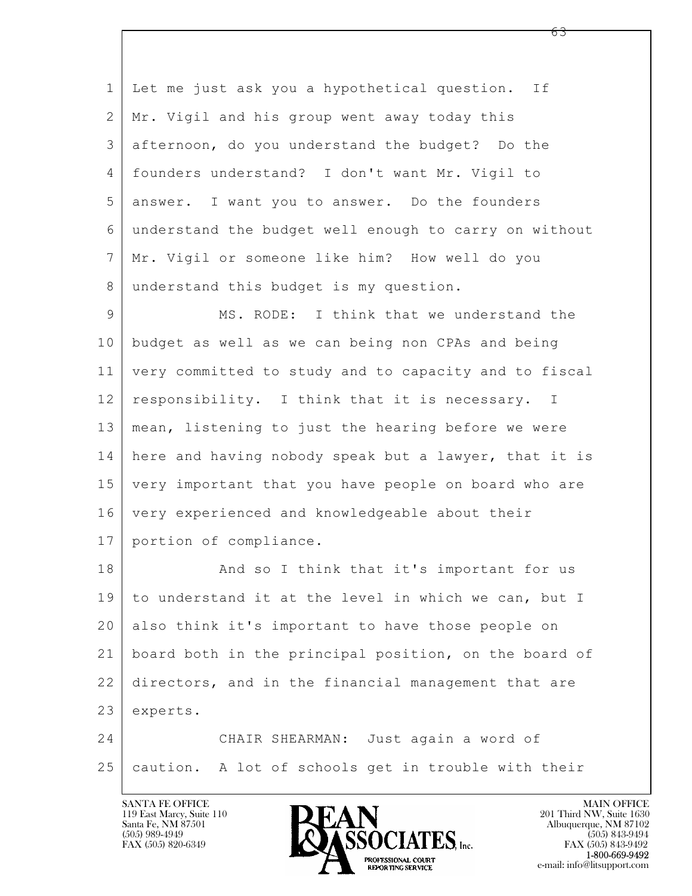1 Let me just ask you a hypothetical question. If
2 Mr. Vigil and his group went away today this
3 afternoon, do you understand the budget? Do the
4 founders understand? I don't want Mr. Vigil to
5 answer. I want you to answer. Do the founders
6 understand the budget well enough to carry on without
7 Mr. Vigil or someone like him? How well do you
8 understand this budget is my question.

9 MS. RODE: I think that we understand the
10 budget as well as we can being non CPAs and being
11 very committed to study and to capacity and to fiscal
12 responsibility. I think that it is necessary. I
13 mean, listening to just the hearing before we were
14 here and having nobody speak but a lawyer, that it is
15 very important that you have people on board who are
16 very experienced and knowledgeable about their
17 portion of compliance.

18 And so I think that it's important for us
19 to understand it at the level in which we can, but I
20 also think it's important to have those people on
21 board both in the principal position, on the board of
22 directors, and in the financial management that are
23 experts.

24 CHAIR SHEARMAN: Just again a word of
25 caution. A lot of schools get in trouble with their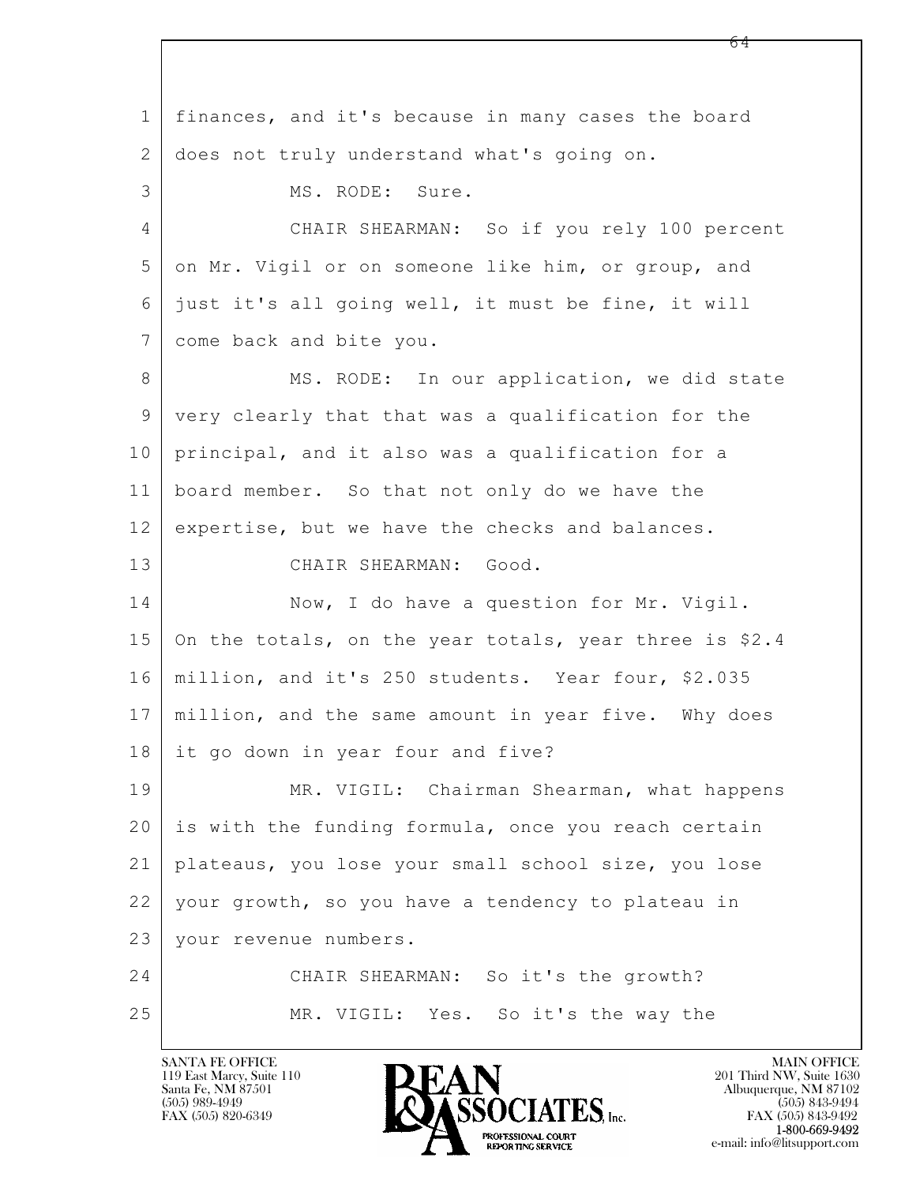1 finances, and it's because in many cases the board
2 does not truly understand what's going on.
3 MS. RODE: Sure.
4 CHAIR SHEARMAN: So if you rely 100 percent
5 on Mr. Vigil or on someone like him, or group, and
6 just it's all going well, it must be fine, it will
7 come back and bite you.
8 MS. RODE: In our application, we did state
9 very clearly that that was a qualification for the
10 principal, and it also was a qualification for a
11 board member. So that not only do we have the
12 expertise, but we have the checks and balances.
13 CHAIR SHEARMAN: Good.
14 Now, I do have a question for Mr. Vigil.
15 On the totals, on the year totals, year three is $2.4
16 million, and it's 250 students. Year four, $2.035
17 million, and the same amount in year five. Why does
18 it go down in year four and five?
19 MR. VIGIL: Chairman Shearman, what happens
20 is with the funding formula, once you reach certain
21 plateaus, you lose your small school size, you lose
22 your growth, so you have a tendency to plateau in
23 your revenue numbers.
24 CHAIR SHEARMAN: So it's the growth?
25 MR. VIGIL: Yes. So it's the way the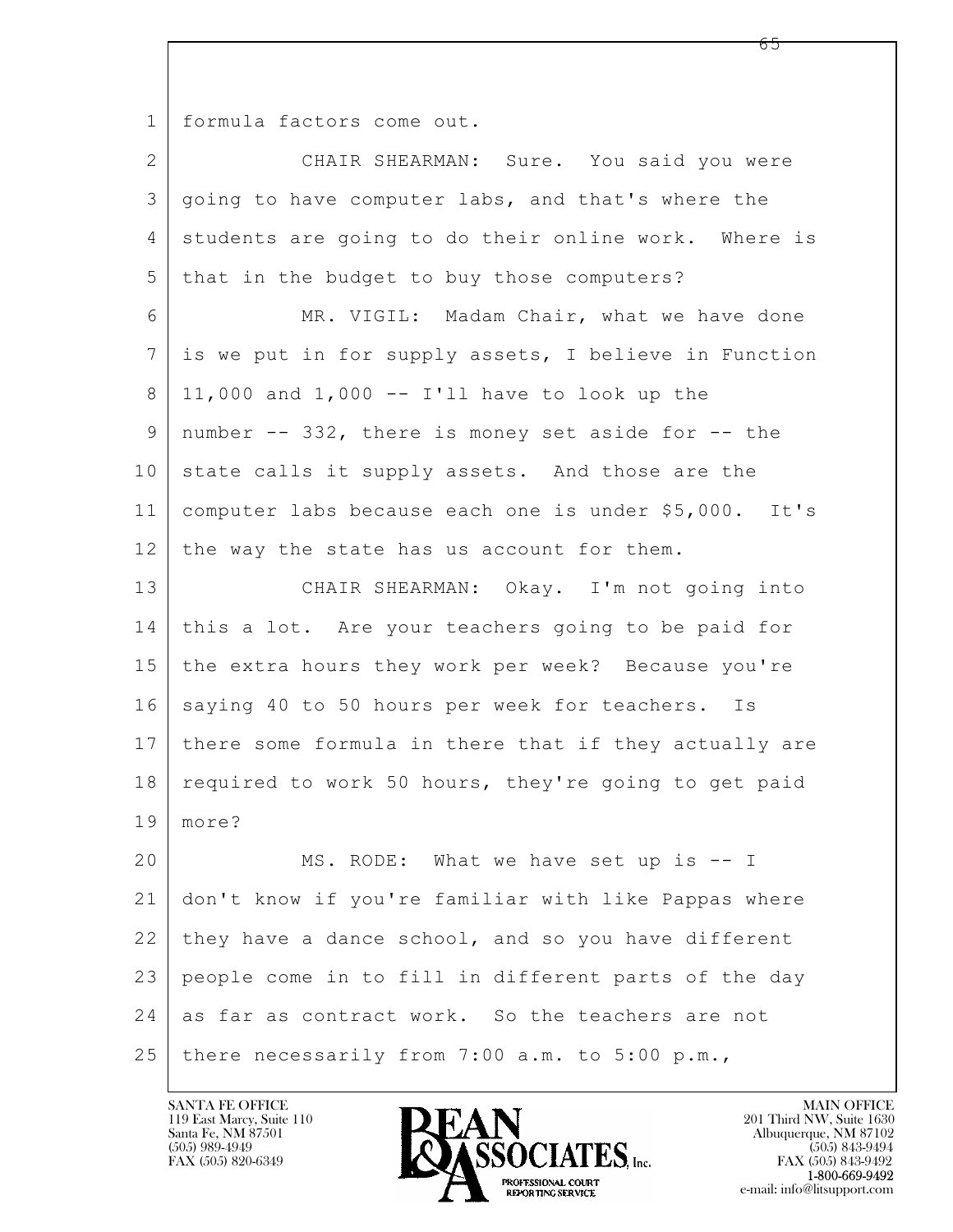formula factors come out.

CHAIR SHEARMAN: Sure. You said you were going to have computer labs, and that's where the students are going to do their online work. Where is that in the budget to buy those computers?

MR. VIGIL: Madam Chair, what we have done is we put in for supply assets, I believe in Function 11,000 and 1,000 -- I'll have to look up the number -- 332, there is money set aside for -- the state calls it supply assets. And those are the computer labs because each one is under $5,000. It's the way the state has us account for them.

CHAIR SHEARMAN: Okay. I'm not going into this a lot. Are your teachers going to be paid for the extra hours they work per week? Because you're saying 40 to 50 hours per week for teachers. Is there some formula in there that if they actually are required to work 50 hours, they're going to get paid more?

MS. RODE: What we have set up is -- I don't know if you're familiar with like Pappas where they have a dance school, and so you have different people come in to fill in different parts of the day as far as contract work. So the teachers are not there necessarily from 7:00 a.m. to 5:00 p.m.,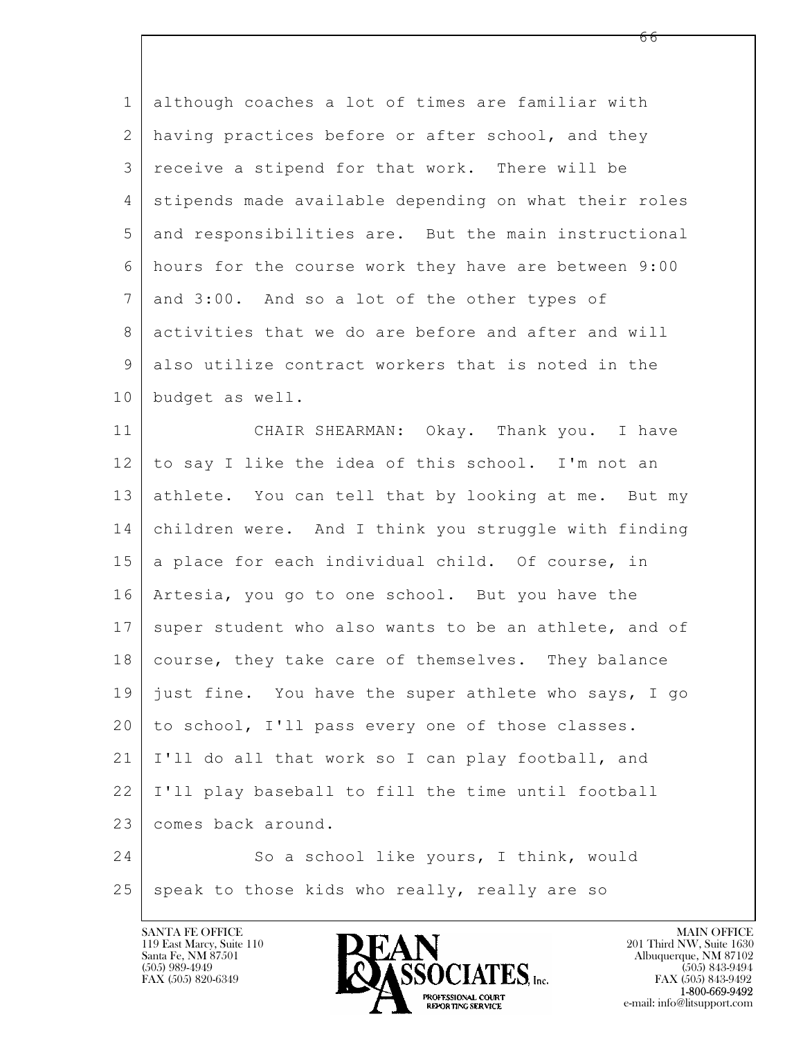although coaches a lot of times are familiar with having practices before or after school, and they receive a stipend for that work. There will be stipends made available depending on what their roles and responsibilities are. But the main instructional hours for the course work they have are between 9:00 and 3:00. And so a lot of the other types of activities that we do are before and after and will also utilize contract workers that is noted in the budget as well.

CHAIR SHEARMAN: Okay. Thank you. I have to say I like the idea of this school. I'm not an athlete. You can tell that by looking at me. But my children were. And I think you struggle with finding a place for each individual child. Of course, in Artesia, you go to one school. But you have the super student who also wants to be an athlete, and of course, they take care of themselves. They balance just fine. You have the super athlete who says, I go to school, I'll pass every one of those classes. I'll do all that work so I can play football, and I'll play baseball to fill the time until football comes back around.

So a school like yours, I think, would speak to those kids who really, really are so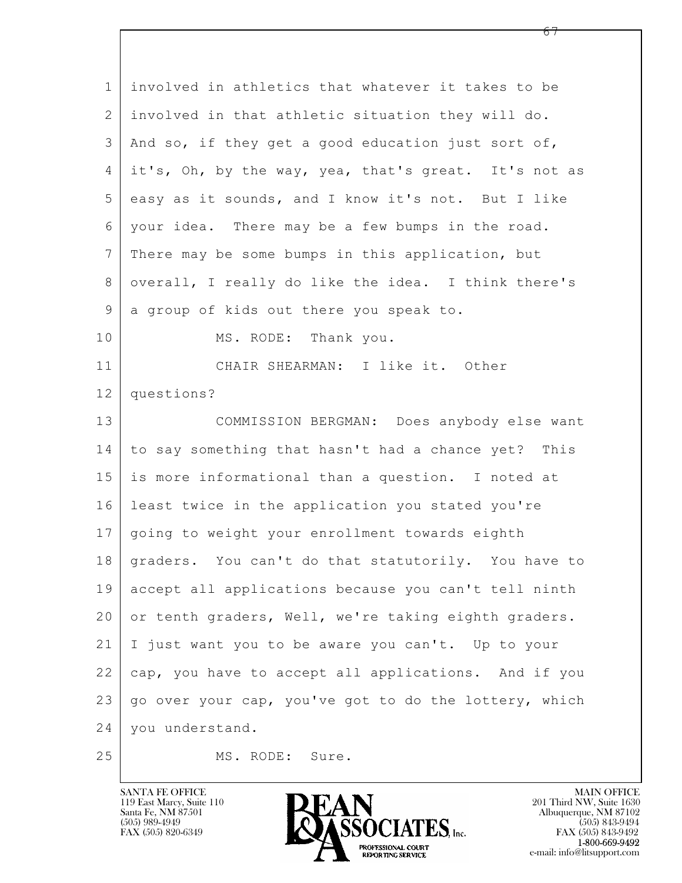1 involved in athletics that whatever it takes to be
2 involved in that athletic situation they will do.
3 And so, if they get a good education just sort of,
4 it's, Oh, by the way, yea, that's great. It's not as
5 easy as it sounds, and I know it's not. But I like
6 your idea. There may be a few bumps in the road.
7 There may be some bumps in this application, but
8 overall, I really do like the idea. I think there's
9 a group of kids out there you speak to.
10 MS. RODE: Thank you.
11 CHAIR SHEARMAN: I like it. Other
12 questions?
13 COMMISSION BERGMAN: Does anybody else want
14 to say something that hasn't had a chance yet? This
15 is more informational than a question. I noted at
16 least twice in the application you stated you're
17 going to weight your enrollment towards eighth
18 graders. You can't do that statutorily. You have to
19 accept all applications because you can't tell ninth
20 or tenth graders, Well, we're taking eighth graders.
21 I just want you to be aware you can't. Up to your
22 cap, you have to accept all applications. And if you
23 go over your cap, you've got to do the lottery, which
24 you understand.
25 MS. RODE: Sure.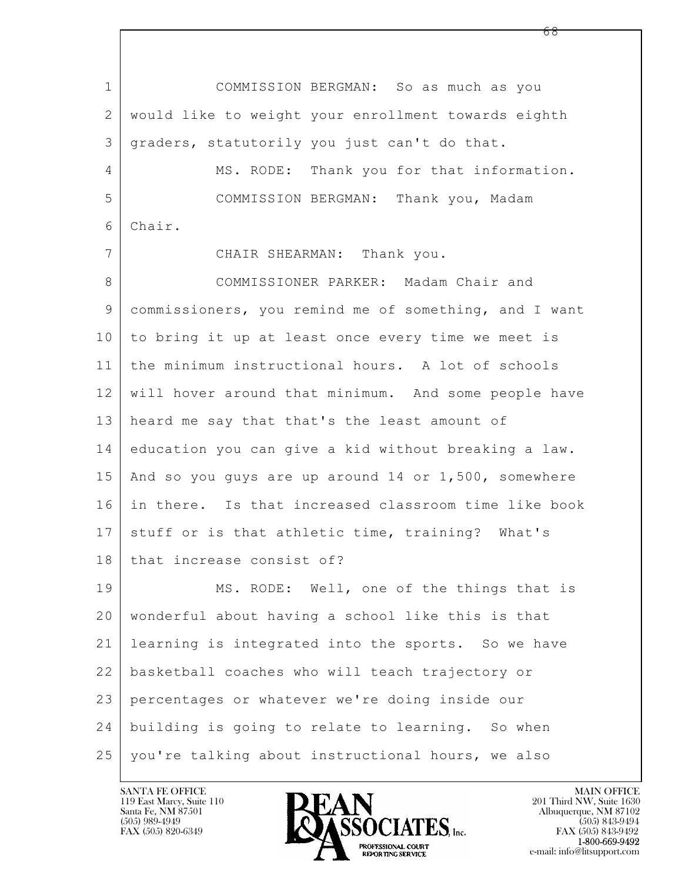COMMISSION BERGMAN: So as much as you would like to weight your enrollment towards eighth graders, statutorily you just can't do that.

MS. RODE: Thank you for that information.

COMMISSION BERGMAN: Thank you, Madam Chair.

CHAIR SHEARMAN: Thank you.

COMMISSIONER PARKER: Madam Chair and commissioners, you remind me of something, and I want to bring it up at least once every time we meet is the minimum instructional hours. A lot of schools will hover around that minimum. And some people have heard me say that that's the least amount of education you can give a kid without breaking a law. And so you guys are up around 14 or 1,500, somewhere in there. Is that increased classroom time like book stuff or is that athletic time, training? What's that increase consist of?

MS. RODE: Well, one of the things that is wonderful about having a school like this is that learning is integrated into the sports. So we have basketball coaches who will teach trajectory or percentages or whatever we're doing inside our building is going to relate to learning. So when you're talking about instructional hours, we also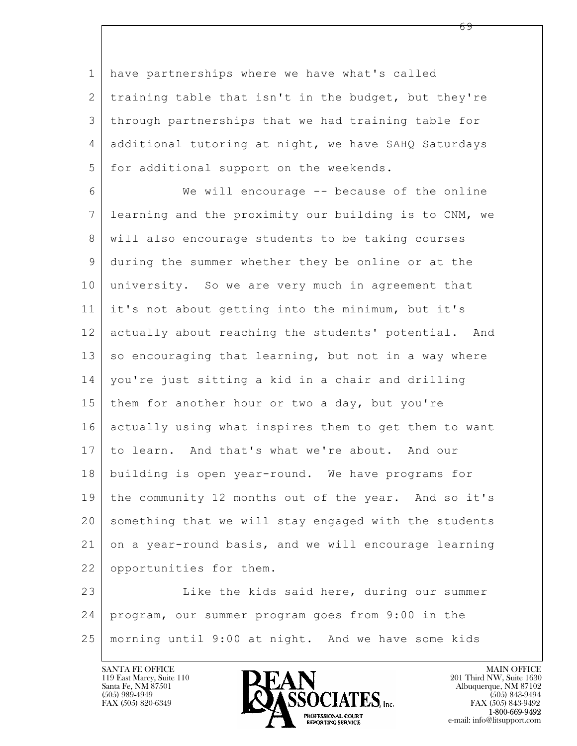1 have partnerships where we have what's called
2 training table that isn't in the budget, but they're
3 through partnerships that we had training table for
4 additional tutoring at night, we have SAHQ Saturdays
5 for additional support on the weekends.

6 We will encourage -- because of the online
7 learning and the proximity our building is to CNM, we
8 will also encourage students to be taking courses
9 during the summer whether they be online or at the
10 university. So we are very much in agreement that
11 it's not about getting into the minimum, but it's
12 actually about reaching the students' potential. And
13 so encouraging that learning, but not in a way where
14 you're just sitting a kid in a chair and drilling
15 them for another hour or two a day, but you're
16 actually using what inspires them to get them to want
17 to learn. And that's what we're about. And our
18 building is open year-round. We have programs for
19 the community 12 months out of the year. And so it's
20 something that we will stay engaged with the students
21 on a year-round basis, and we will encourage learning
22 opportunities for them.

23 Like the kids said here, during our summer
24 program, our summer program goes from 9:00 in the
25 morning until 9:00 at night. And we have some kids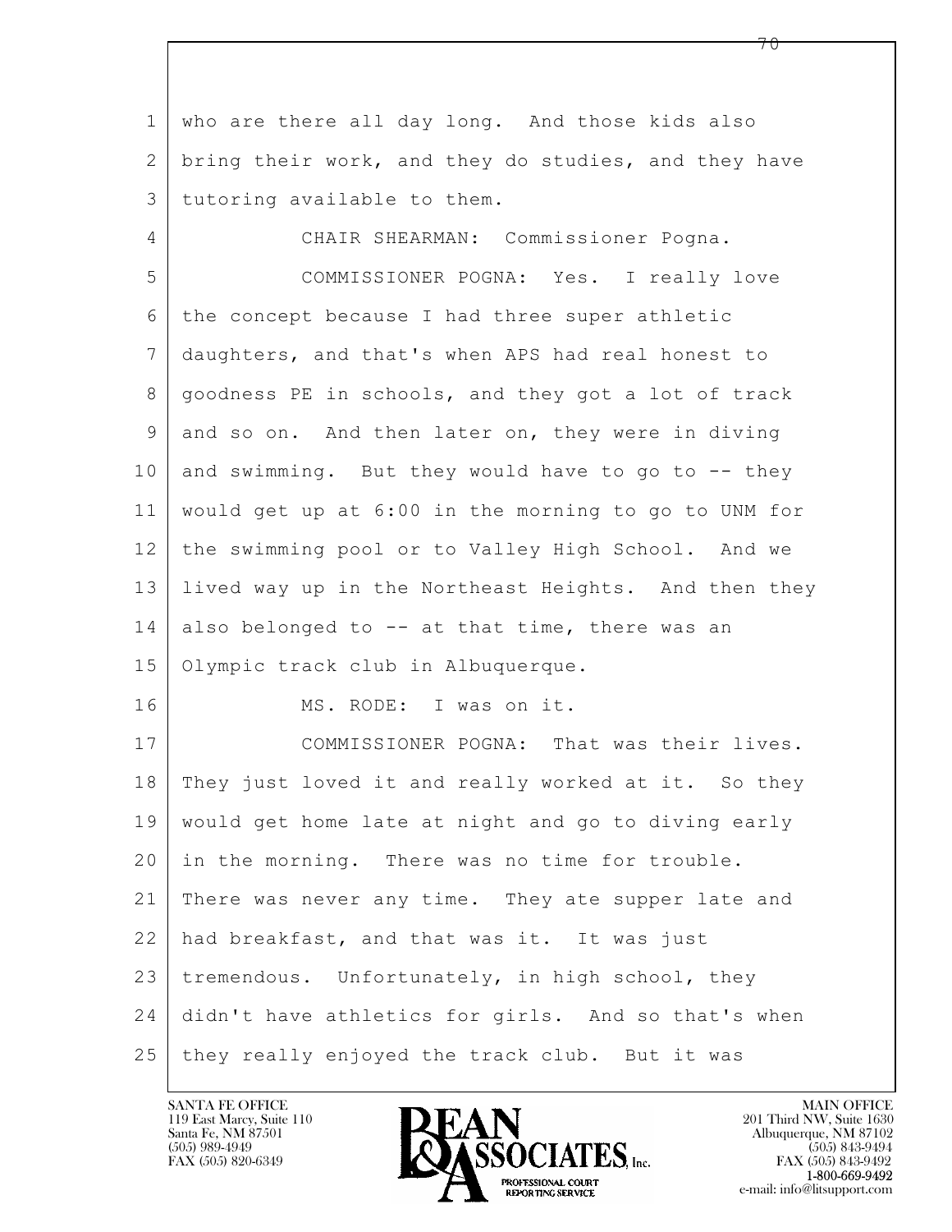1 who are there all day long. And those kids also
2 bring their work, and they do studies, and they have
3 tutoring available to them.

4 CHAIR SHEARMAN: Commissioner Pogna.

5 COMMISSIONER POGNA: Yes. I really love
6 the concept because I had three super athletic
7 daughters, and that's when APS had real honest to
8 goodness PE in schools, and they got a lot of track
9 and so on. And then later on, they were in diving
10 and swimming. But they would have to go to -- they
11 would get up at 6:00 in the morning to go to UNM for
12 the swimming pool or to Valley High School. And we
13 lived way up in the Northeast Heights. And then they
14 also belonged to -- at that time, there was an
15 Olympic track club in Albuquerque.

16 MS. RODE: I was on it.

17 COMMISSIONER POGNA: That was their lives.
18 They just loved it and really worked at it. So they
19 would get home late at night and go to diving early
20 in the morning. There was no time for trouble.
21 There was never any time. They ate supper late and
22 had breakfast, and that was it. It was just
23 tremendous. Unfortunately, in high school, they
24 didn't have athletics for girls. And so that's when
25 they really enjoyed the track club. But it was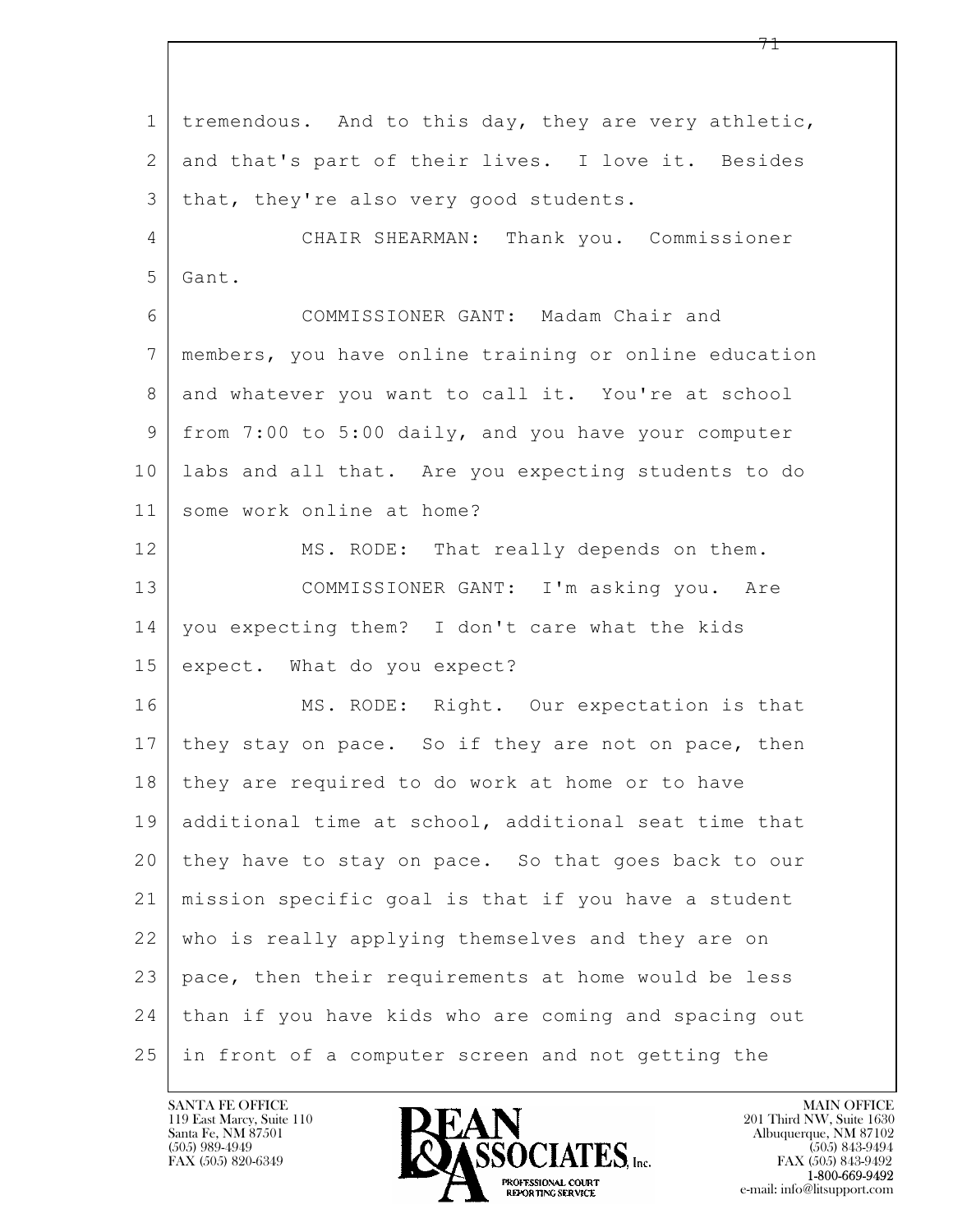tremendous. And to this day, they are very athletic, and that's part of their lives. I love it. Besides that, they're also very good students.

CHAIR SHEARMAN: Thank you. Commissioner Gant.

COMMISSIONER GANT: Madam Chair and members, you have online training or online education and whatever you want to call it. You're at school from 7:00 to 5:00 daily, and you have your computer labs and all that. Are you expecting students to do some work online at home?

MS. RODE: That really depends on them.

COMMISSIONER GANT: I'm asking you. Are you expecting them? I don't care what the kids expect. What do you expect?

MS. RODE: Right. Our expectation is that they stay on pace. So if they are not on pace, then they are required to do work at home or to have additional time at school, additional seat time that they have to stay on pace. So that goes back to our mission specific goal is that if you have a student who is really applying themselves and they are on pace, then their requirements at home would be less than if you have kids who are coming and spacing out in front of a computer screen and not getting the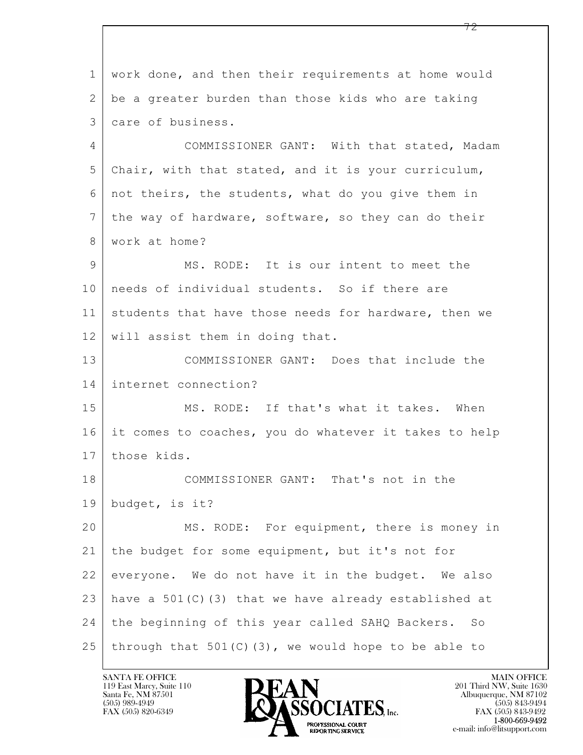work done, and then their requirements at home would be a greater burden than those kids who are taking care of business.

COMMISSIONER GANT: With that stated, Madam Chair, with that stated, and it is your curriculum, not theirs, the students, what do you give them in the way of hardware, software, so they can do their work at home?

MS. RODE: It is our intent to meet the needs of individual students. So if there are students that have those needs for hardware, then we will assist them in doing that.

COMMISSIONER GANT: Does that include the internet connection?

MS. RODE: If that's what it takes. When it comes to coaches, you do whatever it takes to help those kids.

COMMISSIONER GANT: That's not in the budget, is it?

MS. RODE: For equipment, there is money in the budget for some equipment, but it's not for everyone. We do not have it in the budget. We also have a 501(C)(3) that we have already established at the beginning of this year called SAHQ Backers. So through that 501(C)(3), we would hope to be able to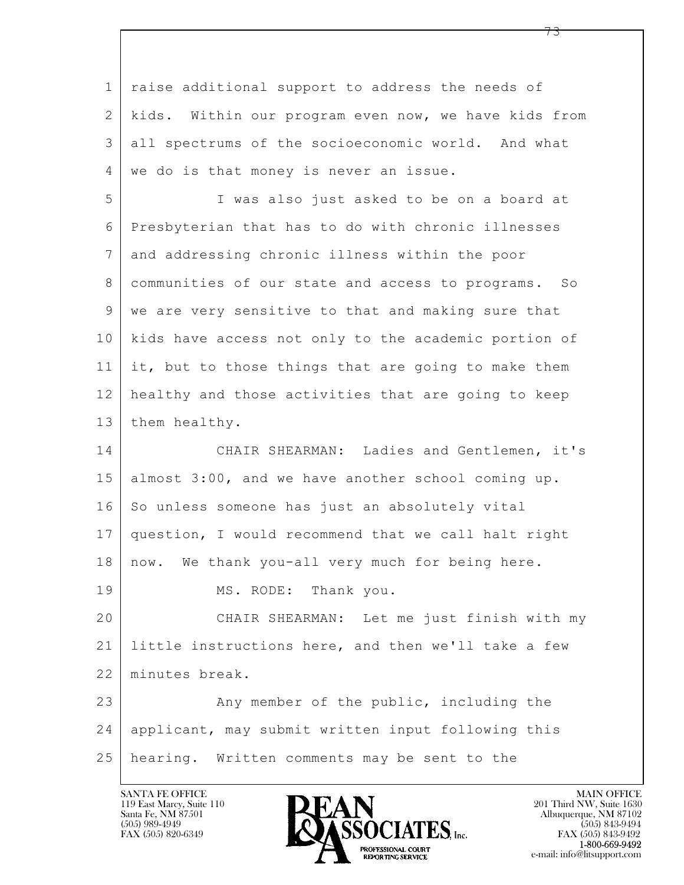raise additional support to address the needs of kids. Within our program even now, we have kids from all spectrums of the socioeconomic world. And what we do is that money is never an issue.

I was also just asked to be on a board at Presbyterian that has to do with chronic illnesses and addressing chronic illness within the poor communities of our state and access to programs. So we are very sensitive to that and making sure that kids have access not only to the academic portion of it, but to those things that are going to make them healthy and those activities that are going to keep them healthy.

CHAIR SHEARMAN: Ladies and Gentlemen, it's almost 3:00, and we have another school coming up. So unless someone has just an absolutely vital question, I would recommend that we call halt right now. We thank you-all very much for being here.

MS. RODE: Thank you.

CHAIR SHEARMAN: Let me just finish with my little instructions here, and then we'll take a few minutes break.

Any member of the public, including the applicant, may submit written input following this hearing. Written comments may be sent to the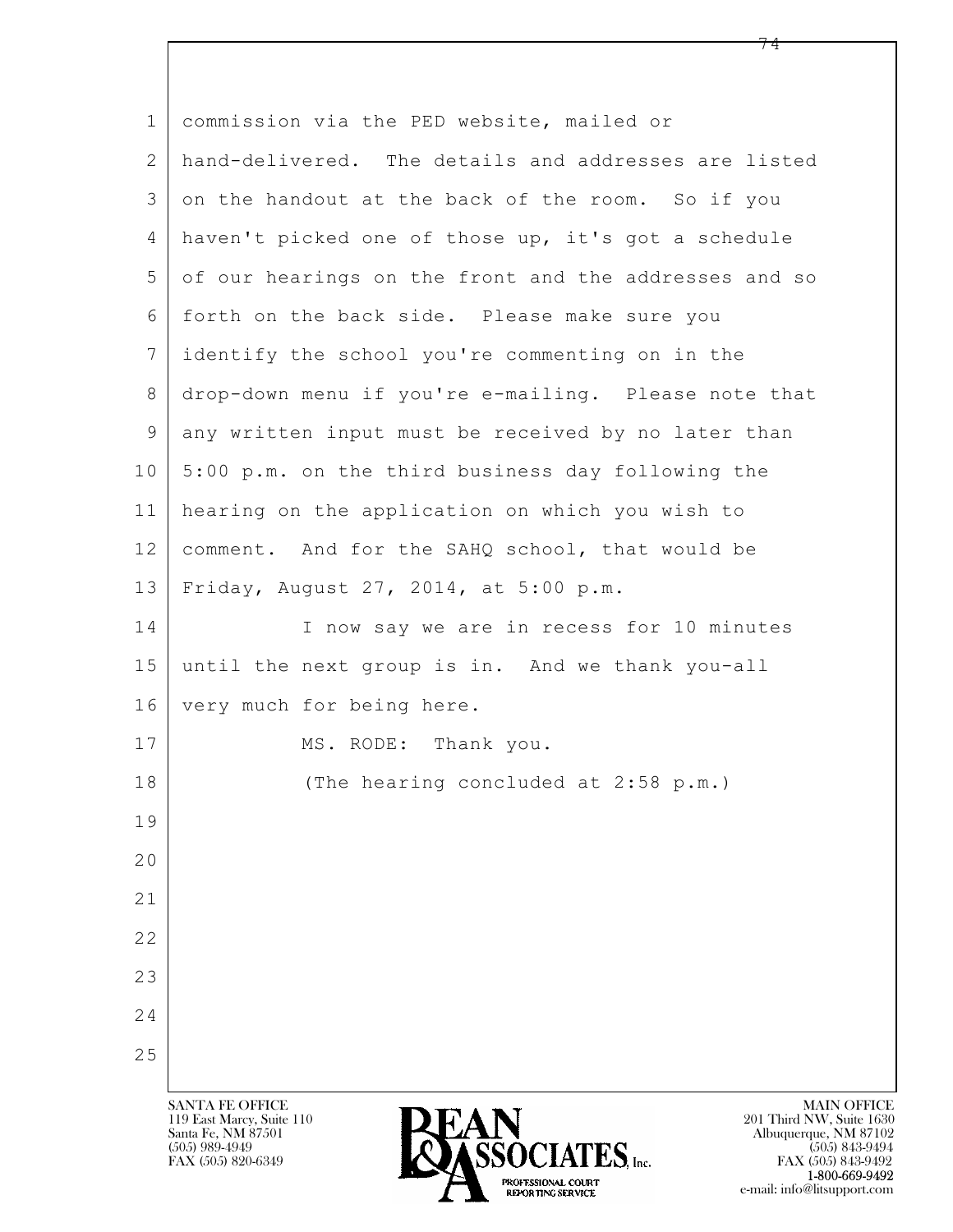1 commission via the PED website, mailed or
2 hand-delivered. The details and addresses are listed
3 on the handout at the back of the room. So if you
4 haven't picked one of those up, it's got a schedule
5 of our hearings on the front and the addresses and so
6 forth on the back side. Please make sure you
7 identify the school you're commenting on in the
8 drop-down menu if you're e-mailing. Please note that
9 any written input must be received by no later than
10 5:00 p.m. on the third business day following the
11 hearing on the application on which you wish to
12 comment. And for the SAHQ school, that would be
13 Friday, August 27, 2014, at 5:00 p.m.
14 I now say we are in recess for 10 minutes
15 until the next group is in. And we thank you-all
16 very much for being here.
17 MS. RODE: Thank you.
18 (The hearing concluded at 2:58 p.m.)
19
20
21
22
23
24
25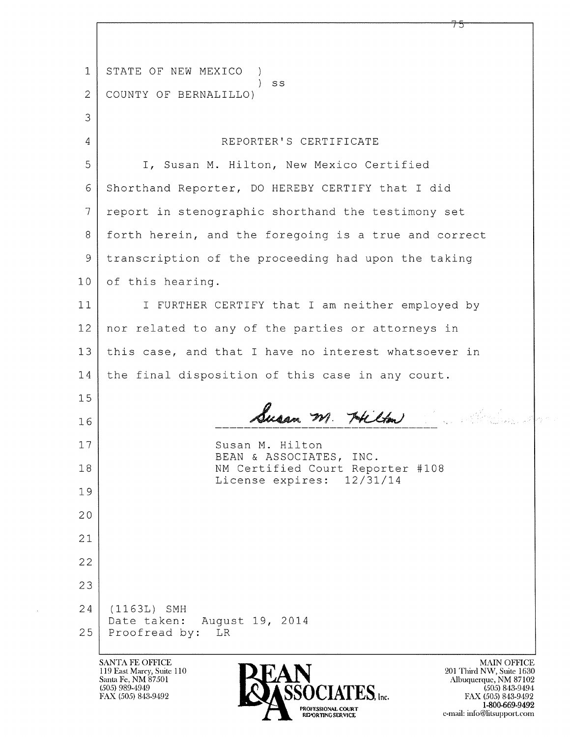STATE OF NEW MEXICO )
) ss
COUNTY OF BERNALILLO)

## REPORTER'S CERTIFICATE

I, Susan M. Hilton, New Mexico Certified Shorthand Reporter, DO HEREBY CERTIFY that I did report in stenographic shorthand the testimony set forth herein, and the foregoing is a true and correct transcription of the proceeding had upon the taking of this hearing.

I FURTHER CERTIFY that I am neither employed by nor related to any of the parties or attorneys in this case, and that I have no interest whatsoever in the final disposition of this case in any court.

*Susan M. Hilton*
\_\_\_\_\_\_\_\_\_\_\_\_\_\_\_\_\_\_\_\_\_\_\_\_\_\_\_\_\_\_

Susan M. Hilton
BEAN & ASSOCIATES, INC.
NM Certified Court Reporter #108
License expires: 12/31/14

(1163L) SMH
Date taken: August 19, 2014
Proofread by: LR

SANTA FE OFFICE
119 East Marcy, Suite 110
Santa Fe, NM 87501
(505) 989-4949
FAX (505) 843-9492

BEAN & ASSOCIATES, Inc.
PROFESSIONAL COURT REPORTING SERVICE

MAIN OFFICE
201 Third NW, Suite 1630
Albuquerque, NM 87102
(505) 843-9494
FAX (505) 843-9492
1-800-669-9492
e-mail: info@litsupport.com